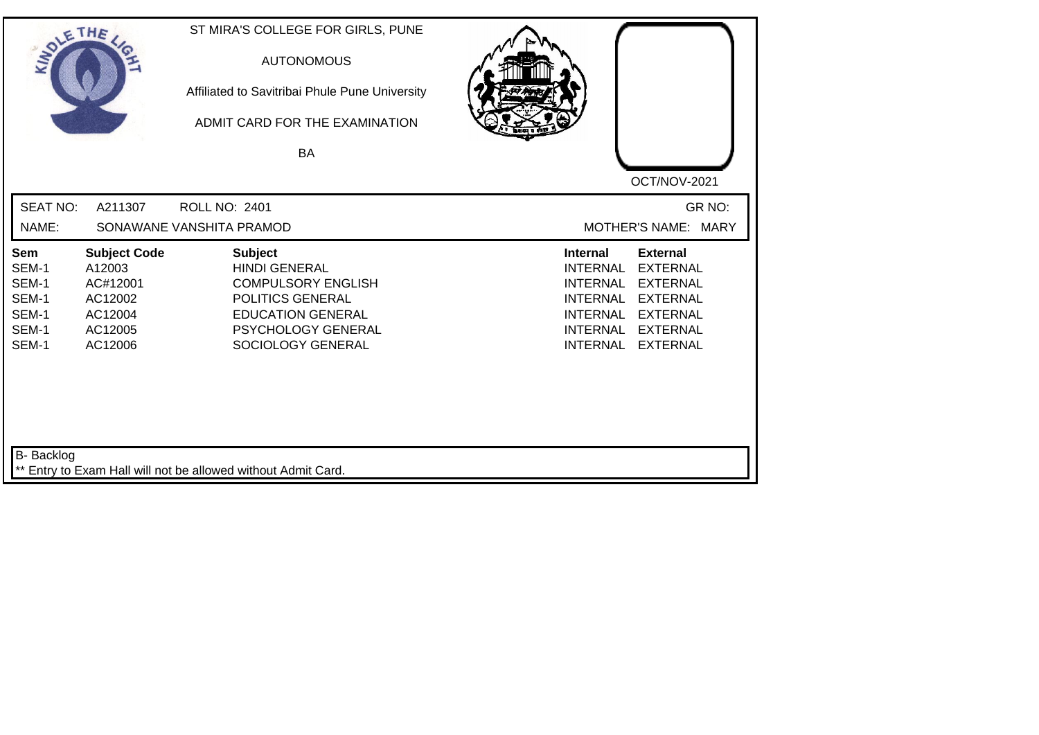ST MIRA'S COLLEGE FOR GIRLS, PUNE

AUTONOMOUS

Affiliated to Savitribai Phule Pune University

ADMIT CARD FOR THE EXAMINATION

BA

OCT/NOV-2021

SEAT NO: A211307 ROLL NO: 2401 GR NO:

NAME: SONAWANE VANSHITA PRAMOD MOTHER'S NAME: MARY

| Sem | Subject Code | Subject | Internal | External |
|---|---|---|---|---|
| SEM-1 | A12003 | HINDI GENERAL | INTERNAL | EXTERNAL |
| SEM-1 | AC#12001 | COMPULSORY ENGLISH | INTERNAL | EXTERNAL |
| SEM-1 | AC12002 | POLITICS GENERAL | INTERNAL | EXTERNAL |
| SEM-1 | AC12004 | EDUCATION GENERAL | INTERNAL | EXTERNAL |
| SEM-1 | AC12005 | PSYCHOLOGY GENERAL | INTERNAL | EXTERNAL |
| SEM-1 | AC12006 | SOCIOLOGY GENERAL | INTERNAL | EXTERNAL |

B- Backlog

** Entry to Exam Hall will not be allowed without Admit Card.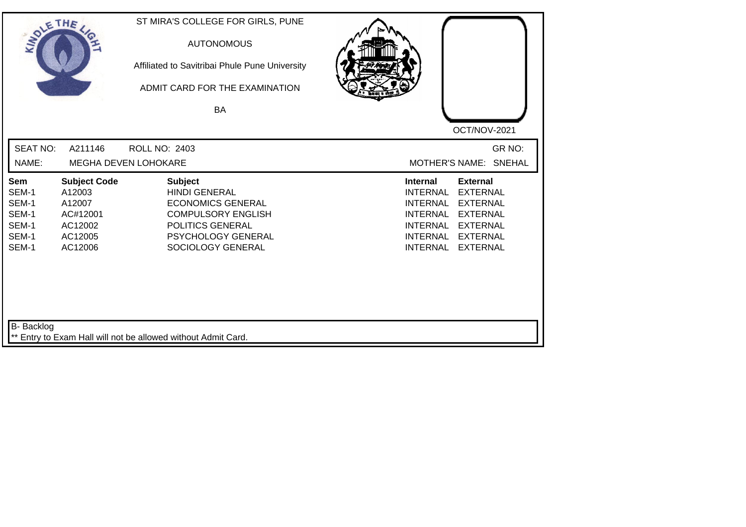ST MIRA'S COLLEGE FOR GIRLS, PUNE

AUTONOMOUS

Affiliated to Savitribai Phule Pune University

ADMIT CARD FOR THE EXAMINATION

BA

OCT/NOV-2021

SEAT NO: A211146 ROLL NO: 2403 GR NO:

NAME: MEGHA DEVEN LOHOKARE MOTHER'S NAME: SNEHAL

| Sem | Subject Code | Subject | Internal | External |
|---|---|---|---|---|
| SEM-1 | A12003 | HINDI GENERAL | INTERNAL | EXTERNAL |
| SEM-1 | A12007 | ECONOMICS GENERAL | INTERNAL | EXTERNAL |
| SEM-1 | AC#12001 | COMPULSORY ENGLISH | INTERNAL | EXTERNAL |
| SEM-1 | AC12002 | POLITICS GENERAL | INTERNAL | EXTERNAL |
| SEM-1 | AC12005 | PSYCHOLOGY GENERAL | INTERNAL | EXTERNAL |
| SEM-1 | AC12006 | SOCIOLOGY GENERAL | INTERNAL | EXTERNAL |

B- Backlog

** Entry to Exam Hall will not be allowed without Admit Card.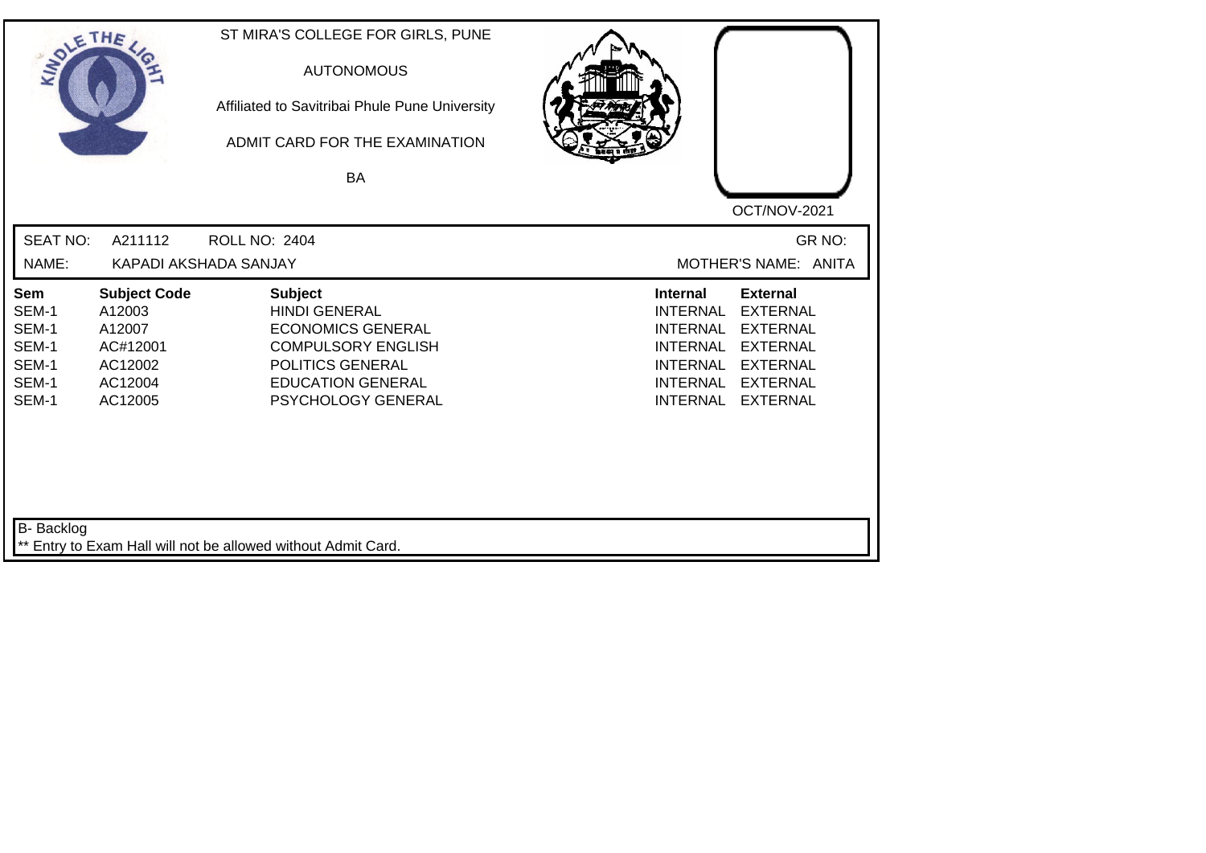ST MIRA'S COLLEGE FOR GIRLS, PUNE

AUTONOMOUS

Affiliated to Savitribai Phule Pune University

ADMIT CARD FOR THE EXAMINATION

BA

OCT/NOV-2021

SEAT NO: A211112 ROLL NO: 2404 GR NO:

NAME: KAPADI AKSHADA SANJAY MOTHER'S NAME: ANITA

| Sem | Subject Code | Subject | Internal | External |
|---|---|---|---|---|
| SEM-1 | A12003 | HINDI GENERAL | INTERNAL | EXTERNAL |
| SEM-1 | A12007 | ECONOMICS GENERAL | INTERNAL | EXTERNAL |
| SEM-1 | AC#12001 | COMPULSORY ENGLISH | INTERNAL | EXTERNAL |
| SEM-1 | AC12002 | POLITICS GENERAL | INTERNAL | EXTERNAL |
| SEM-1 | AC12004 | EDUCATION GENERAL | INTERNAL | EXTERNAL |
| SEM-1 | AC12005 | PSYCHOLOGY GENERAL | INTERNAL | EXTERNAL |

B- Backlog

** Entry to Exam Hall will not be allowed without Admit Card.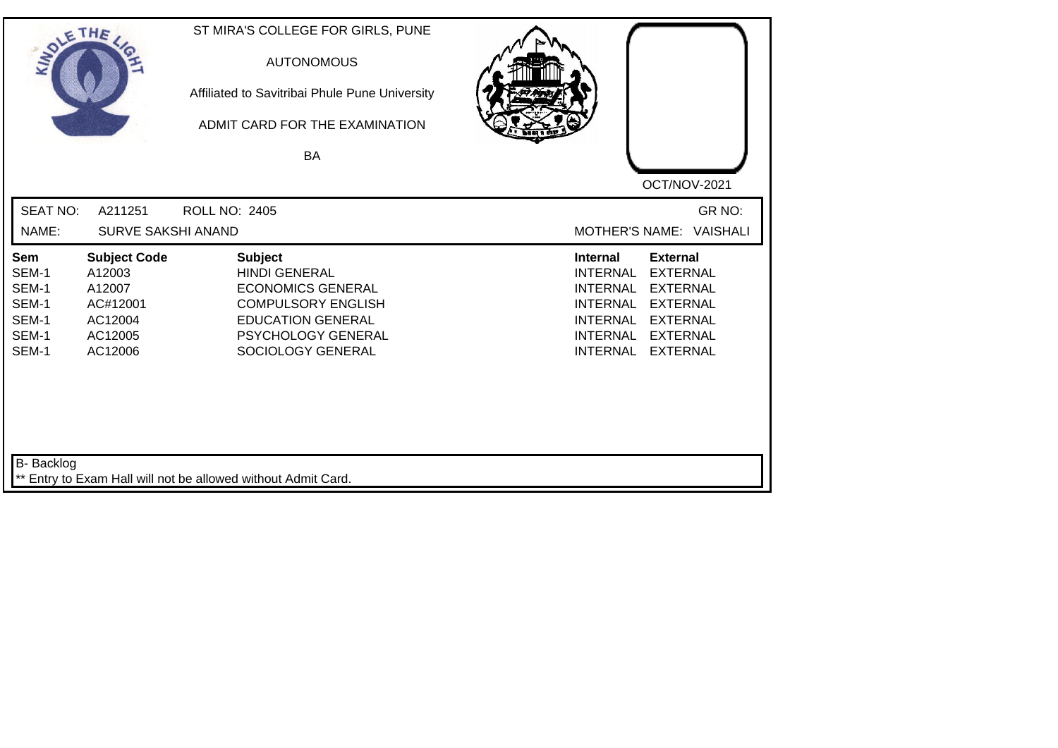ST MIRA'S COLLEGE FOR GIRLS, PUNE

AUTONOMOUS

Affiliated to Savitribai Phule Pune University

ADMIT CARD FOR THE EXAMINATION

BA

OCT/NOV-2021

SEAT NO: A211251 ROLL NO: 2405 GR NO:

NAME: SURVE SAKSHI ANAND MOTHER'S NAME: VAISHALI

| Sem | Subject Code | Subject | Internal | External |
|---|---|---|---|---|
| SEM-1 | A12003 | HINDI GENERAL | INTERNAL | EXTERNAL |
| SEM-1 | A12007 | ECONOMICS GENERAL | INTERNAL | EXTERNAL |
| SEM-1 | AC#12001 | COMPULSORY ENGLISH | INTERNAL | EXTERNAL |
| SEM-1 | AC12004 | EDUCATION GENERAL | INTERNAL | EXTERNAL |
| SEM-1 | AC12005 | PSYCHOLOGY GENERAL | INTERNAL | EXTERNAL |
| SEM-1 | AC12006 | SOCIOLOGY GENERAL | INTERNAL | EXTERNAL |

B- Backlog

** Entry to Exam Hall will not be allowed without Admit Card.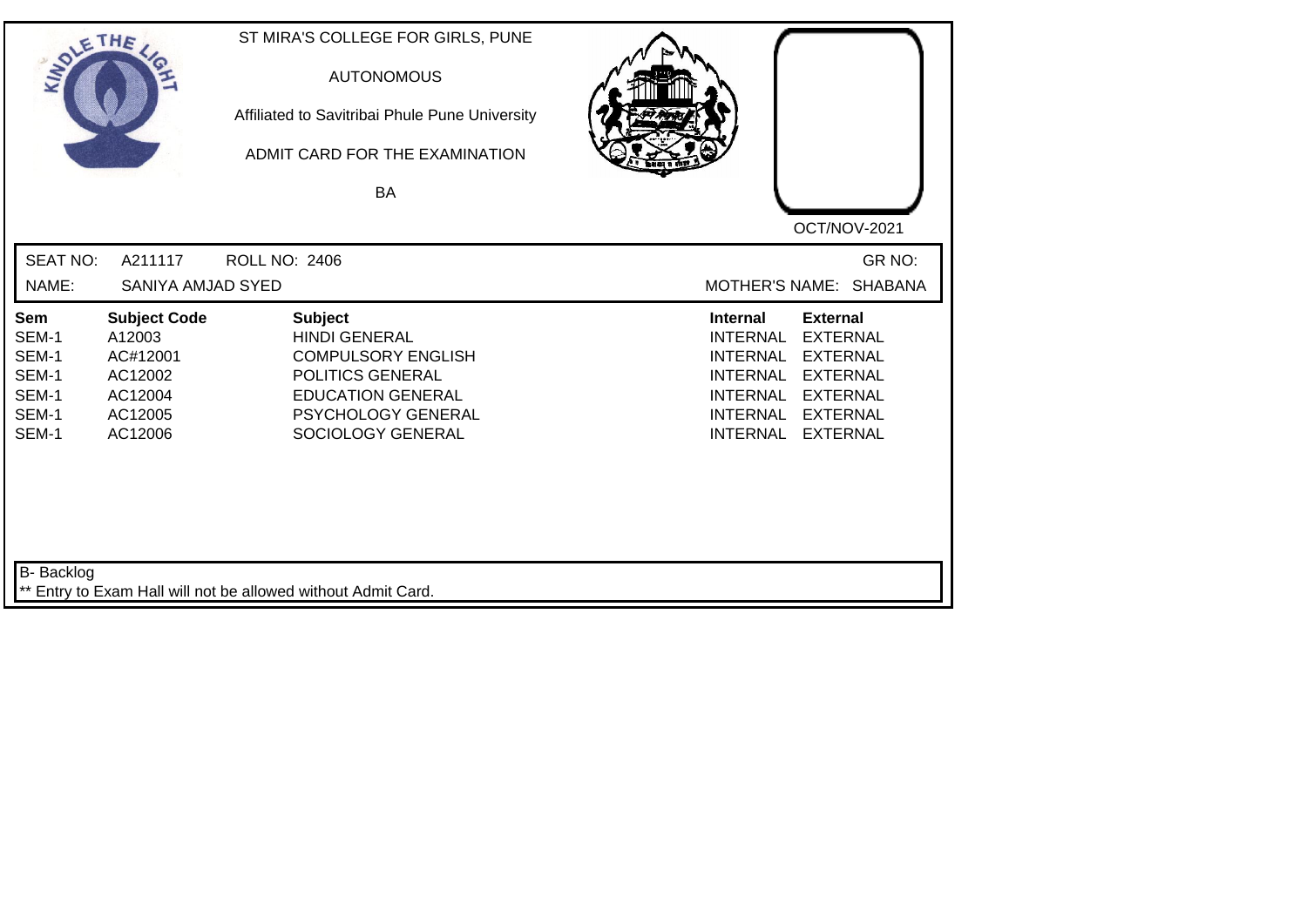ST MIRA'S COLLEGE FOR GIRLS, PUNE

AUTONOMOUS

Affiliated to Savitribai Phule Pune University

ADMIT CARD FOR THE EXAMINATION

BA

OCT/NOV-2021

SEAT NO: A211117 ROLL NO: 2406 GR NO:

NAME: SANIYA AMJAD SYED MOTHER'S NAME: SHABANA

| Sem | Subject Code | Subject | Internal | External |
|---|---|---|---|---|
| SEM-1 | A12003 | HINDI GENERAL | INTERNAL | EXTERNAL |
| SEM-1 | AC#12001 | COMPULSORY ENGLISH | INTERNAL | EXTERNAL |
| SEM-1 | AC12002 | POLITICS GENERAL | INTERNAL | EXTERNAL |
| SEM-1 | AC12004 | EDUCATION GENERAL | INTERNAL | EXTERNAL |
| SEM-1 | AC12005 | PSYCHOLOGY GENERAL | INTERNAL | EXTERNAL |
| SEM-1 | AC12006 | SOCIOLOGY GENERAL | INTERNAL | EXTERNAL |

B- Backlog

** Entry to Exam Hall will not be allowed without Admit Card.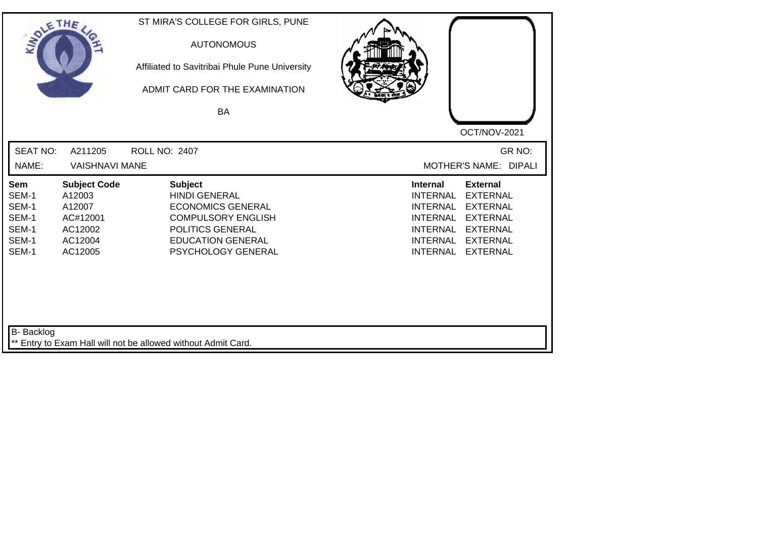ST MIRA'S COLLEGE FOR GIRLS, PUNE

AUTONOMOUS

Affiliated to Savitribai Phule Pune University

ADMIT CARD FOR THE EXAMINATION

BA

OCT/NOV-2021

SEAT NO: A211205 ROLL NO: 2407 GR NO:

NAME: VAISHNAVI MANE MOTHER'S NAME: DIPALI

| Sem | Subject Code | Subject | Internal | External |
|---|---|---|---|---|
| SEM-1 | A12003 | HINDI GENERAL | INTERNAL | EXTERNAL |
| SEM-1 | A12007 | ECONOMICS GENERAL | INTERNAL | EXTERNAL |
| SEM-1 | AC#12001 | COMPULSORY ENGLISH | INTERNAL | EXTERNAL |
| SEM-1 | AC12002 | POLITICS GENERAL | INTERNAL | EXTERNAL |
| SEM-1 | AC12004 | EDUCATION GENERAL | INTERNAL | EXTERNAL |
| SEM-1 | AC12005 | PSYCHOLOGY GENERAL | INTERNAL | EXTERNAL |

B- Backlog

** Entry to Exam Hall will not be allowed without Admit Card.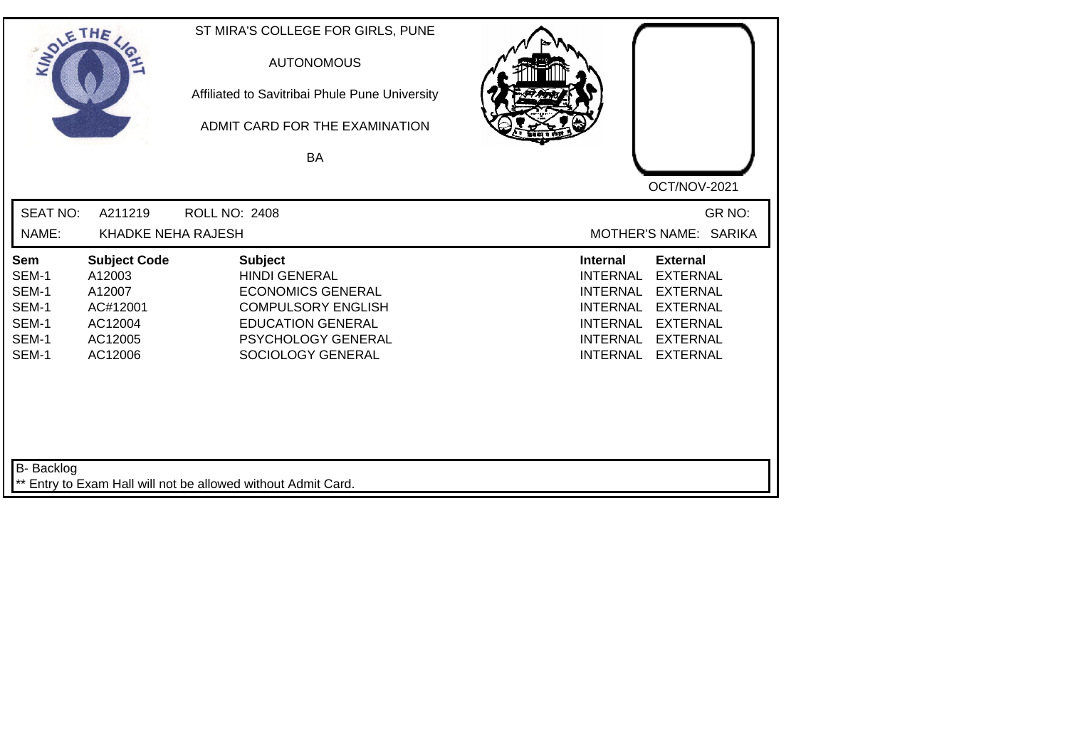ST MIRA'S COLLEGE FOR GIRLS, PUNE

AUTONOMOUS

Affiliated to Savitribai Phule Pune University

ADMIT CARD FOR THE EXAMINATION

BA

OCT/NOV-2021

SEAT NO: A211219 ROLL NO: 2408 GR NO:

NAME: KHADKE NEHA RAJESH MOTHER'S NAME: SARIKA

| Sem | Subject Code | Subject | Internal | External |
|---|---|---|---|---|
| SEM-1 | A12003 | HINDI GENERAL | INTERNAL | EXTERNAL |
| SEM-1 | A12007 | ECONOMICS GENERAL | INTERNAL | EXTERNAL |
| SEM-1 | AC#12001 | COMPULSORY ENGLISH | INTERNAL | EXTERNAL |
| SEM-1 | AC12004 | EDUCATION GENERAL | INTERNAL | EXTERNAL |
| SEM-1 | AC12005 | PSYCHOLOGY GENERAL | INTERNAL | EXTERNAL |
| SEM-1 | AC12006 | SOCIOLOGY GENERAL | INTERNAL | EXTERNAL |

B- Backlog

** Entry to Exam Hall will not be allowed without Admit Card.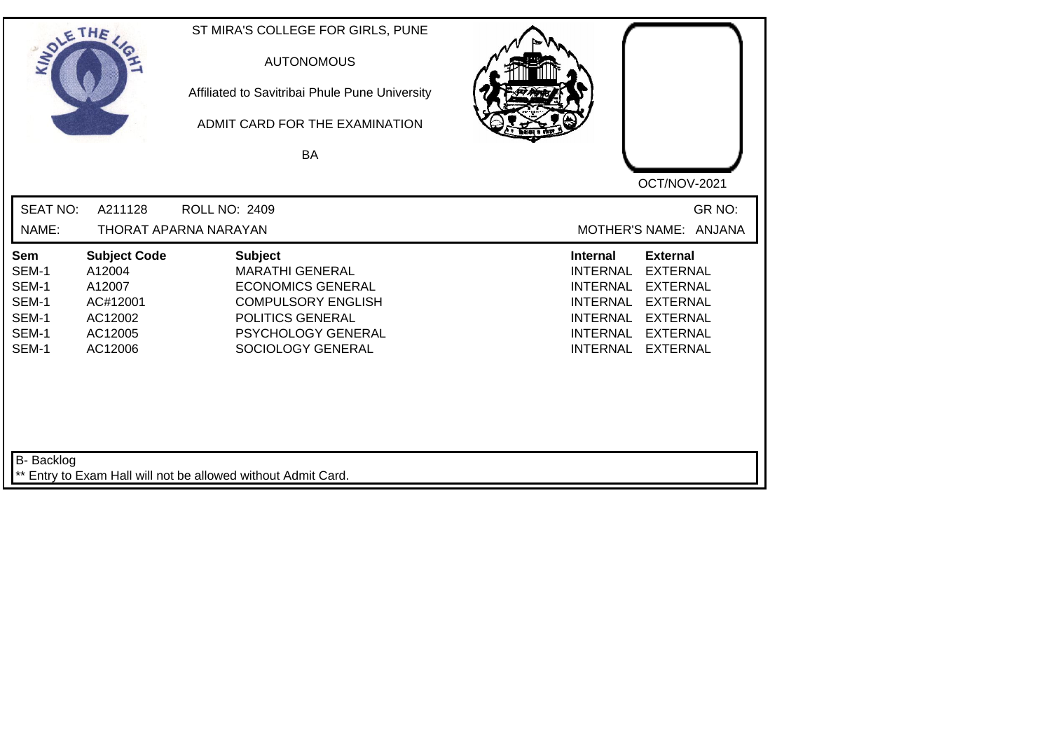ST MIRA'S COLLEGE FOR GIRLS, PUNE

AUTONOMOUS

Affiliated to Savitribai Phule Pune University

ADMIT CARD FOR THE EXAMINATION

BA

OCT/NOV-2021

SEAT NO: A211128 ROLL NO: 2409 GR NO:

NAME: THORAT APARNA NARAYAN MOTHER'S NAME: ANJANA

| Sem | Subject Code | Subject | Internal | External |
|---|---|---|---|---|
| SEM-1 | A12004 | MARATHI GENERAL | INTERNAL | EXTERNAL |
| SEM-1 | A12007 | ECONOMICS GENERAL | INTERNAL | EXTERNAL |
| SEM-1 | AC#12001 | COMPULSORY ENGLISH | INTERNAL | EXTERNAL |
| SEM-1 | AC12002 | POLITICS GENERAL | INTERNAL | EXTERNAL |
| SEM-1 | AC12005 | PSYCHOLOGY GENERAL | INTERNAL | EXTERNAL |
| SEM-1 | AC12006 | SOCIOLOGY GENERAL | INTERNAL | EXTERNAL |

B- Backlog

** Entry to Exam Hall will not be allowed without Admit Card.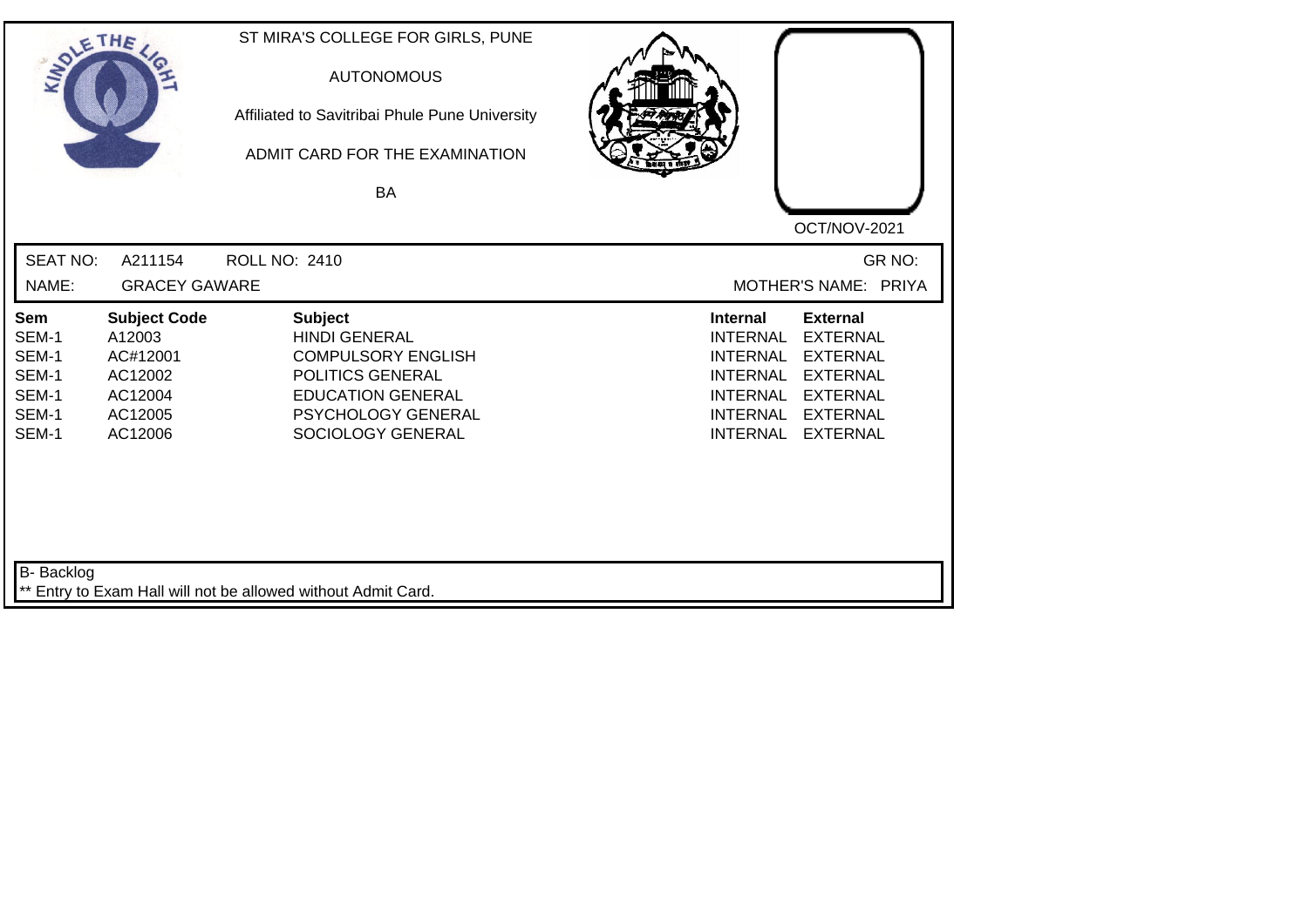ST MIRA'S COLLEGE FOR GIRLS, PUNE

AUTONOMOUS

Affiliated to Savitribai Phule Pune University

ADMIT CARD FOR THE EXAMINATION

BA

OCT/NOV-2021

SEAT NO: A211154 ROLL NO: 2410 GR NO:

NAME: GRACEY GAWARE MOTHER'S NAME: PRIYA

| Sem | Subject Code | Subject | Internal | External |
|---|---|---|---|---|
| SEM-1 | A12003 | HINDI GENERAL | INTERNAL | EXTERNAL |
| SEM-1 | AC#12001 | COMPULSORY ENGLISH | INTERNAL | EXTERNAL |
| SEM-1 | AC12002 | POLITICS GENERAL | INTERNAL | EXTERNAL |
| SEM-1 | AC12004 | EDUCATION GENERAL | INTERNAL | EXTERNAL |
| SEM-1 | AC12005 | PSYCHOLOGY GENERAL | INTERNAL | EXTERNAL |
| SEM-1 | AC12006 | SOCIOLOGY GENERAL | INTERNAL | EXTERNAL |

B- Backlog

** Entry to Exam Hall will not be allowed without Admit Card.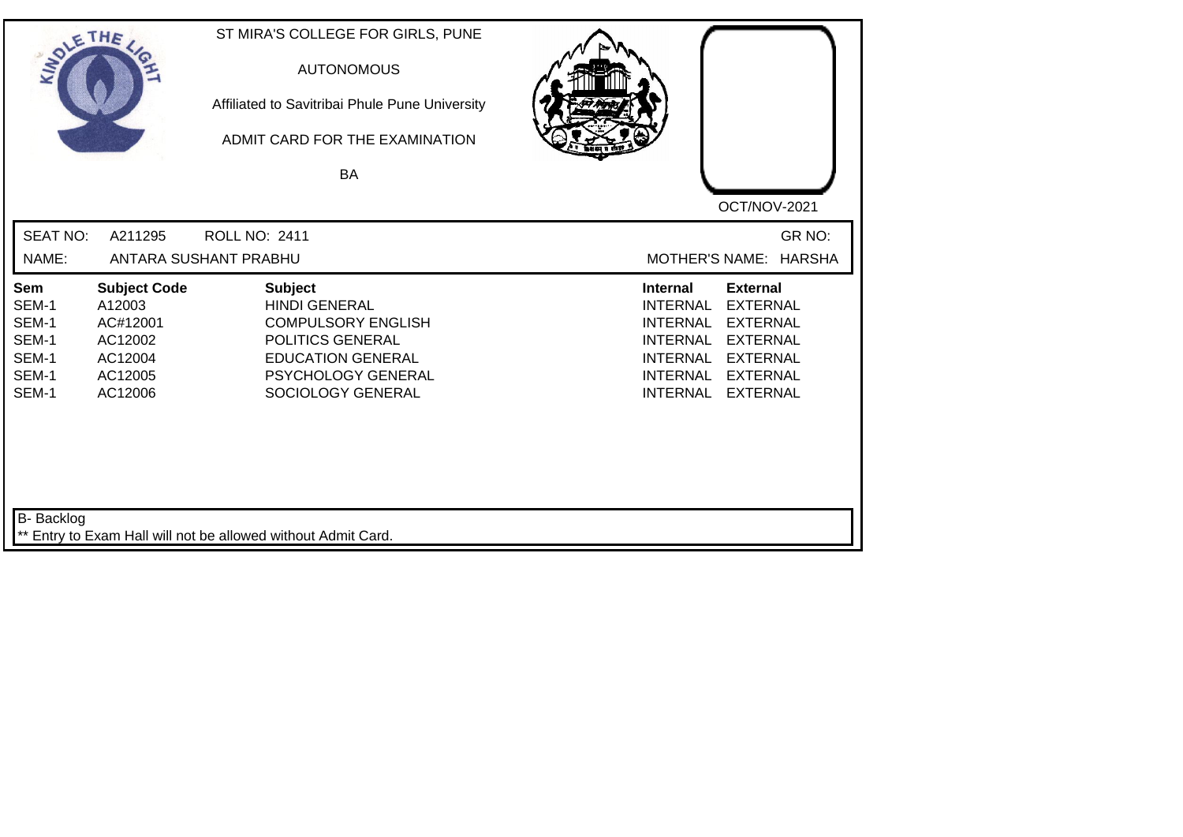ST MIRA'S COLLEGE FOR GIRLS, PUNE

AUTONOMOUS

Affiliated to Savitribai Phule Pune University

ADMIT CARD FOR THE EXAMINATION

BA

OCT/NOV-2021

SEAT NO: A211295 ROLL NO: 2411 GR NO:

NAME: ANTARA SUSHANT PRABHU MOTHER'S NAME: HARSHA

| Sem | Subject Code | Subject | Internal | External |
|---|---|---|---|---|
| SEM-1 | A12003 | HINDI GENERAL | INTERNAL | EXTERNAL |
| SEM-1 | AC#12001 | COMPULSORY ENGLISH | INTERNAL | EXTERNAL |
| SEM-1 | AC12002 | POLITICS GENERAL | INTERNAL | EXTERNAL |
| SEM-1 | AC12004 | EDUCATION GENERAL | INTERNAL | EXTERNAL |
| SEM-1 | AC12005 | PSYCHOLOGY GENERAL | INTERNAL | EXTERNAL |
| SEM-1 | AC12006 | SOCIOLOGY GENERAL | INTERNAL | EXTERNAL |

B- Backlog

** Entry to Exam Hall will not be allowed without Admit Card.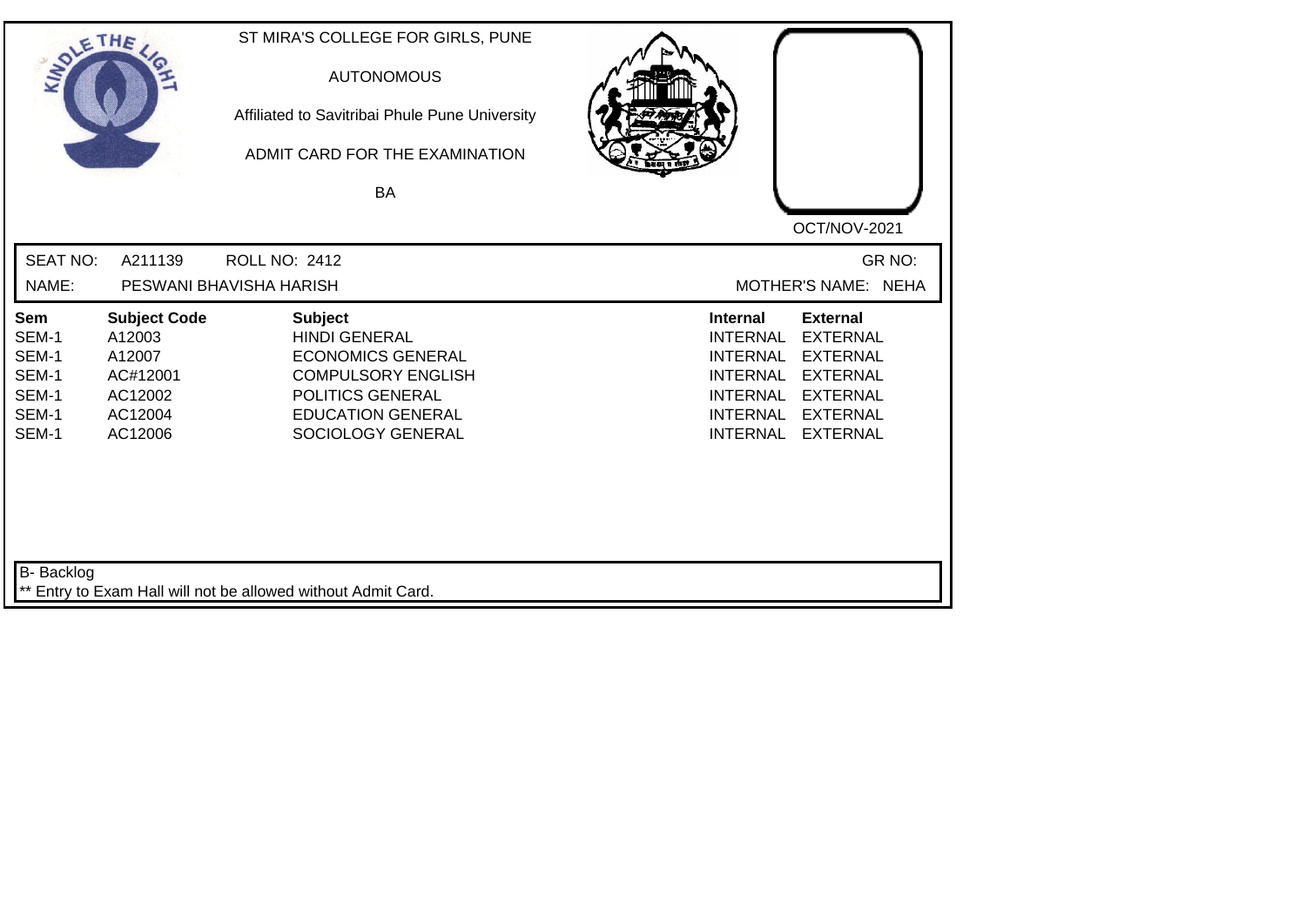ST MIRA'S COLLEGE FOR GIRLS, PUNE

AUTONOMOUS

Affiliated to Savitribai Phule Pune University

ADMIT CARD FOR THE EXAMINATION

BA

OCT/NOV-2021

SEAT NO: A211139 ROLL NO: 2412 GR NO:

NAME: PESWANI BHAVISHA HARISH MOTHER'S NAME: NEHA

| Sem | Subject Code | Subject | Internal | External |
|---|---|---|---|---|
| SEM-1 | A12003 | HINDI GENERAL | INTERNAL | EXTERNAL |
| SEM-1 | A12007 | ECONOMICS GENERAL | INTERNAL | EXTERNAL |
| SEM-1 | AC#12001 | COMPULSORY ENGLISH | INTERNAL | EXTERNAL |
| SEM-1 | AC12002 | POLITICS GENERAL | INTERNAL | EXTERNAL |
| SEM-1 | AC12004 | EDUCATION GENERAL | INTERNAL | EXTERNAL |
| SEM-1 | AC12006 | SOCIOLOGY GENERAL | INTERNAL | EXTERNAL |

B- Backlog

** Entry to Exam Hall will not be allowed without Admit Card.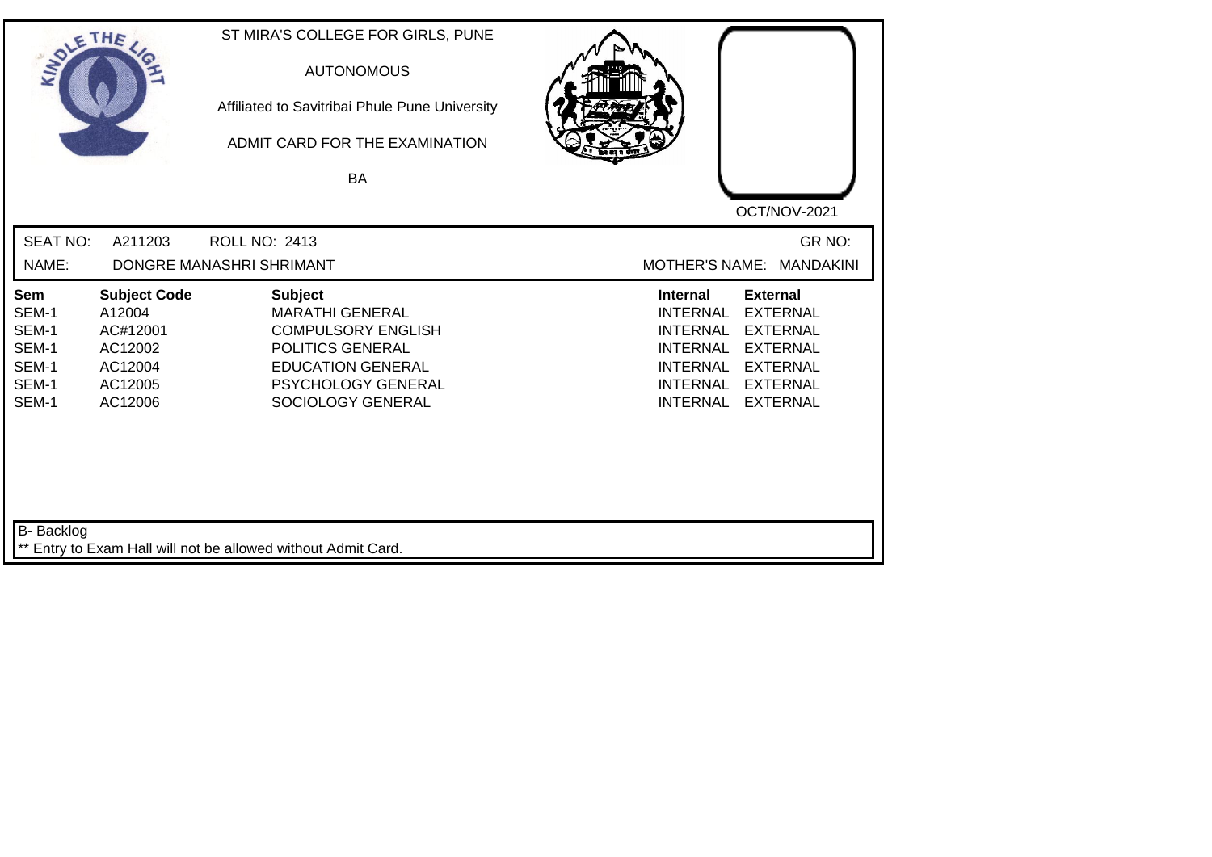ST MIRA'S COLLEGE FOR GIRLS, PUNE

AUTONOMOUS

Affiliated to Savitribai Phule Pune University

ADMIT CARD FOR THE EXAMINATION

BA

OCT/NOV-2021

SEAT NO: A211203 ROLL NO: 2413 GR NO:

NAME: DONGRE MANASHRI SHRIMANT MOTHER'S NAME: MANDAKINI

| Sem | Subject Code | Subject | Internal | External |
|---|---|---|---|---|
| SEM-1 | A12004 | MARATHI GENERAL | INTERNAL | EXTERNAL |
| SEM-1 | AC#12001 | COMPULSORY ENGLISH | INTERNAL | EXTERNAL |
| SEM-1 | AC12002 | POLITICS GENERAL | INTERNAL | EXTERNAL |
| SEM-1 | AC12004 | EDUCATION GENERAL | INTERNAL | EXTERNAL |
| SEM-1 | AC12005 | PSYCHOLOGY GENERAL | INTERNAL | EXTERNAL |
| SEM-1 | AC12006 | SOCIOLOGY GENERAL | INTERNAL | EXTERNAL |

B- Backlog

** Entry to Exam Hall will not be allowed without Admit Card.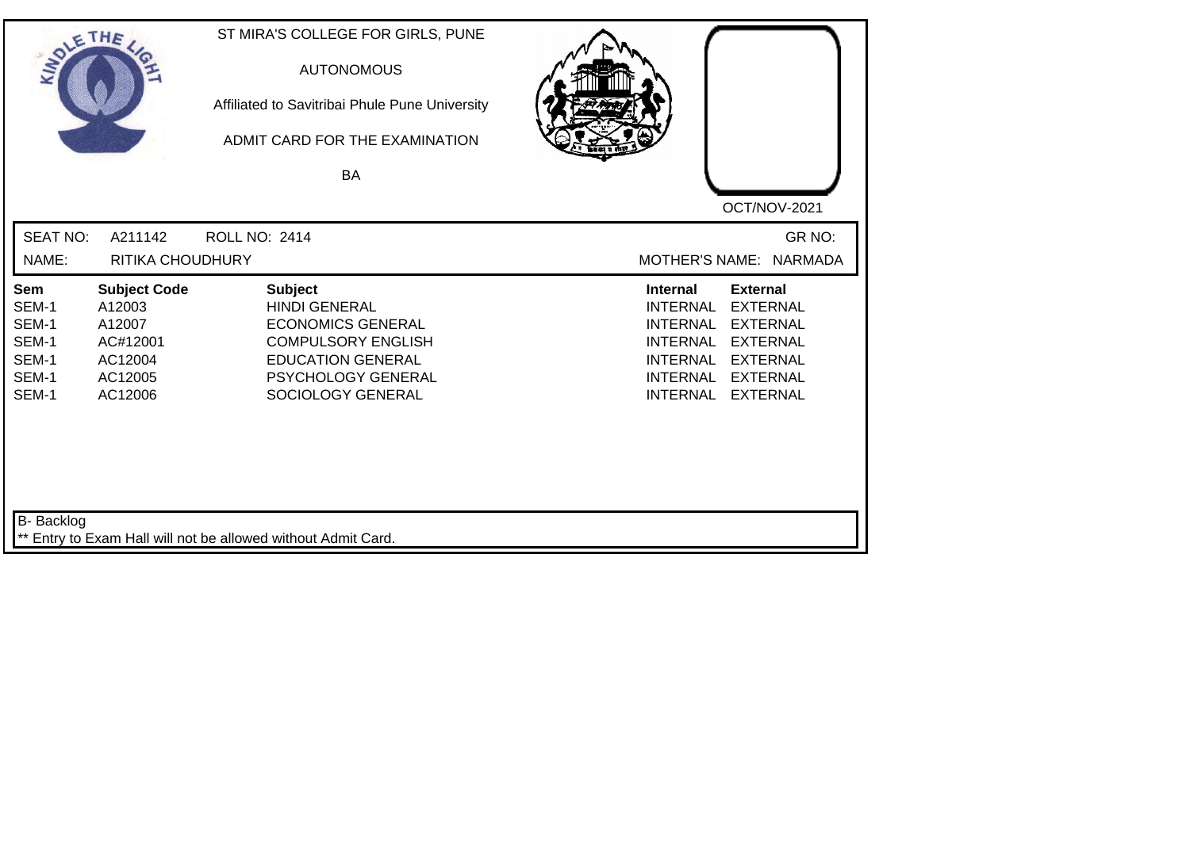ST MIRA'S COLLEGE FOR GIRLS, PUNE

AUTONOMOUS

Affiliated to Savitribai Phule Pune University

ADMIT CARD FOR THE EXAMINATION

BA

OCT/NOV-2021

SEAT NO: A211142 ROLL NO: 2414 GR NO:

NAME: RITIKA CHOUDHURY MOTHER'S NAME: NARMADA

| Sem | Subject Code | Subject | Internal | External |
|---|---|---|---|---|
| SEM-1 | A12003 | HINDI GENERAL | INTERNAL | EXTERNAL |
| SEM-1 | A12007 | ECONOMICS GENERAL | INTERNAL | EXTERNAL |
| SEM-1 | AC#12001 | COMPULSORY ENGLISH | INTERNAL | EXTERNAL |
| SEM-1 | AC12004 | EDUCATION GENERAL | INTERNAL | EXTERNAL |
| SEM-1 | AC12005 | PSYCHOLOGY GENERAL | INTERNAL | EXTERNAL |
| SEM-1 | AC12006 | SOCIOLOGY GENERAL | INTERNAL | EXTERNAL |

B- Backlog

** Entry to Exam Hall will not be allowed without Admit Card.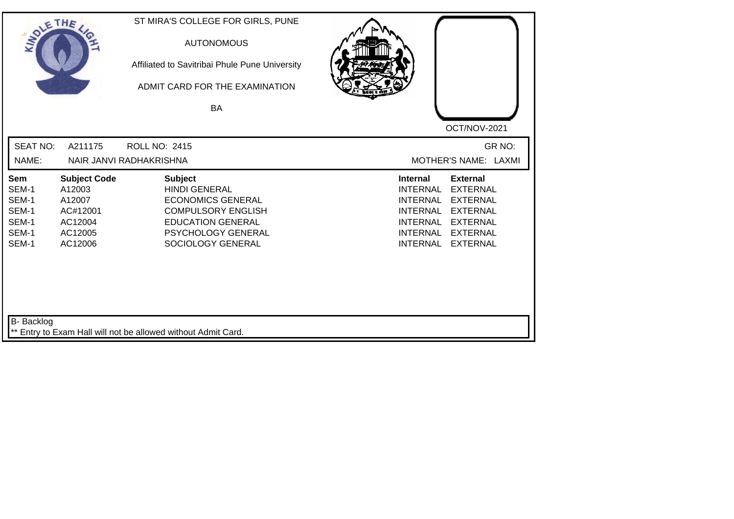ST MIRA'S COLLEGE FOR GIRLS, PUNE

AUTONOMOUS

Affiliated to Savitribai Phule Pune University

ADMIT CARD FOR THE EXAMINATION

BA

OCT/NOV-2021

SEAT NO: A211175 ROLL NO: 2415 GR NO:

NAME: NAIR JANVI RADHAKRISHNA MOTHER'S NAME: LAXMI

| Sem | Subject Code | Subject | Internal | External |
|---|---|---|---|---|
| SEM-1 | A12003 | HINDI GENERAL | INTERNAL | EXTERNAL |
| SEM-1 | A12007 | ECONOMICS GENERAL | INTERNAL | EXTERNAL |
| SEM-1 | AC#12001 | COMPULSORY ENGLISH | INTERNAL | EXTERNAL |
| SEM-1 | AC12004 | EDUCATION GENERAL | INTERNAL | EXTERNAL |
| SEM-1 | AC12005 | PSYCHOLOGY GENERAL | INTERNAL | EXTERNAL |
| SEM-1 | AC12006 | SOCIOLOGY GENERAL | INTERNAL | EXTERNAL |

B- Backlog

** Entry to Exam Hall will not be allowed without Admit Card.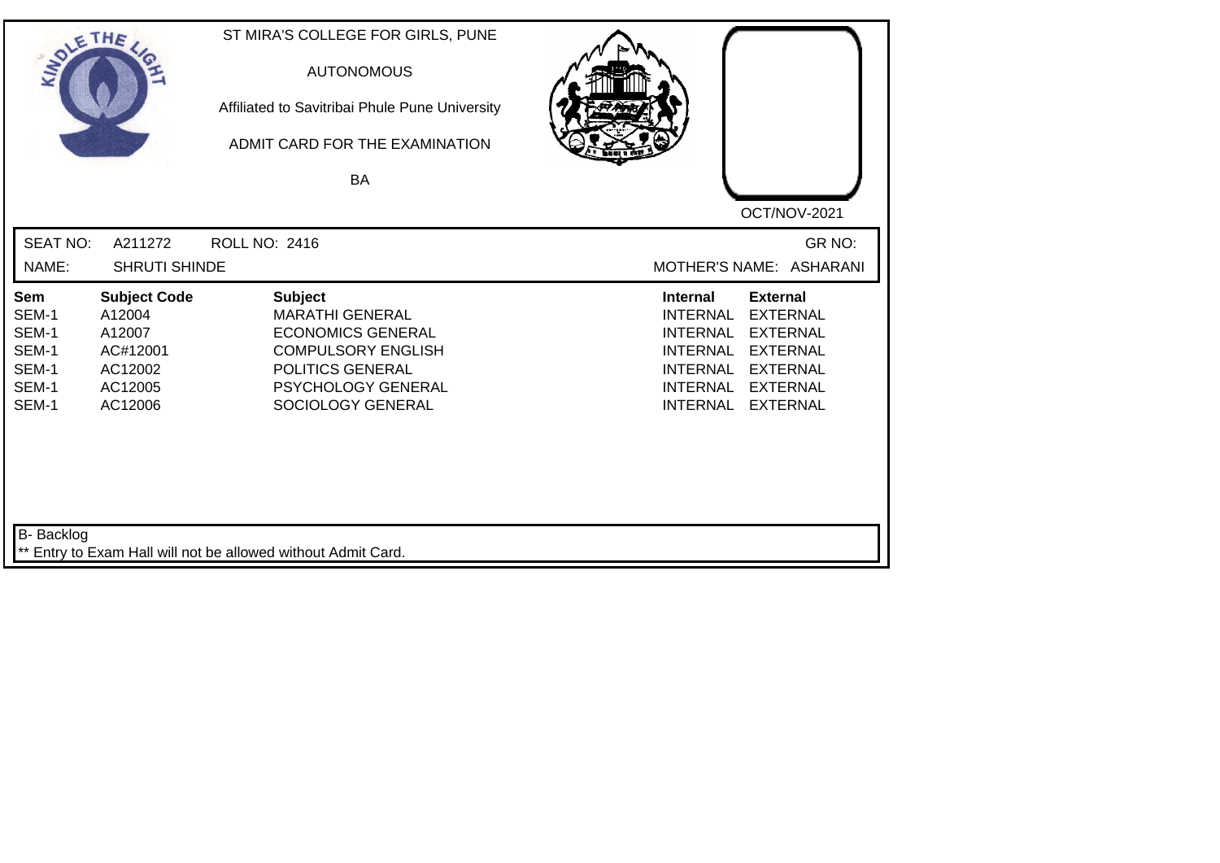ST MIRA'S COLLEGE FOR GIRLS, PUNE

AUTONOMOUS

Affiliated to Savitribai Phule Pune University

ADMIT CARD FOR THE EXAMINATION

BA

OCT/NOV-2021

SEAT NO: A211272 ROLL NO: 2416 GR NO:

NAME: SHRUTI SHINDE MOTHER'S NAME: ASHARANI

| Sem | Subject Code | Subject | Internal | External |
|---|---|---|---|---|
| SEM-1 | A12004 | MARATHI GENERAL | INTERNAL | EXTERNAL |
| SEM-1 | A12007 | ECONOMICS GENERAL | INTERNAL | EXTERNAL |
| SEM-1 | AC#12001 | COMPULSORY ENGLISH | INTERNAL | EXTERNAL |
| SEM-1 | AC12002 | POLITICS GENERAL | INTERNAL | EXTERNAL |
| SEM-1 | AC12005 | PSYCHOLOGY GENERAL | INTERNAL | EXTERNAL |
| SEM-1 | AC12006 | SOCIOLOGY GENERAL | INTERNAL | EXTERNAL |

B- Backlog

** Entry to Exam Hall will not be allowed without Admit Card.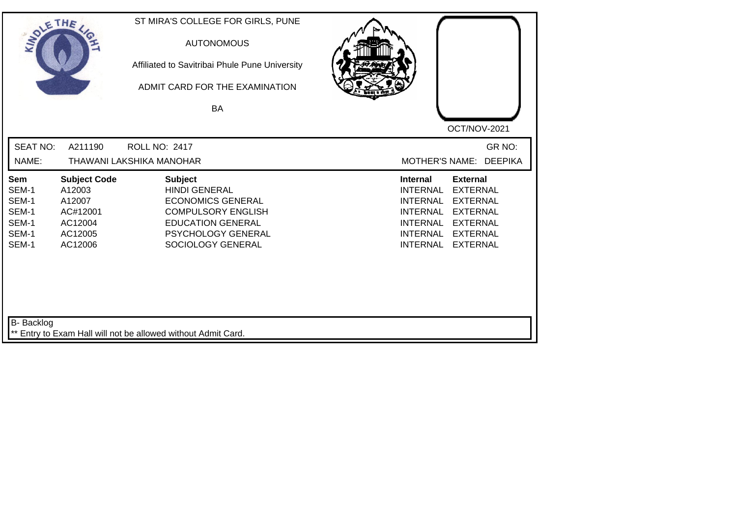ST MIRA'S COLLEGE FOR GIRLS, PUNE

AUTONOMOUS

Affiliated to Savitribai Phule Pune University

ADMIT CARD FOR THE EXAMINATION

BA

OCT/NOV-2021

SEAT NO: A211190 ROLL NO: 2417 GR NO:

NAME: THAWANI LAKSHIKA MANOHAR MOTHER'S NAME: DEEPIKA

| Sem | Subject Code | Subject | Internal | External |
|---|---|---|---|---|
| SEM-1 | A12003 | HINDI GENERAL | INTERNAL | EXTERNAL |
| SEM-1 | A12007 | ECONOMICS GENERAL | INTERNAL | EXTERNAL |
| SEM-1 | AC#12001 | COMPULSORY ENGLISH | INTERNAL | EXTERNAL |
| SEM-1 | AC12004 | EDUCATION GENERAL | INTERNAL | EXTERNAL |
| SEM-1 | AC12005 | PSYCHOLOGY GENERAL | INTERNAL | EXTERNAL |
| SEM-1 | AC12006 | SOCIOLOGY GENERAL | INTERNAL | EXTERNAL |

B- Backlog

** Entry to Exam Hall will not be allowed without Admit Card.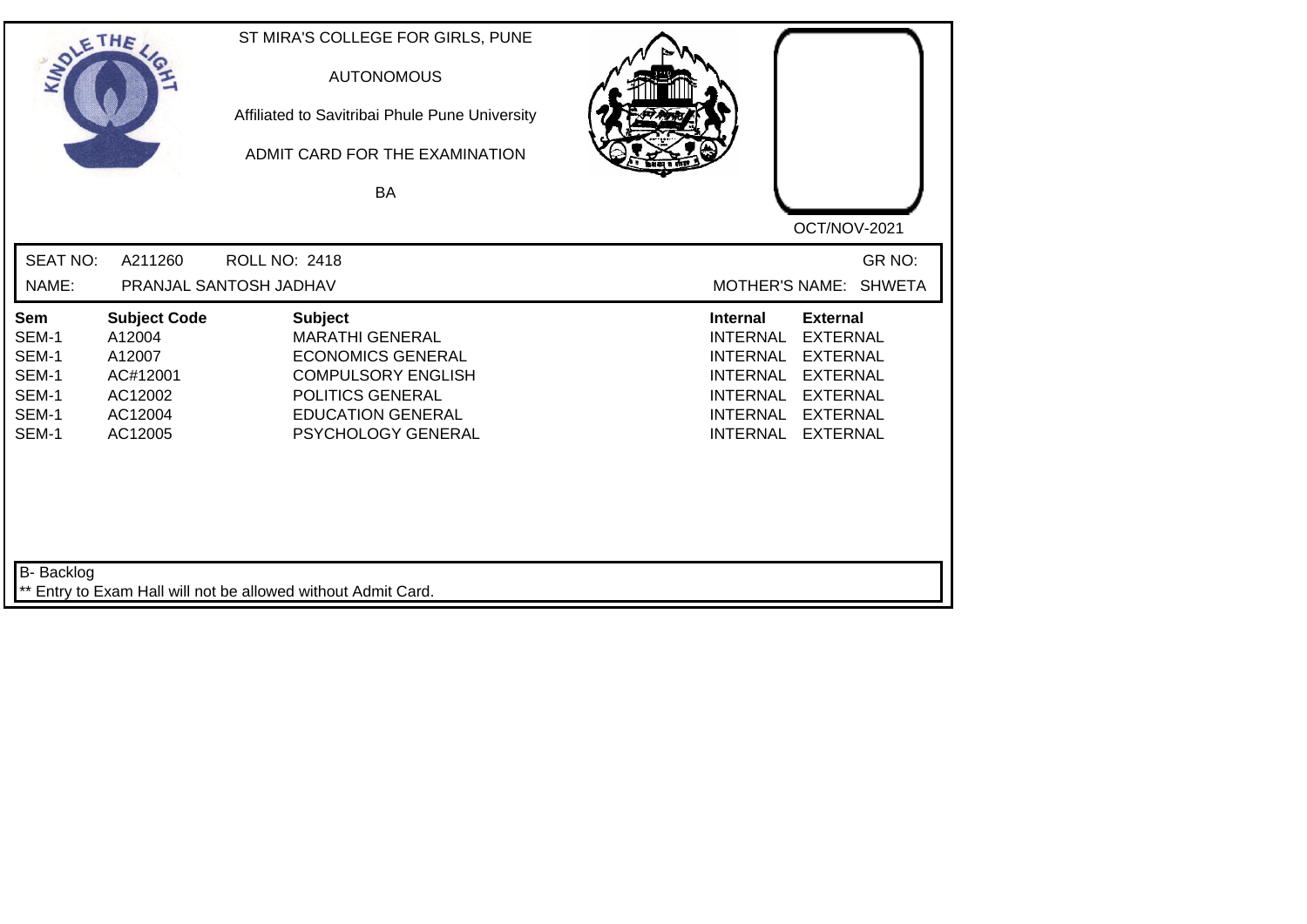ST MIRA'S COLLEGE FOR GIRLS, PUNE

AUTONOMOUS

Affiliated to Savitribai Phule Pune University

ADMIT CARD FOR THE EXAMINATION

BA

OCT/NOV-2021

SEAT NO: A211260 ROLL NO: 2418 GR NO:

NAME: PRANJAL SANTOSH JADHAV MOTHER'S NAME: SHWETA

| Sem | Subject Code | Subject | Internal | External |
|---|---|---|---|---|
| SEM-1 | A12004 | MARATHI GENERAL | INTERNAL | EXTERNAL |
| SEM-1 | A12007 | ECONOMICS GENERAL | INTERNAL | EXTERNAL |
| SEM-1 | AC#12001 | COMPULSORY ENGLISH | INTERNAL | EXTERNAL |
| SEM-1 | AC12002 | POLITICS GENERAL | INTERNAL | EXTERNAL |
| SEM-1 | AC12004 | EDUCATION GENERAL | INTERNAL | EXTERNAL |
| SEM-1 | AC12005 | PSYCHOLOGY GENERAL | INTERNAL | EXTERNAL |

B- Backlog

** Entry to Exam Hall will not be allowed without Admit Card.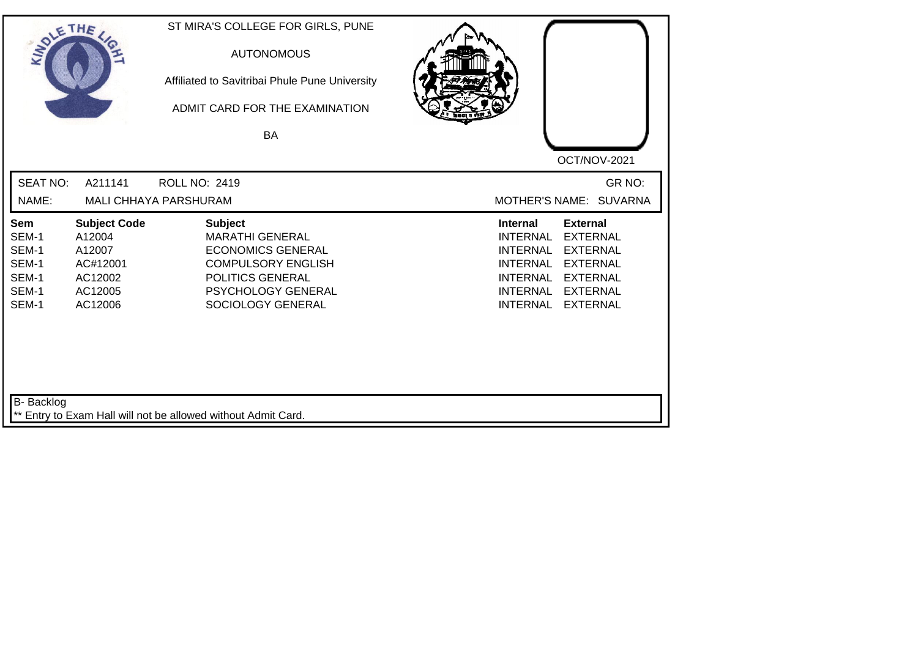ST MIRA'S COLLEGE FOR GIRLS, PUNE

AUTONOMOUS

Affiliated to Savitribai Phule Pune University

ADMIT CARD FOR THE EXAMINATION

BA

OCT/NOV-2021

SEAT NO: A211141 ROLL NO: 2419 GR NO:

NAME: MALI CHHAYA PARSHURAM MOTHER'S NAME: SUVARNA

| Sem | Subject Code | Subject | Internal | External |
|---|---|---|---|---|
| SEM-1 | A12004 | MARATHI GENERAL | INTERNAL | EXTERNAL |
| SEM-1 | A12007 | ECONOMICS GENERAL | INTERNAL | EXTERNAL |
| SEM-1 | AC#12001 | COMPULSORY ENGLISH | INTERNAL | EXTERNAL |
| SEM-1 | AC12002 | POLITICS GENERAL | INTERNAL | EXTERNAL |
| SEM-1 | AC12005 | PSYCHOLOGY GENERAL | INTERNAL | EXTERNAL |
| SEM-1 | AC12006 | SOCIOLOGY GENERAL | INTERNAL | EXTERNAL |

B- Backlog

** Entry to Exam Hall will not be allowed without Admit Card.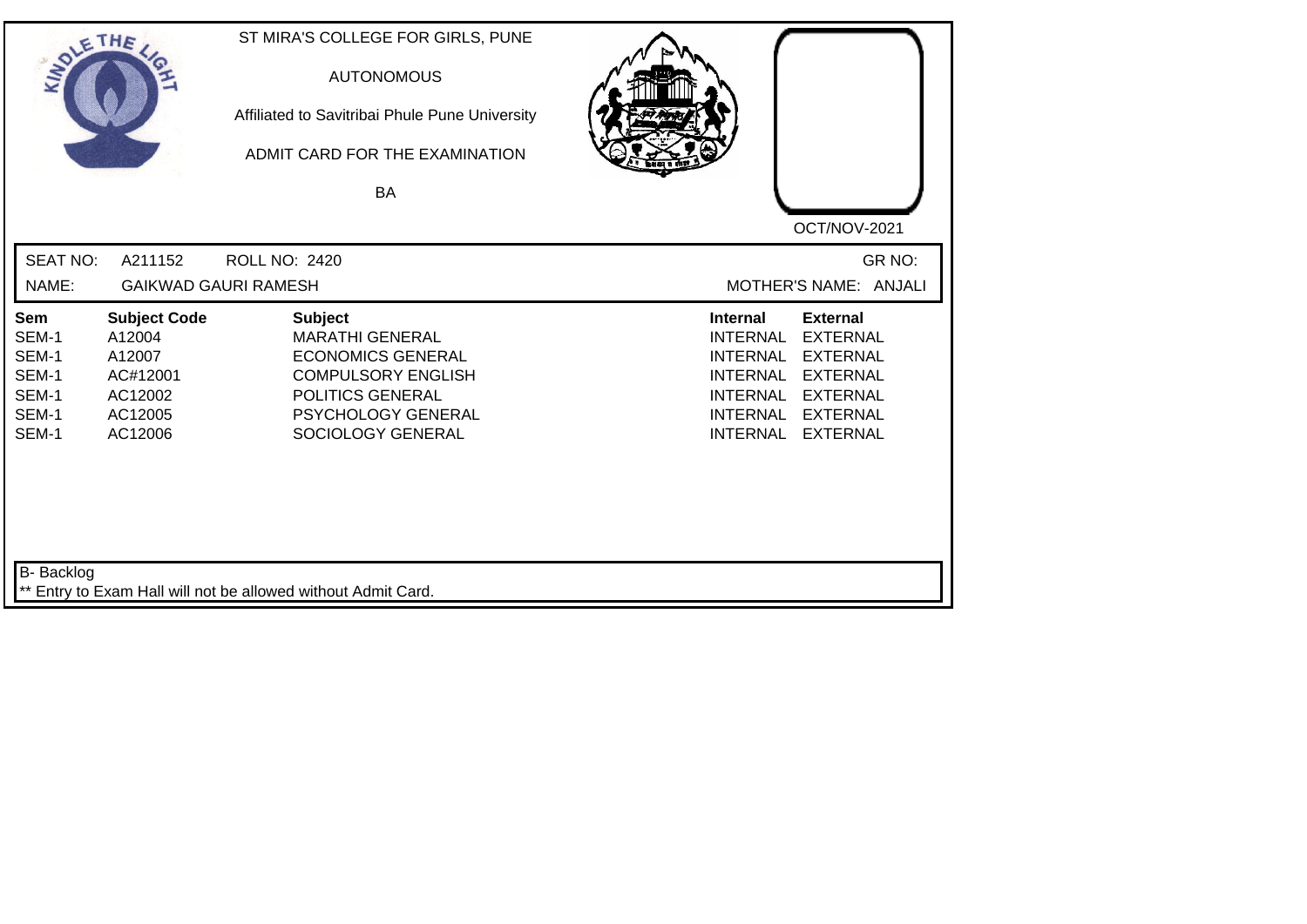ST MIRA'S COLLEGE FOR GIRLS, PUNE

AUTONOMOUS

Affiliated to Savitribai Phule Pune University

ADMIT CARD FOR THE EXAMINATION

BA

OCT/NOV-2021

SEAT NO: A211152 ROLL NO: 2420 GR NO:

NAME: GAIKWAD GAURI RAMESH MOTHER'S NAME: ANJALI

| Sem | Subject Code | Subject | Internal | External |
|---|---|---|---|---|
| SEM-1 | A12004 | MARATHI GENERAL | INTERNAL | EXTERNAL |
| SEM-1 | A12007 | ECONOMICS GENERAL | INTERNAL | EXTERNAL |
| SEM-1 | AC#12001 | COMPULSORY ENGLISH | INTERNAL | EXTERNAL |
| SEM-1 | AC12002 | POLITICS GENERAL | INTERNAL | EXTERNAL |
| SEM-1 | AC12005 | PSYCHOLOGY GENERAL | INTERNAL | EXTERNAL |
| SEM-1 | AC12006 | SOCIOLOGY GENERAL | INTERNAL | EXTERNAL |

B- Backlog

** Entry to Exam Hall will not be allowed without Admit Card.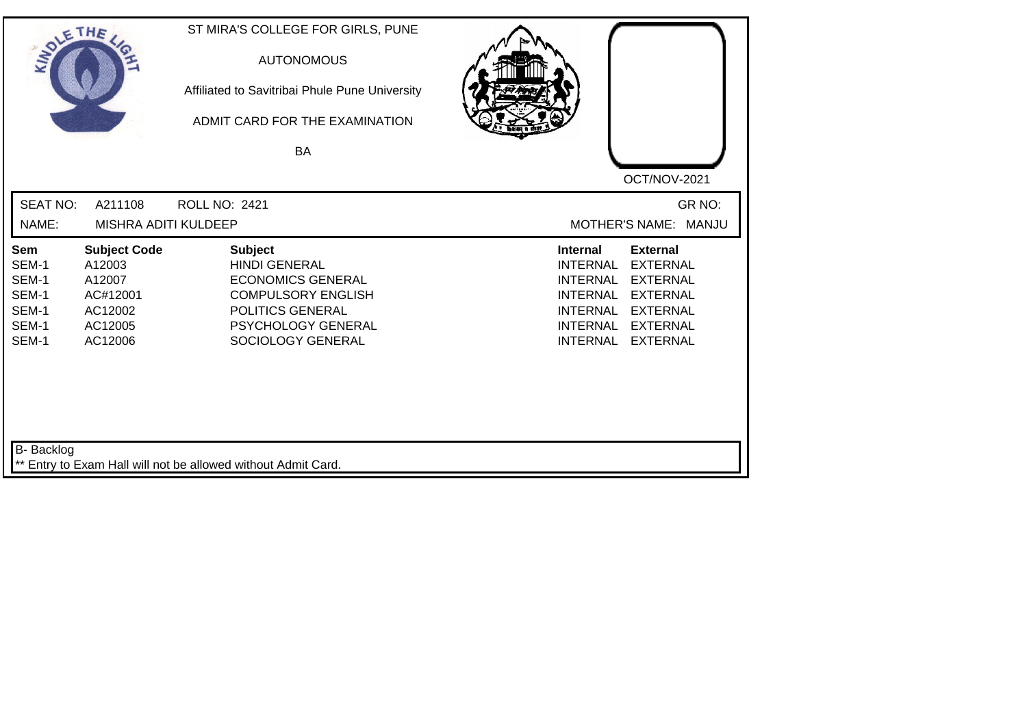ST MIRA'S COLLEGE FOR GIRLS, PUNE

AUTONOMOUS

Affiliated to Savitribai Phule Pune University

ADMIT CARD FOR THE EXAMINATION

BA

OCT/NOV-2021

SEAT NO: A211108 ROLL NO: 2421 GR NO:

NAME: MISHRA ADITI KULDEEP MOTHER'S NAME: MANJU

| Sem | Subject Code | Subject | Internal | External |
|---|---|---|---|---|
| SEM-1 | A12003 | HINDI GENERAL | INTERNAL | EXTERNAL |
| SEM-1 | A12007 | ECONOMICS GENERAL | INTERNAL | EXTERNAL |
| SEM-1 | AC#12001 | COMPULSORY ENGLISH | INTERNAL | EXTERNAL |
| SEM-1 | AC12002 | POLITICS GENERAL | INTERNAL | EXTERNAL |
| SEM-1 | AC12005 | PSYCHOLOGY GENERAL | INTERNAL | EXTERNAL |
| SEM-1 | AC12006 | SOCIOLOGY GENERAL | INTERNAL | EXTERNAL |

B- Backlog

** Entry to Exam Hall will not be allowed without Admit Card.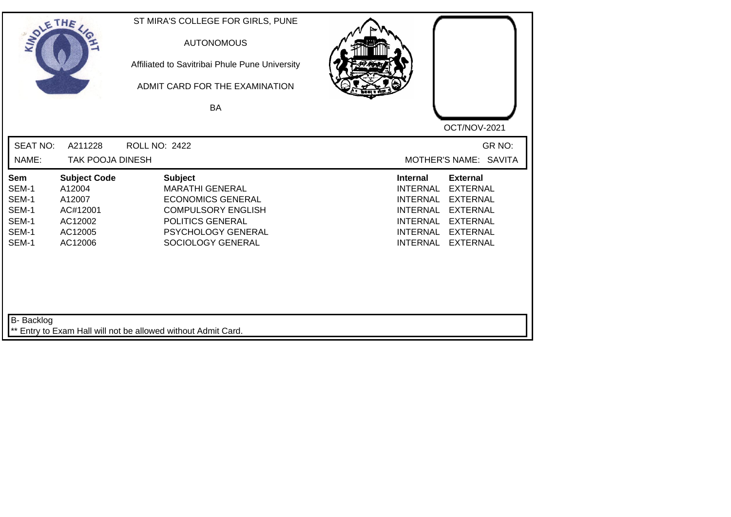ST MIRA'S COLLEGE FOR GIRLS, PUNE

AUTONOMOUS

Affiliated to Savitribai Phule Pune University

ADMIT CARD FOR THE EXAMINATION

BA

OCT/NOV-2021

SEAT NO: A211228 ROLL NO: 2422 GR NO:

NAME: TAK POOJA DINESH MOTHER'S NAME: SAVITA

| Sem | Subject Code | Subject | Internal | External |
|---|---|---|---|---|
| SEM-1 | A12004 | MARATHI GENERAL | INTERNAL | EXTERNAL |
| SEM-1 | A12007 | ECONOMICS GENERAL | INTERNAL | EXTERNAL |
| SEM-1 | AC#12001 | COMPULSORY ENGLISH | INTERNAL | EXTERNAL |
| SEM-1 | AC12002 | POLITICS GENERAL | INTERNAL | EXTERNAL |
| SEM-1 | AC12005 | PSYCHOLOGY GENERAL | INTERNAL | EXTERNAL |
| SEM-1 | AC12006 | SOCIOLOGY GENERAL | INTERNAL | EXTERNAL |

B- Backlog

** Entry to Exam Hall will not be allowed without Admit Card.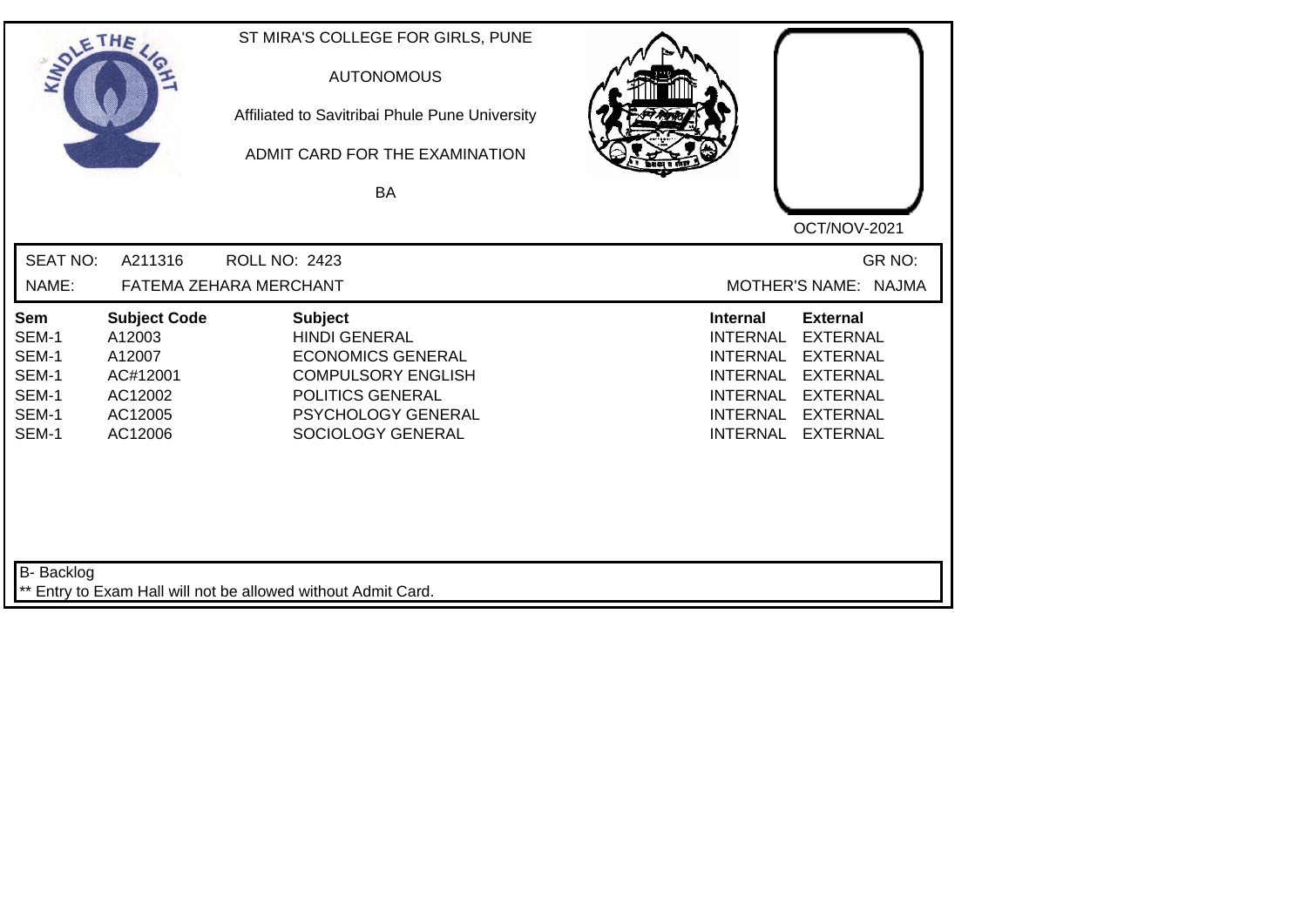ST MIRA'S COLLEGE FOR GIRLS, PUNE

AUTONOMOUS

Affiliated to Savitribai Phule Pune University

ADMIT CARD FOR THE EXAMINATION

BA

OCT/NOV-2021

SEAT NO: A211316 ROLL NO: 2423 GR NO:

NAME: FATEMA ZEHARA MERCHANT MOTHER'S NAME: NAJMA

| Sem | Subject Code | Subject | Internal | External |
|---|---|---|---|---|
| SEM-1 | A12003 | HINDI GENERAL | INTERNAL | EXTERNAL |
| SEM-1 | A12007 | ECONOMICS GENERAL | INTERNAL | EXTERNAL |
| SEM-1 | AC#12001 | COMPULSORY ENGLISH | INTERNAL | EXTERNAL |
| SEM-1 | AC12002 | POLITICS GENERAL | INTERNAL | EXTERNAL |
| SEM-1 | AC12005 | PSYCHOLOGY GENERAL | INTERNAL | EXTERNAL |
| SEM-1 | AC12006 | SOCIOLOGY GENERAL | INTERNAL | EXTERNAL |

B- Backlog

** Entry to Exam Hall will not be allowed without Admit Card.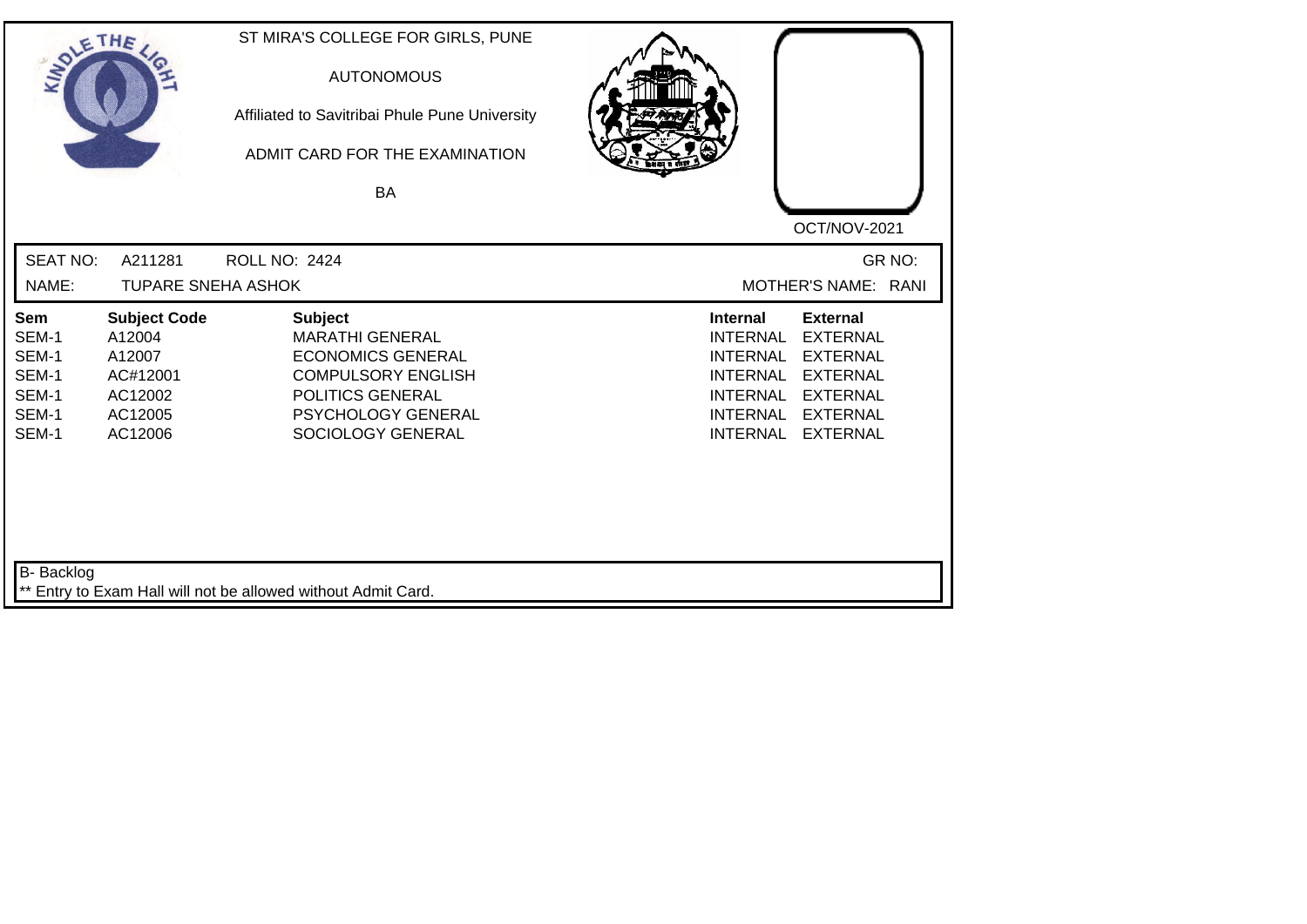ST MIRA'S COLLEGE FOR GIRLS, PUNE

AUTONOMOUS

Affiliated to Savitribai Phule Pune University

ADMIT CARD FOR THE EXAMINATION

BA

OCT/NOV-2021

SEAT NO: A211281 ROLL NO: 2424 GR NO:

NAME: TUPARE SNEHA ASHOK MOTHER'S NAME: RANI

| Sem | Subject Code | Subject | Internal | External |
|---|---|---|---|---|
| SEM-1 | A12004 | MARATHI GENERAL | INTERNAL | EXTERNAL |
| SEM-1 | A12007 | ECONOMICS GENERAL | INTERNAL | EXTERNAL |
| SEM-1 | AC#12001 | COMPULSORY ENGLISH | INTERNAL | EXTERNAL |
| SEM-1 | AC12002 | POLITICS GENERAL | INTERNAL | EXTERNAL |
| SEM-1 | AC12005 | PSYCHOLOGY GENERAL | INTERNAL | EXTERNAL |
| SEM-1 | AC12006 | SOCIOLOGY GENERAL | INTERNAL | EXTERNAL |

B- Backlog

** Entry to Exam Hall will not be allowed without Admit Card.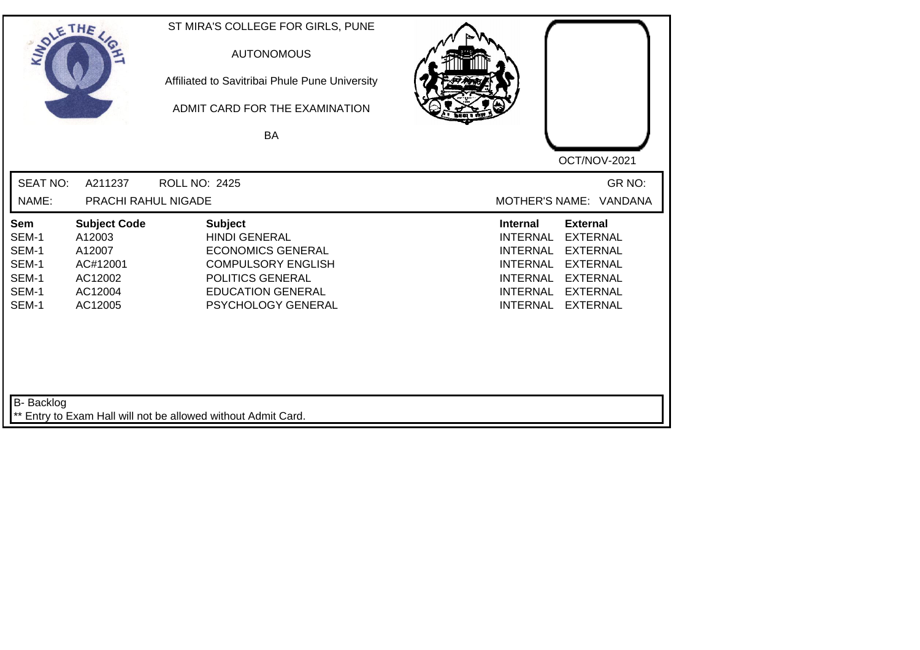ST MIRA'S COLLEGE FOR GIRLS, PUNE

AUTONOMOUS

Affiliated to Savitribai Phule Pune University

ADMIT CARD FOR THE EXAMINATION

BA

OCT/NOV-2021

SEAT NO: A211237 ROLL NO: 2425 GR NO:

NAME: PRACHI RAHUL NIGADE MOTHER'S NAME: VANDANA

| Sem | Subject Code | Subject | Internal | External |
|---|---|---|---|---|
| SEM-1 | A12003 | HINDI GENERAL | INTERNAL | EXTERNAL |
| SEM-1 | A12007 | ECONOMICS GENERAL | INTERNAL | EXTERNAL |
| SEM-1 | AC#12001 | COMPULSORY ENGLISH | INTERNAL | EXTERNAL |
| SEM-1 | AC12002 | POLITICS GENERAL | INTERNAL | EXTERNAL |
| SEM-1 | AC12004 | EDUCATION GENERAL | INTERNAL | EXTERNAL |
| SEM-1 | AC12005 | PSYCHOLOGY GENERAL | INTERNAL | EXTERNAL |

B- Backlog

** Entry to Exam Hall will not be allowed without Admit Card.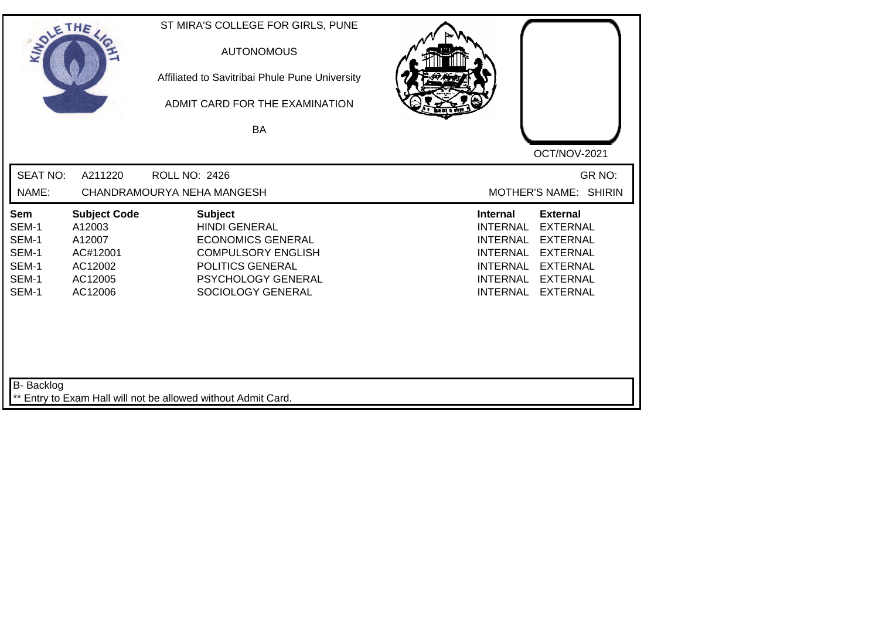ST MIRA'S COLLEGE FOR GIRLS, PUNE

AUTONOMOUS

Affiliated to Savitribai Phule Pune University

ADMIT CARD FOR THE EXAMINATION

BA

OCT/NOV-2021

SEAT NO: A211220 ROLL NO: 2426 GR NO:

NAME: CHANDRAMOURYA NEHA MANGESH MOTHER'S NAME: SHIRIN

| Sem | Subject Code | Subject | Internal | External |
|---|---|---|---|---|
| SEM-1 | A12003 | HINDI GENERAL | INTERNAL | EXTERNAL |
| SEM-1 | A12007 | ECONOMICS GENERAL | INTERNAL | EXTERNAL |
| SEM-1 | AC#12001 | COMPULSORY ENGLISH | INTERNAL | EXTERNAL |
| SEM-1 | AC12002 | POLITICS GENERAL | INTERNAL | EXTERNAL |
| SEM-1 | AC12005 | PSYCHOLOGY GENERAL | INTERNAL | EXTERNAL |
| SEM-1 | AC12006 | SOCIOLOGY GENERAL | INTERNAL | EXTERNAL |

B- Backlog

** Entry to Exam Hall will not be allowed without Admit Card.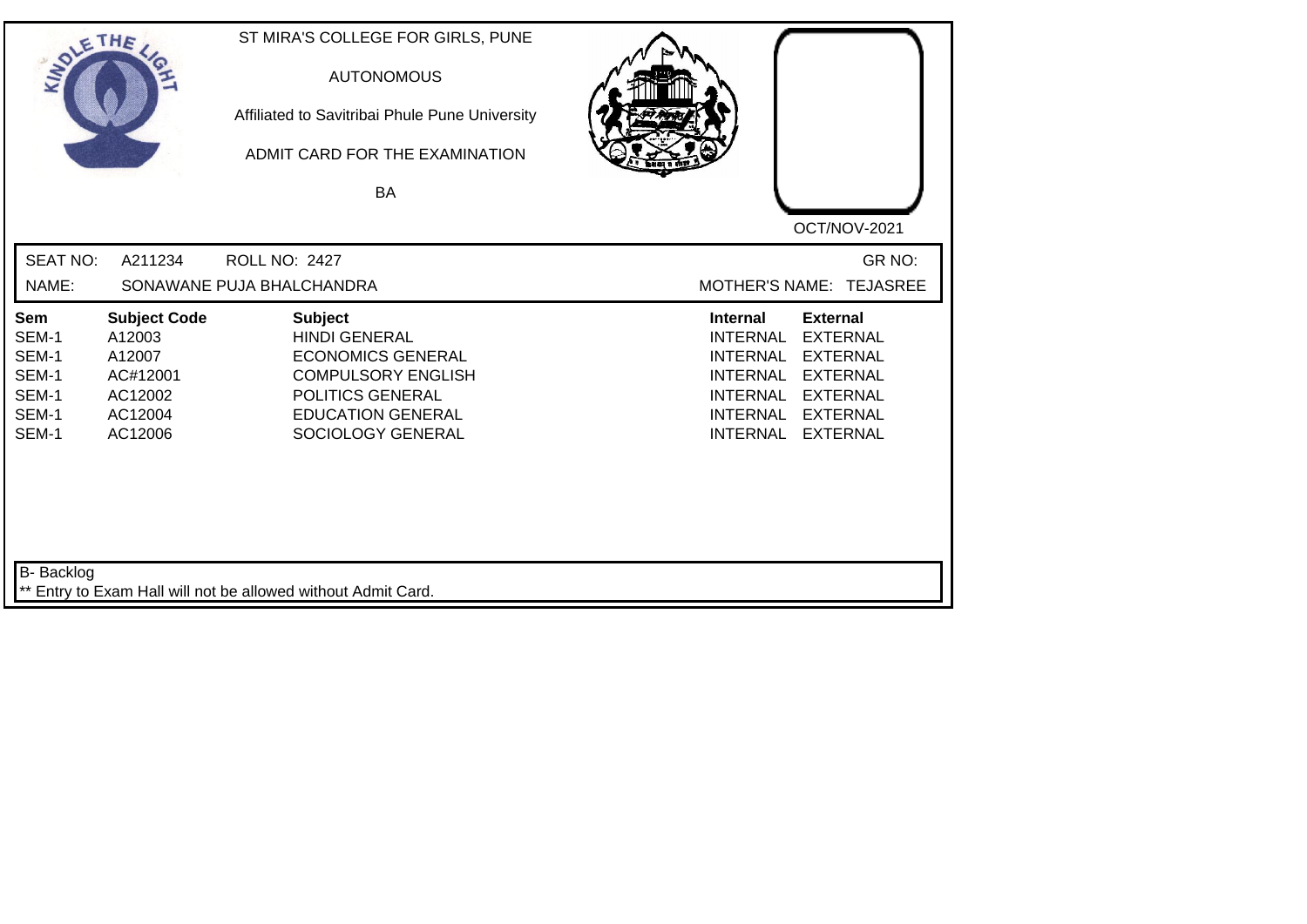ST MIRA'S COLLEGE FOR GIRLS, PUNE

AUTONOMOUS

Affiliated to Savitribai Phule Pune University

ADMIT CARD FOR THE EXAMINATION

BA

OCT/NOV-2021

SEAT NO: A211234 ROLL NO: 2427 GR NO:

NAME: SONAWANE PUJA BHALCHANDRA MOTHER'S NAME: TEJASREE

| Sem | Subject Code | Subject | Internal | External |
|---|---|---|---|---|
| SEM-1 | A12003 | HINDI GENERAL | INTERNAL | EXTERNAL |
| SEM-1 | A12007 | ECONOMICS GENERAL | INTERNAL | EXTERNAL |
| SEM-1 | AC#12001 | COMPULSORY ENGLISH | INTERNAL | EXTERNAL |
| SEM-1 | AC12002 | POLITICS GENERAL | INTERNAL | EXTERNAL |
| SEM-1 | AC12004 | EDUCATION GENERAL | INTERNAL | EXTERNAL |
| SEM-1 | AC12006 | SOCIOLOGY GENERAL | INTERNAL | EXTERNAL |

B- Backlog

** Entry to Exam Hall will not be allowed without Admit Card.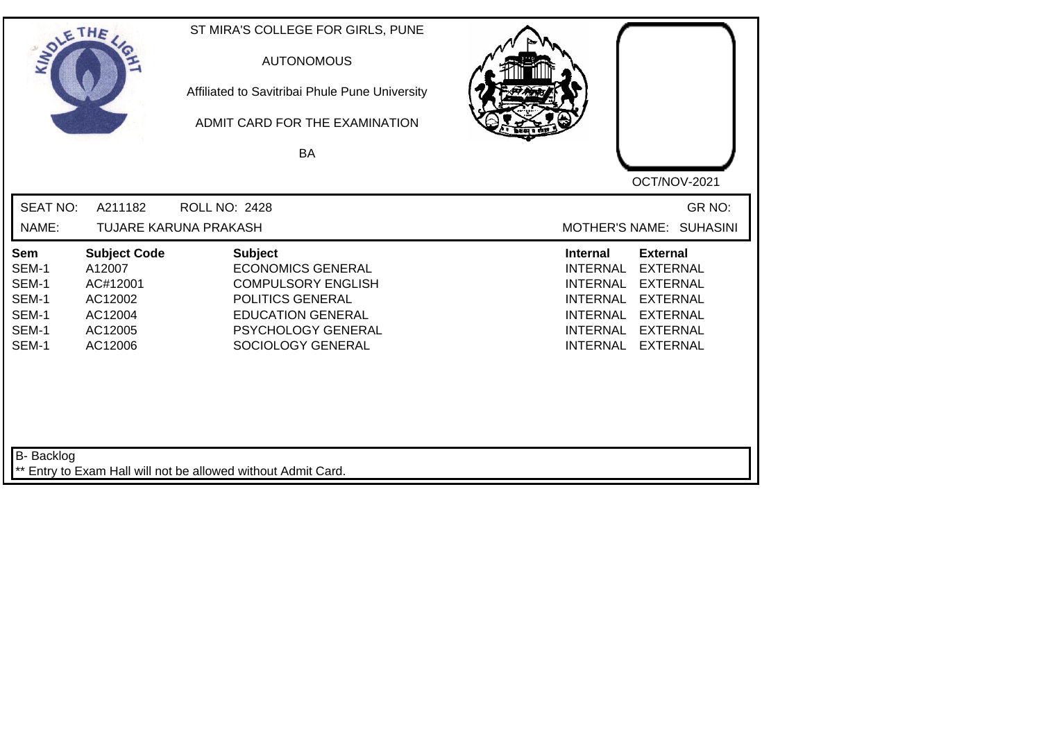ST MIRA'S COLLEGE FOR GIRLS, PUNE

AUTONOMOUS

Affiliated to Savitribai Phule Pune University

ADMIT CARD FOR THE EXAMINATION

BA

OCT/NOV-2021

SEAT NO: A211182 ROLL NO: 2428 GR NO:

NAME: TUJARE KARUNA PRAKASH MOTHER'S NAME: SUHASINI

| Sem | Subject Code | Subject | Internal | External |
|---|---|---|---|---|
| SEM-1 | A12007 | ECONOMICS GENERAL | INTERNAL | EXTERNAL |
| SEM-1 | AC#12001 | COMPULSORY ENGLISH | INTERNAL | EXTERNAL |
| SEM-1 | AC12002 | POLITICS GENERAL | INTERNAL | EXTERNAL |
| SEM-1 | AC12004 | EDUCATION GENERAL | INTERNAL | EXTERNAL |
| SEM-1 | AC12005 | PSYCHOLOGY GENERAL | INTERNAL | EXTERNAL |
| SEM-1 | AC12006 | SOCIOLOGY GENERAL | INTERNAL | EXTERNAL |

B- Backlog

** Entry to Exam Hall will not be allowed without Admit Card.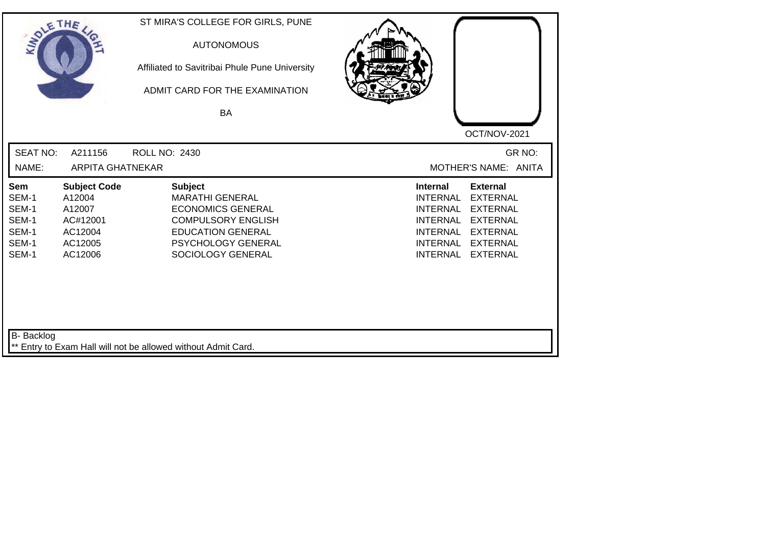ST MIRA'S COLLEGE FOR GIRLS, PUNE

AUTONOMOUS

Affiliated to Savitribai Phule Pune University

ADMIT CARD FOR THE EXAMINATION

BA

OCT/NOV-2021

SEAT NO: A211156 ROLL NO: 2430 GR NO:

NAME: ARPITA GHATNEKAR MOTHER'S NAME: ANITA

| Sem | Subject Code | Subject | Internal | External |
|---|---|---|---|---|
| SEM-1 | A12004 | MARATHI GENERAL | INTERNAL | EXTERNAL |
| SEM-1 | A12007 | ECONOMICS GENERAL | INTERNAL | EXTERNAL |
| SEM-1 | AC#12001 | COMPULSORY ENGLISH | INTERNAL | EXTERNAL |
| SEM-1 | AC12004 | EDUCATION GENERAL | INTERNAL | EXTERNAL |
| SEM-1 | AC12005 | PSYCHOLOGY GENERAL | INTERNAL | EXTERNAL |
| SEM-1 | AC12006 | SOCIOLOGY GENERAL | INTERNAL | EXTERNAL |

B- Backlog

** Entry to Exam Hall will not be allowed without Admit Card.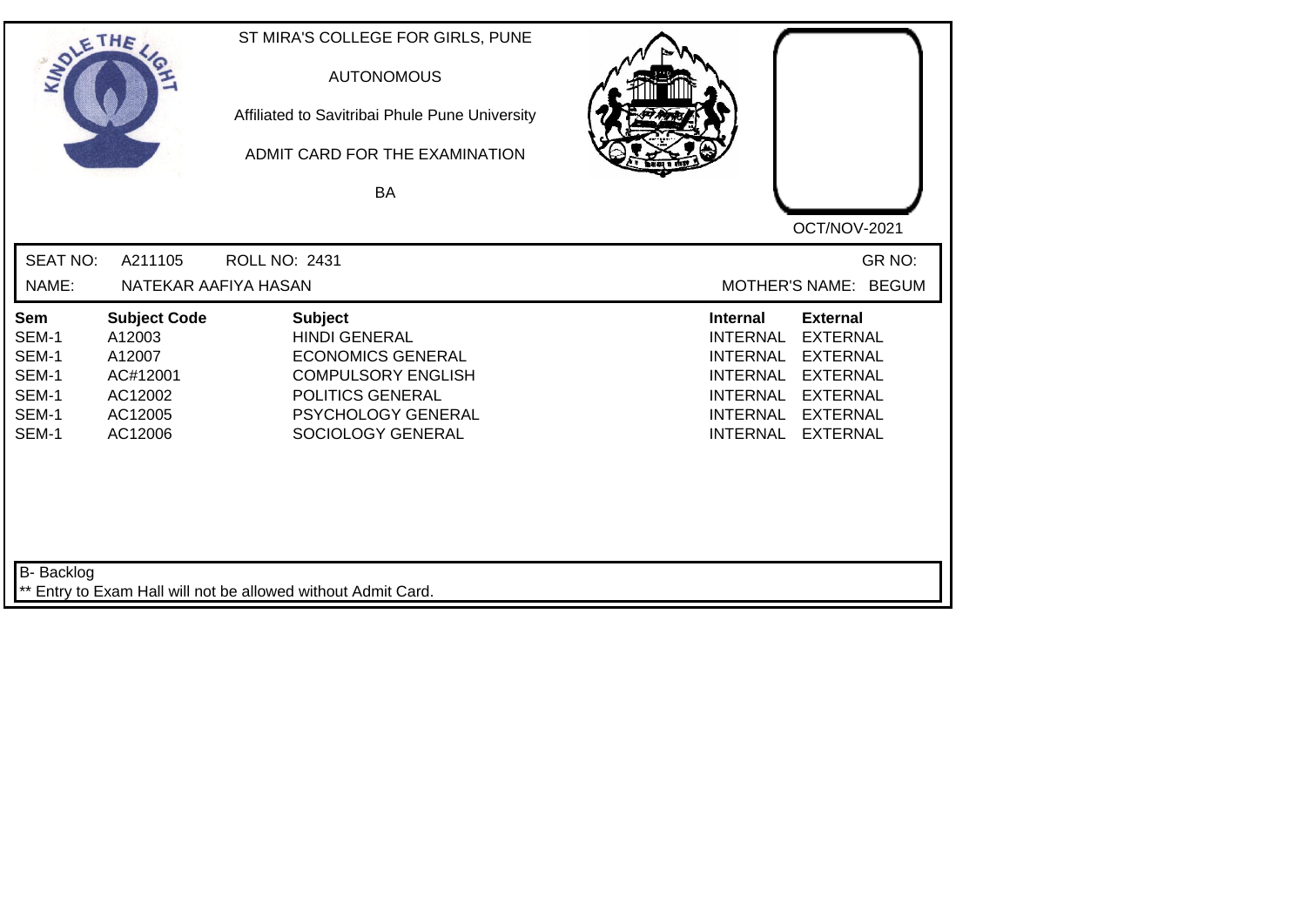ST MIRA'S COLLEGE FOR GIRLS, PUNE

AUTONOMOUS

Affiliated to Savitribai Phule Pune University

ADMIT CARD FOR THE EXAMINATION

BA

OCT/NOV-2021

SEAT NO: A211105 ROLL NO: 2431 GR NO:

NAME: NATEKAR AAFIYA HASAN MOTHER'S NAME: BEGUM

| Sem | Subject Code | Subject | Internal | External |
|---|---|---|---|---|
| SEM-1 | A12003 | HINDI GENERAL | INTERNAL | EXTERNAL |
| SEM-1 | A12007 | ECONOMICS GENERAL | INTERNAL | EXTERNAL |
| SEM-1 | AC#12001 | COMPULSORY ENGLISH | INTERNAL | EXTERNAL |
| SEM-1 | AC12002 | POLITICS GENERAL | INTERNAL | EXTERNAL |
| SEM-1 | AC12005 | PSYCHOLOGY GENERAL | INTERNAL | EXTERNAL |
| SEM-1 | AC12006 | SOCIOLOGY GENERAL | INTERNAL | EXTERNAL |

B- Backlog

** Entry to Exam Hall will not be allowed without Admit Card.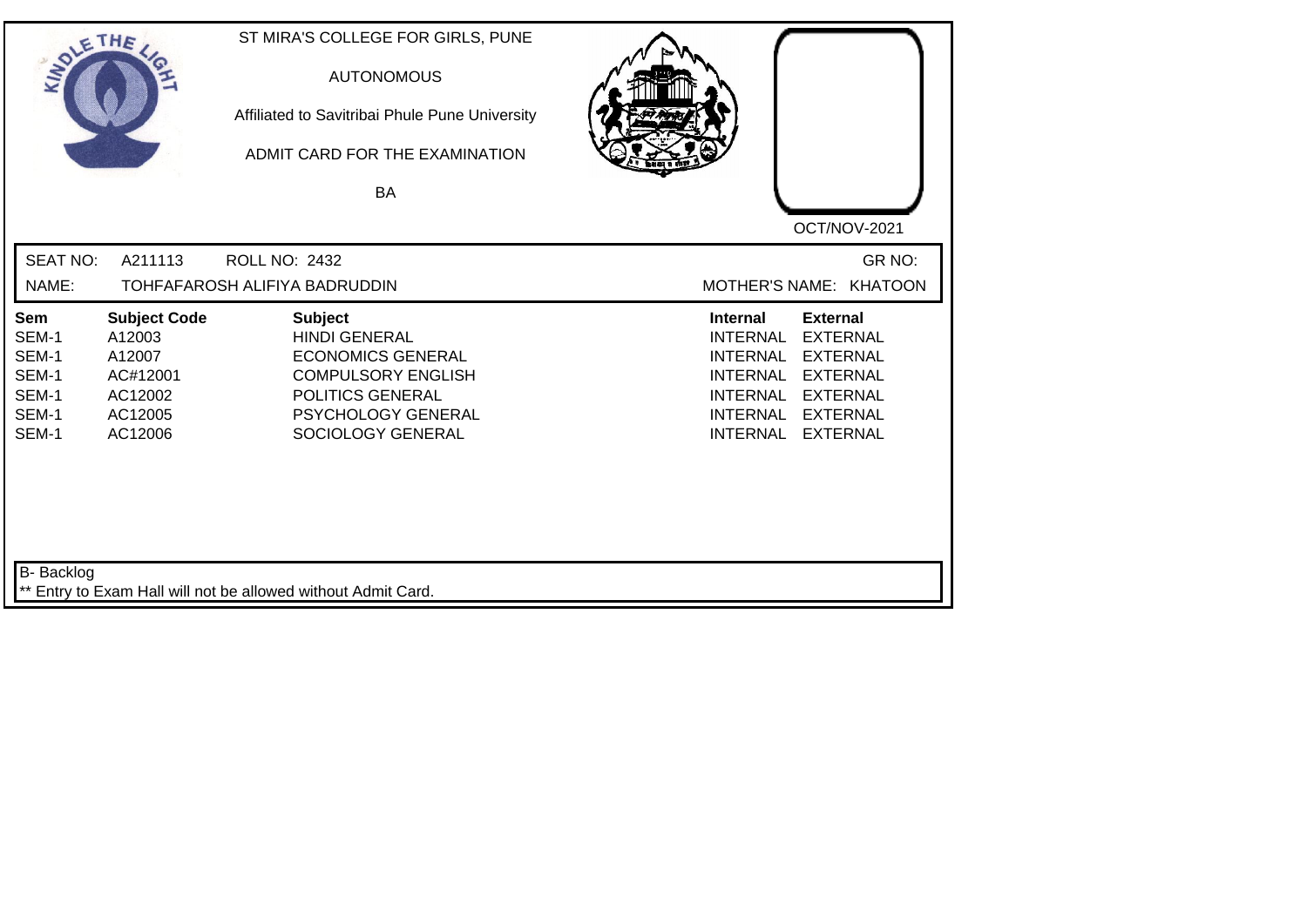ST MIRA'S COLLEGE FOR GIRLS, PUNE

AUTONOMOUS

Affiliated to Savitribai Phule Pune University

ADMIT CARD FOR THE EXAMINATION

BA

OCT/NOV-2021

SEAT NO: A211113 ROLL NO: 2432 GR NO:

NAME: TOHFAFAROSH ALIFIYA BADRUDDIN MOTHER'S NAME: KHATOON

| Sem | Subject Code | Subject | Internal | External |
|---|---|---|---|---|
| SEM-1 | A12003 | HINDI GENERAL | INTERNAL | EXTERNAL |
| SEM-1 | A12007 | ECONOMICS GENERAL | INTERNAL | EXTERNAL |
| SEM-1 | AC#12001 | COMPULSORY ENGLISH | INTERNAL | EXTERNAL |
| SEM-1 | AC12002 | POLITICS GENERAL | INTERNAL | EXTERNAL |
| SEM-1 | AC12005 | PSYCHOLOGY GENERAL | INTERNAL | EXTERNAL |
| SEM-1 | AC12006 | SOCIOLOGY GENERAL | INTERNAL | EXTERNAL |

B- Backlog

** Entry to Exam Hall will not be allowed without Admit Card.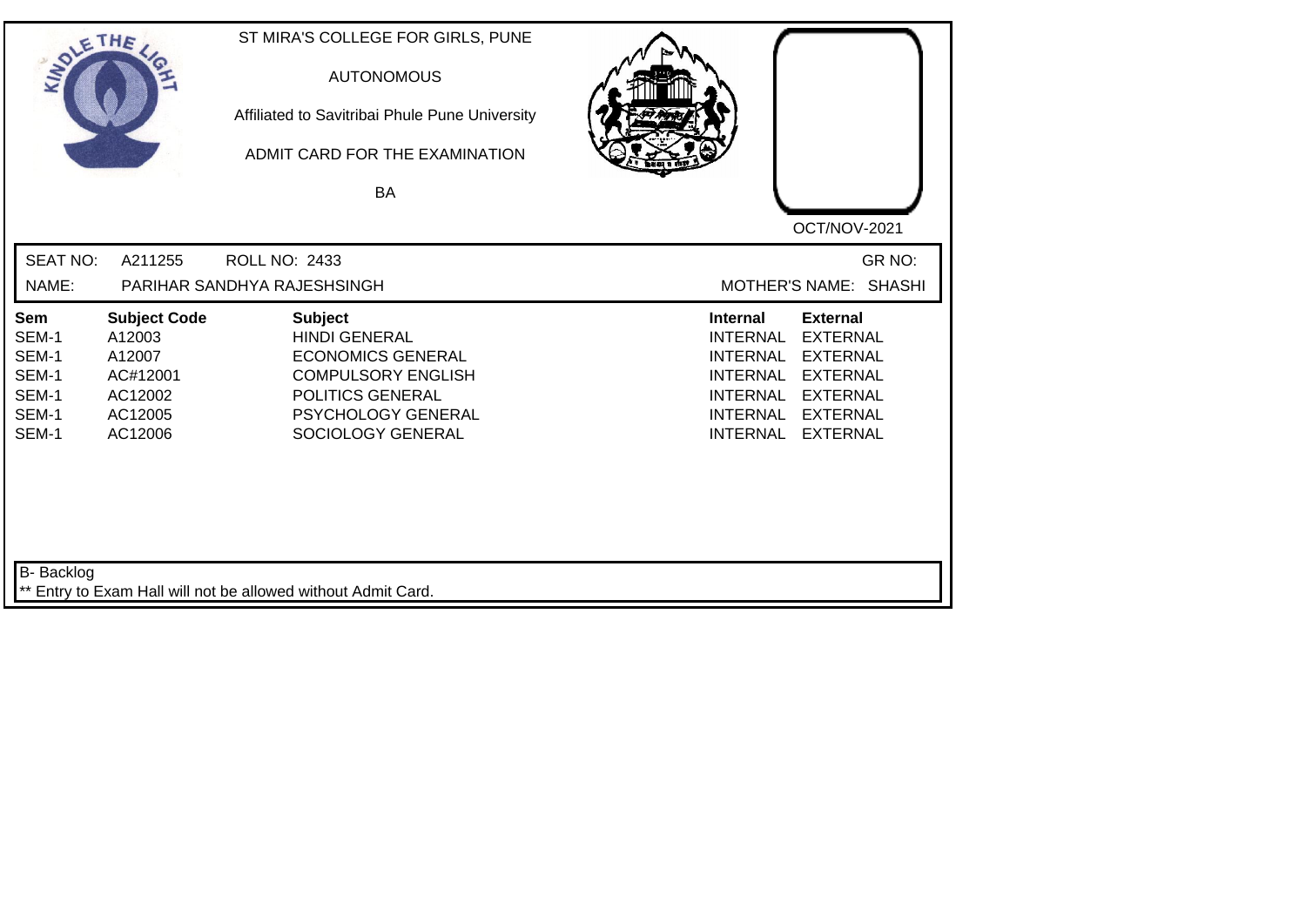ST MIRA'S COLLEGE FOR GIRLS, PUNE

AUTONOMOUS

Affiliated to Savitribai Phule Pune University

ADMIT CARD FOR THE EXAMINATION

BA

OCT/NOV-2021

SEAT NO: A211255 ROLL NO: 2433 GR NO:

NAME: PARIHAR SANDHYA RAJESHSINGH MOTHER'S NAME: SHASHI

| Sem | Subject Code | Subject | Internal | External |
|---|---|---|---|---|
| SEM-1 | A12003 | HINDI GENERAL | INTERNAL | EXTERNAL |
| SEM-1 | A12007 | ECONOMICS GENERAL | INTERNAL | EXTERNAL |
| SEM-1 | AC#12001 | COMPULSORY ENGLISH | INTERNAL | EXTERNAL |
| SEM-1 | AC12002 | POLITICS GENERAL | INTERNAL | EXTERNAL |
| SEM-1 | AC12005 | PSYCHOLOGY GENERAL | INTERNAL | EXTERNAL |
| SEM-1 | AC12006 | SOCIOLOGY GENERAL | INTERNAL | EXTERNAL |

B- Backlog

** Entry to Exam Hall will not be allowed without Admit Card.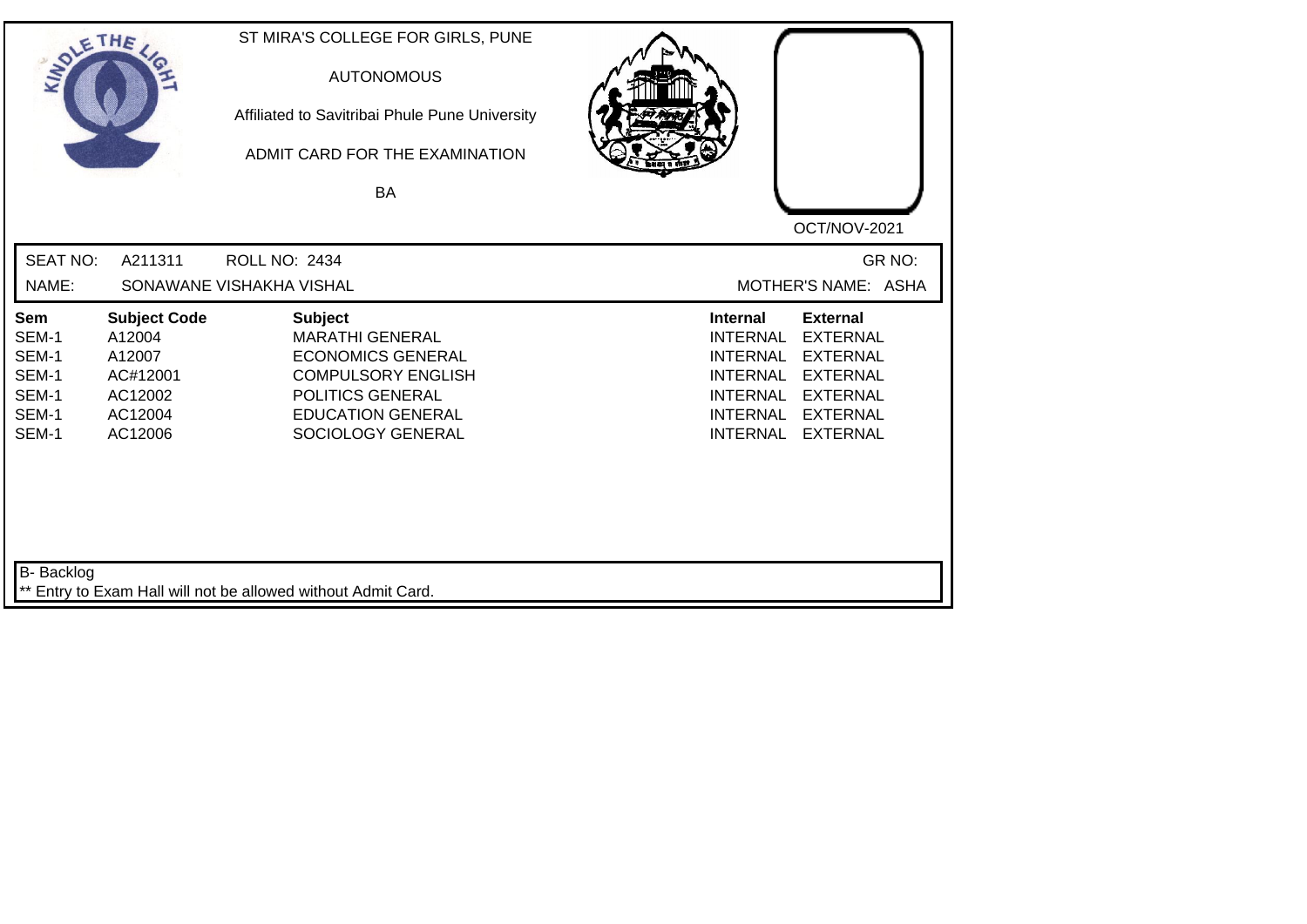ST MIRA'S COLLEGE FOR GIRLS, PUNE

AUTONOMOUS

Affiliated to Savitribai Phule Pune University

ADMIT CARD FOR THE EXAMINATION

BA

OCT/NOV-2021

SEAT NO: A211311 ROLL NO: 2434 GR NO:

NAME: SONAWANE VISHAKHA VISHAL MOTHER'S NAME: ASHA

| Sem | Subject Code | Subject | Internal | External |
|---|---|---|---|---|
| SEM-1 | A12004 | MARATHI GENERAL | INTERNAL | EXTERNAL |
| SEM-1 | A12007 | ECONOMICS GENERAL | INTERNAL | EXTERNAL |
| SEM-1 | AC#12001 | COMPULSORY ENGLISH | INTERNAL | EXTERNAL |
| SEM-1 | AC12002 | POLITICS GENERAL | INTERNAL | EXTERNAL |
| SEM-1 | AC12004 | EDUCATION GENERAL | INTERNAL | EXTERNAL |
| SEM-1 | AC12006 | SOCIOLOGY GENERAL | INTERNAL | EXTERNAL |

B- Backlog

** Entry to Exam Hall will not be allowed without Admit Card.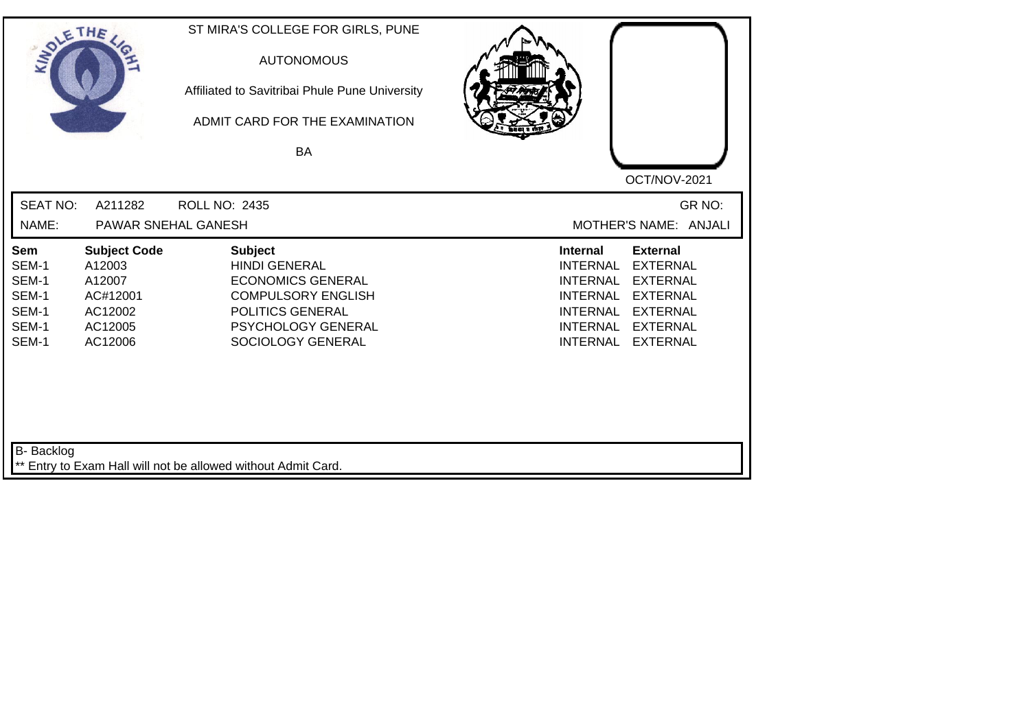ST MIRA'S COLLEGE FOR GIRLS, PUNE

AUTONOMOUS

Affiliated to Savitribai Phule Pune University

ADMIT CARD FOR THE EXAMINATION

BA

OCT/NOV-2021

SEAT NO: A211282 ROLL NO: 2435 GR NO:

NAME: PAWAR SNEHAL GANESH MOTHER'S NAME: ANJALI

| Sem | Subject Code | Subject | Internal | External |
|---|---|---|---|---|
| SEM-1 | A12003 | HINDI GENERAL | INTERNAL | EXTERNAL |
| SEM-1 | A12007 | ECONOMICS GENERAL | INTERNAL | EXTERNAL |
| SEM-1 | AC#12001 | COMPULSORY ENGLISH | INTERNAL | EXTERNAL |
| SEM-1 | AC12002 | POLITICS GENERAL | INTERNAL | EXTERNAL |
| SEM-1 | AC12005 | PSYCHOLOGY GENERAL | INTERNAL | EXTERNAL |
| SEM-1 | AC12006 | SOCIOLOGY GENERAL | INTERNAL | EXTERNAL |

B- Backlog

** Entry to Exam Hall will not be allowed without Admit Card.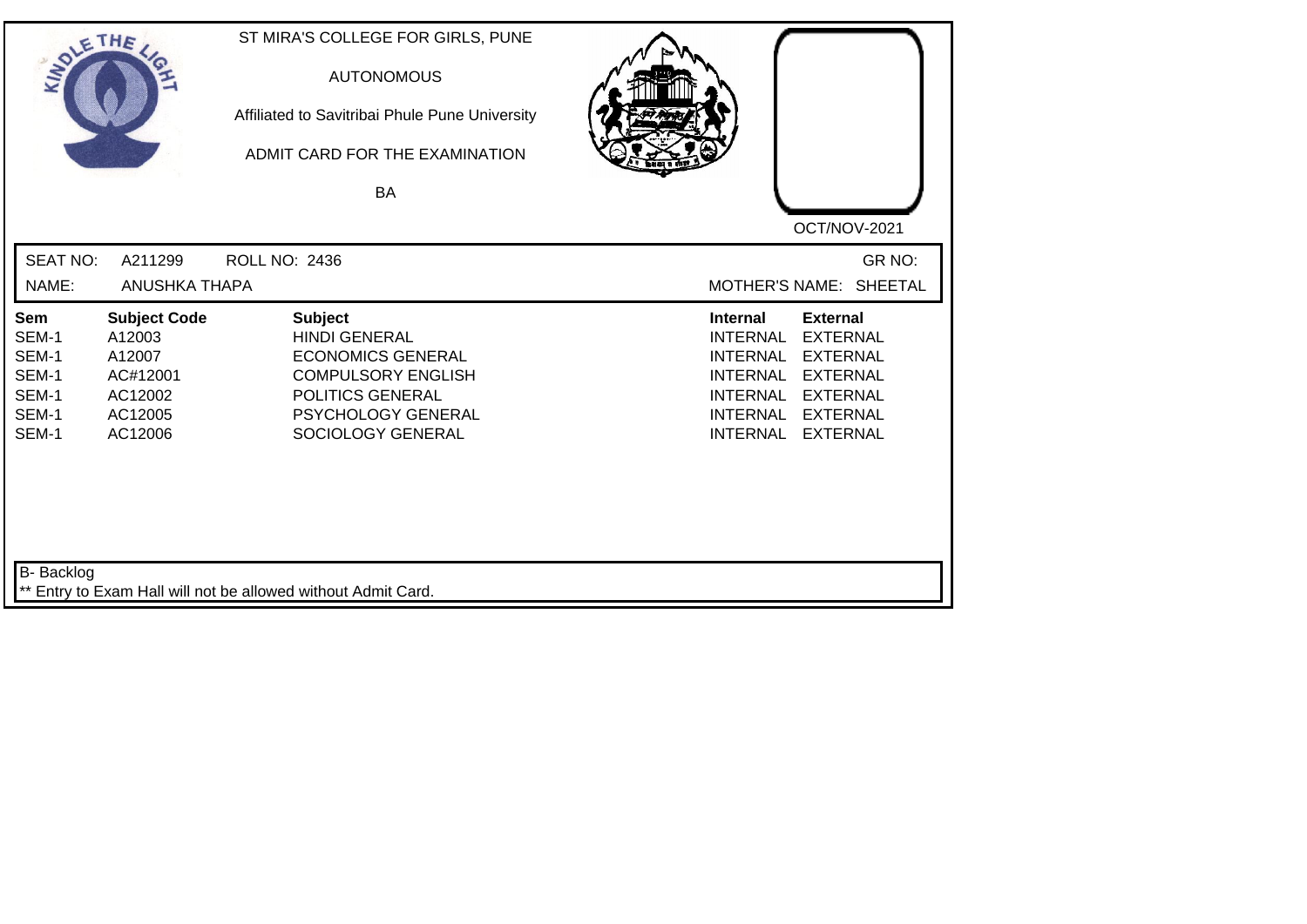ST MIRA'S COLLEGE FOR GIRLS, PUNE

AUTONOMOUS

Affiliated to Savitribai Phule Pune University

ADMIT CARD FOR THE EXAMINATION

BA

OCT/NOV-2021

SEAT NO: A211299 ROLL NO: 2436 GR NO:

NAME: ANUSHKA THAPA MOTHER'S NAME: SHEETAL

| Sem | Subject Code | Subject | Internal | External |
|---|---|---|---|---|
| SEM-1 | A12003 | HINDI GENERAL | INTERNAL | EXTERNAL |
| SEM-1 | A12007 | ECONOMICS GENERAL | INTERNAL | EXTERNAL |
| SEM-1 | AC#12001 | COMPULSORY ENGLISH | INTERNAL | EXTERNAL |
| SEM-1 | AC12002 | POLITICS GENERAL | INTERNAL | EXTERNAL |
| SEM-1 | AC12005 | PSYCHOLOGY GENERAL | INTERNAL | EXTERNAL |
| SEM-1 | AC12006 | SOCIOLOGY GENERAL | INTERNAL | EXTERNAL |

B- Backlog

** Entry to Exam Hall will not be allowed without Admit Card.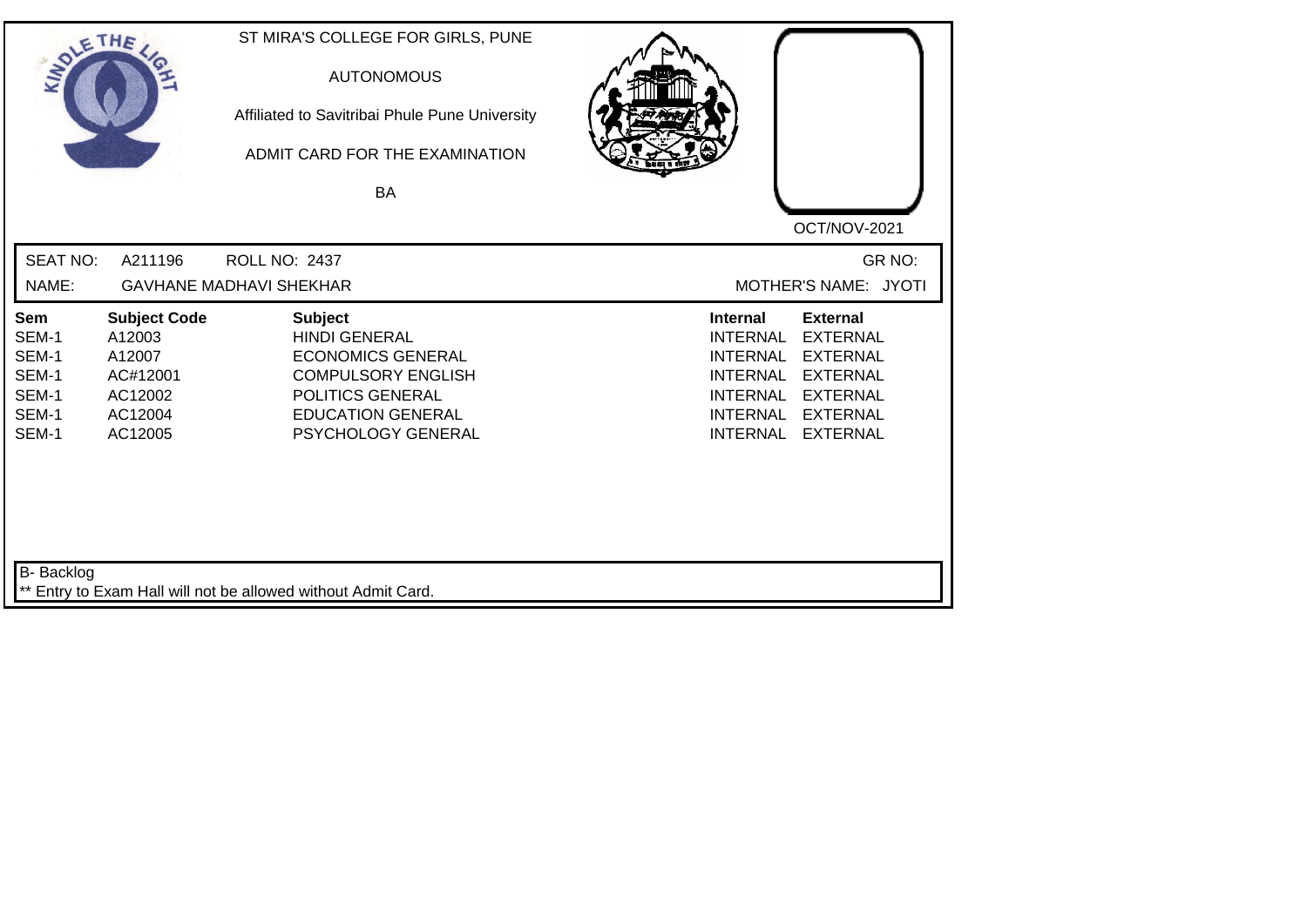ST MIRA'S COLLEGE FOR GIRLS, PUNE

AUTONOMOUS

Affiliated to Savitribai Phule Pune University

ADMIT CARD FOR THE EXAMINATION

BA

OCT/NOV-2021

SEAT NO: A211196 ROLL NO: 2437 GR NO:

NAME: GAVHANE MADHAVI SHEKHAR MOTHER'S NAME: JYOTI

| Sem | Subject Code | Subject | Internal | External |
|---|---|---|---|---|
| SEM-1 | A12003 | HINDI GENERAL | INTERNAL | EXTERNAL |
| SEM-1 | A12007 | ECONOMICS GENERAL | INTERNAL | EXTERNAL |
| SEM-1 | AC#12001 | COMPULSORY ENGLISH | INTERNAL | EXTERNAL |
| SEM-1 | AC12002 | POLITICS GENERAL | INTERNAL | EXTERNAL |
| SEM-1 | AC12004 | EDUCATION GENERAL | INTERNAL | EXTERNAL |
| SEM-1 | AC12005 | PSYCHOLOGY GENERAL | INTERNAL | EXTERNAL |

B- Backlog

** Entry to Exam Hall will not be allowed without Admit Card.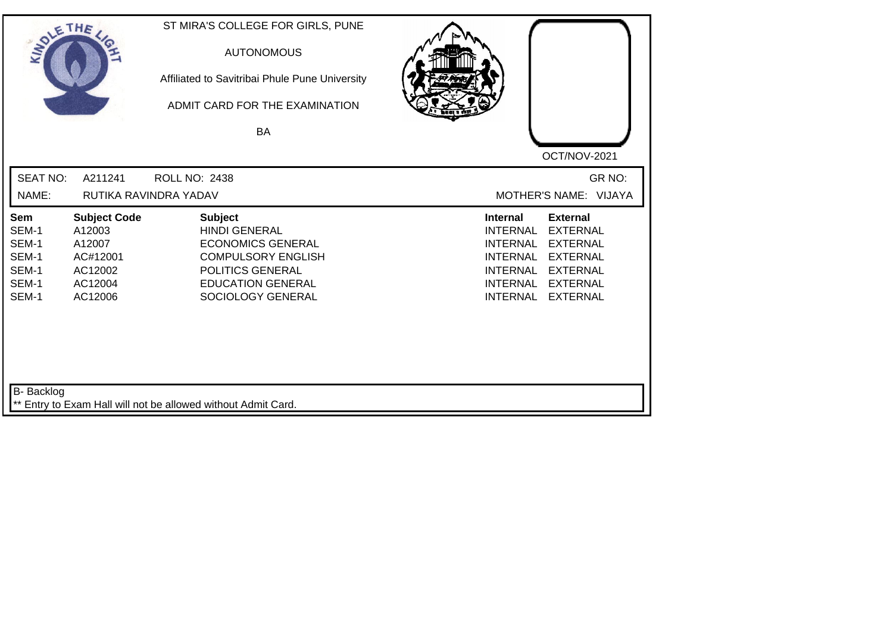ST MIRA'S COLLEGE FOR GIRLS, PUNE

AUTONOMOUS

Affiliated to Savitribai Phule Pune University

ADMIT CARD FOR THE EXAMINATION

BA

OCT/NOV-2021

SEAT NO: A211241 ROLL NO: 2438 GR NO:

NAME: RUTIKA RAVINDRA YADAV MOTHER'S NAME: VIJAYA

| Sem | Subject Code | Subject | Internal | External |
|---|---|---|---|---|
| SEM-1 | A12003 | HINDI GENERAL | INTERNAL | EXTERNAL |
| SEM-1 | A12007 | ECONOMICS GENERAL | INTERNAL | EXTERNAL |
| SEM-1 | AC#12001 | COMPULSORY ENGLISH | INTERNAL | EXTERNAL |
| SEM-1 | AC12002 | POLITICS GENERAL | INTERNAL | EXTERNAL |
| SEM-1 | AC12004 | EDUCATION GENERAL | INTERNAL | EXTERNAL |
| SEM-1 | AC12006 | SOCIOLOGY GENERAL | INTERNAL | EXTERNAL |

B- Backlog

** Entry to Exam Hall will not be allowed without Admit Card.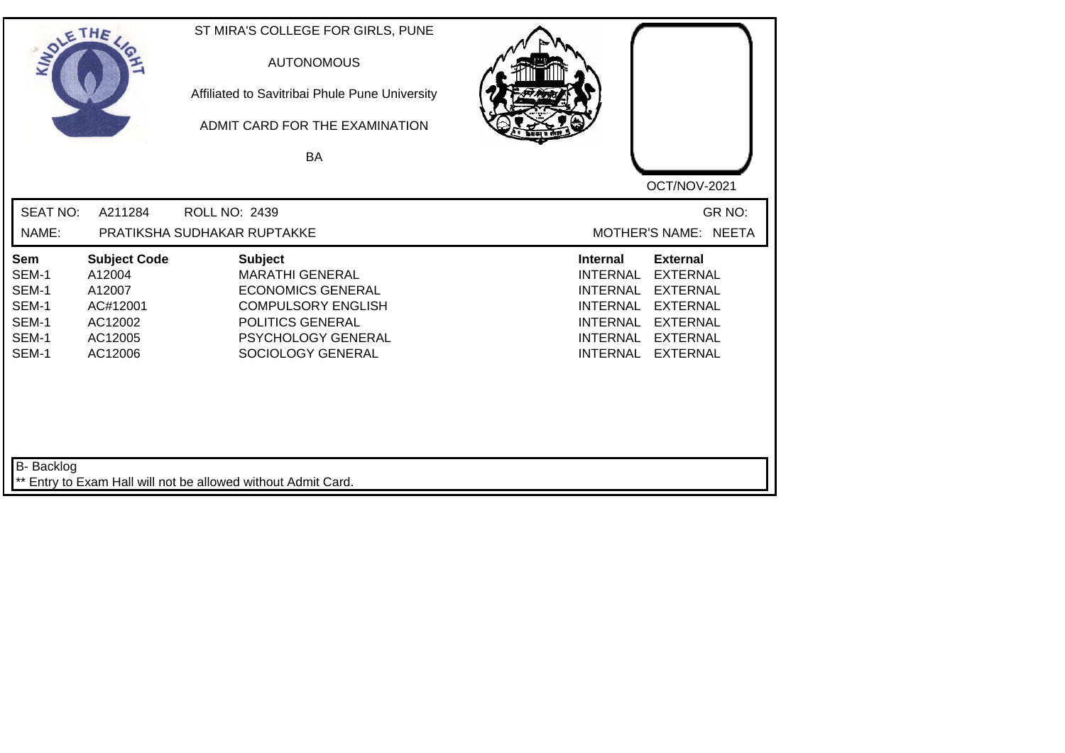ST MIRA'S COLLEGE FOR GIRLS, PUNE

AUTONOMOUS

Affiliated to Savitribai Phule Pune University

ADMIT CARD FOR THE EXAMINATION

BA

OCT/NOV-2021

SEAT NO: A211284 ROLL NO: 2439 GR NO:

NAME: PRATIKSHA SUDHAKAR RUPTAKKE MOTHER'S NAME: NEETA

| Sem | Subject Code | Subject | Internal | External |
|---|---|---|---|---|
| SEM-1 | A12004 | MARATHI GENERAL | INTERNAL | EXTERNAL |
| SEM-1 | A12007 | ECONOMICS GENERAL | INTERNAL | EXTERNAL |
| SEM-1 | AC#12001 | COMPULSORY ENGLISH | INTERNAL | EXTERNAL |
| SEM-1 | AC12002 | POLITICS GENERAL | INTERNAL | EXTERNAL |
| SEM-1 | AC12005 | PSYCHOLOGY GENERAL | INTERNAL | EXTERNAL |
| SEM-1 | AC12006 | SOCIOLOGY GENERAL | INTERNAL | EXTERNAL |

B- Backlog

** Entry to Exam Hall will not be allowed without Admit Card.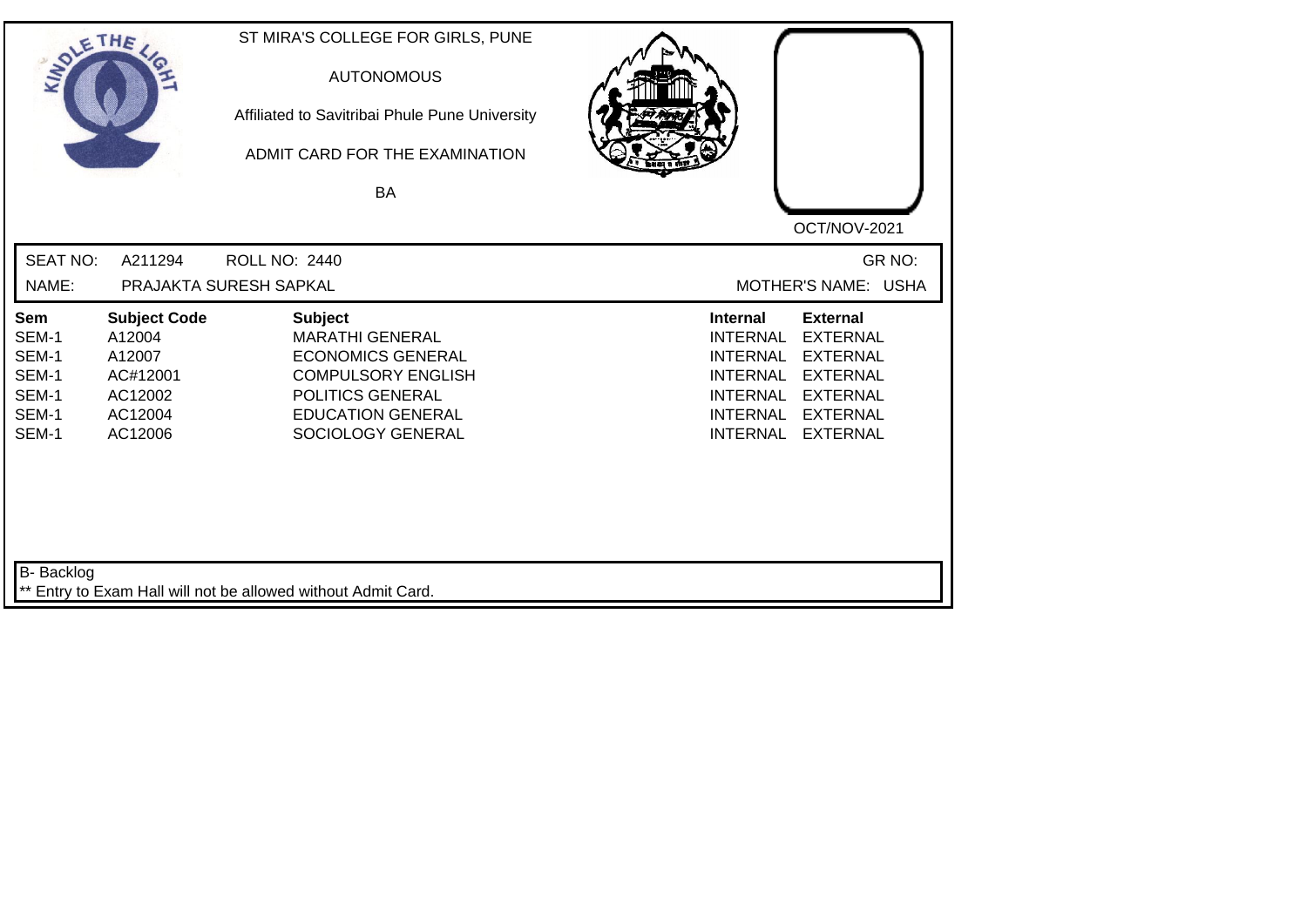ST MIRA'S COLLEGE FOR GIRLS, PUNE

AUTONOMOUS

Affiliated to Savitribai Phule Pune University

ADMIT CARD FOR THE EXAMINATION

BA

OCT/NOV-2021

SEAT NO: A211294 ROLL NO: 2440 GR NO:

NAME: PRAJAKTA SURESH SAPKAL MOTHER'S NAME: USHA

| Sem | Subject Code | Subject | Internal | External |
|---|---|---|---|---|
| SEM-1 | A12004 | MARATHI GENERAL | INTERNAL | EXTERNAL |
| SEM-1 | A12007 | ECONOMICS GENERAL | INTERNAL | EXTERNAL |
| SEM-1 | AC#12001 | COMPULSORY ENGLISH | INTERNAL | EXTERNAL |
| SEM-1 | AC12002 | POLITICS GENERAL | INTERNAL | EXTERNAL |
| SEM-1 | AC12004 | EDUCATION GENERAL | INTERNAL | EXTERNAL |
| SEM-1 | AC12006 | SOCIOLOGY GENERAL | INTERNAL | EXTERNAL |

B- Backlog

** Entry to Exam Hall will not be allowed without Admit Card.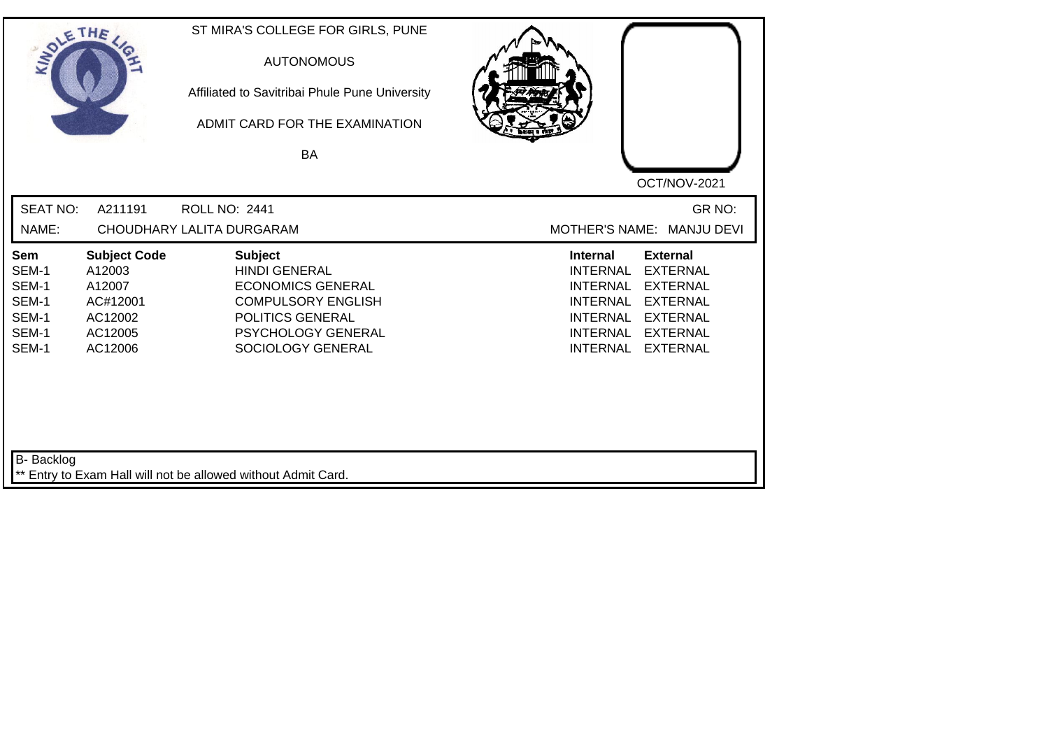ST MIRA'S COLLEGE FOR GIRLS, PUNE

AUTONOMOUS

Affiliated to Savitribai Phule Pune University

ADMIT CARD FOR THE EXAMINATION

BA

OCT/NOV-2021

SEAT NO: A211191 ROLL NO: 2441 GR NO:

NAME: CHOUDHARY LALITA DURGARAM MOTHER'S NAME: MANJU DEVI

| Sem | Subject Code | Subject | Internal | External |
|---|---|---|---|---|
| SEM-1 | A12003 | HINDI GENERAL | INTERNAL | EXTERNAL |
| SEM-1 | A12007 | ECONOMICS GENERAL | INTERNAL | EXTERNAL |
| SEM-1 | AC#12001 | COMPULSORY ENGLISH | INTERNAL | EXTERNAL |
| SEM-1 | AC12002 | POLITICS GENERAL | INTERNAL | EXTERNAL |
| SEM-1 | AC12005 | PSYCHOLOGY GENERAL | INTERNAL | EXTERNAL |
| SEM-1 | AC12006 | SOCIOLOGY GENERAL | INTERNAL | EXTERNAL |

B- Backlog

** Entry to Exam Hall will not be allowed without Admit Card.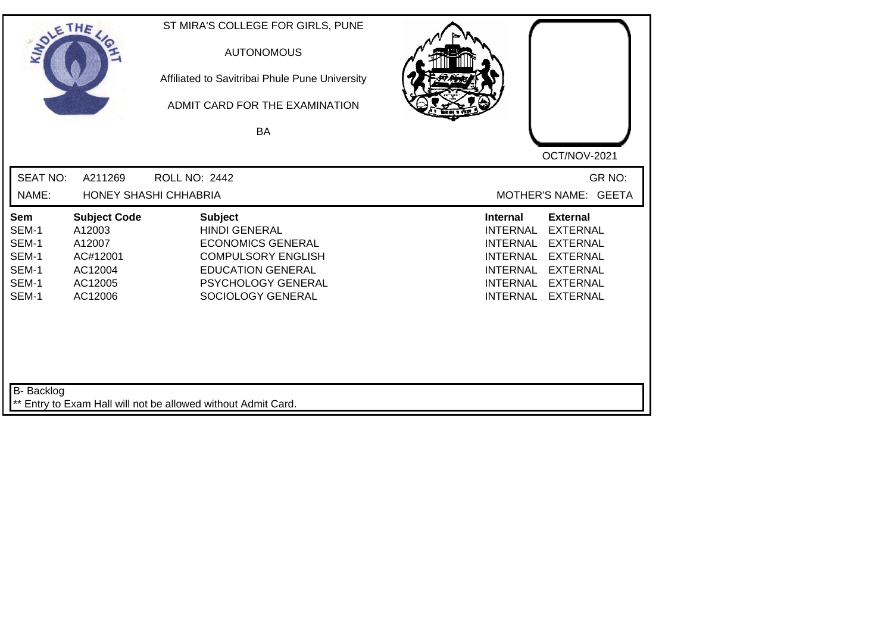ST MIRA'S COLLEGE FOR GIRLS, PUNE

AUTONOMOUS

Affiliated to Savitribai Phule Pune University

ADMIT CARD FOR THE EXAMINATION

BA

OCT/NOV-2021

SEAT NO: A211269 ROLL NO: 2442 GR NO:

NAME: HONEY SHASHI CHHABRIA MOTHER'S NAME: GEETA

| Sem | Subject Code | Subject | Internal | External |
|---|---|---|---|---|
| SEM-1 | A12003 | HINDI GENERAL | INTERNAL | EXTERNAL |
| SEM-1 | A12007 | ECONOMICS GENERAL | INTERNAL | EXTERNAL |
| SEM-1 | AC#12001 | COMPULSORY ENGLISH | INTERNAL | EXTERNAL |
| SEM-1 | AC12004 | EDUCATION GENERAL | INTERNAL | EXTERNAL |
| SEM-1 | AC12005 | PSYCHOLOGY GENERAL | INTERNAL | EXTERNAL |
| SEM-1 | AC12006 | SOCIOLOGY GENERAL | INTERNAL | EXTERNAL |

B- Backlog

** Entry to Exam Hall will not be allowed without Admit Card.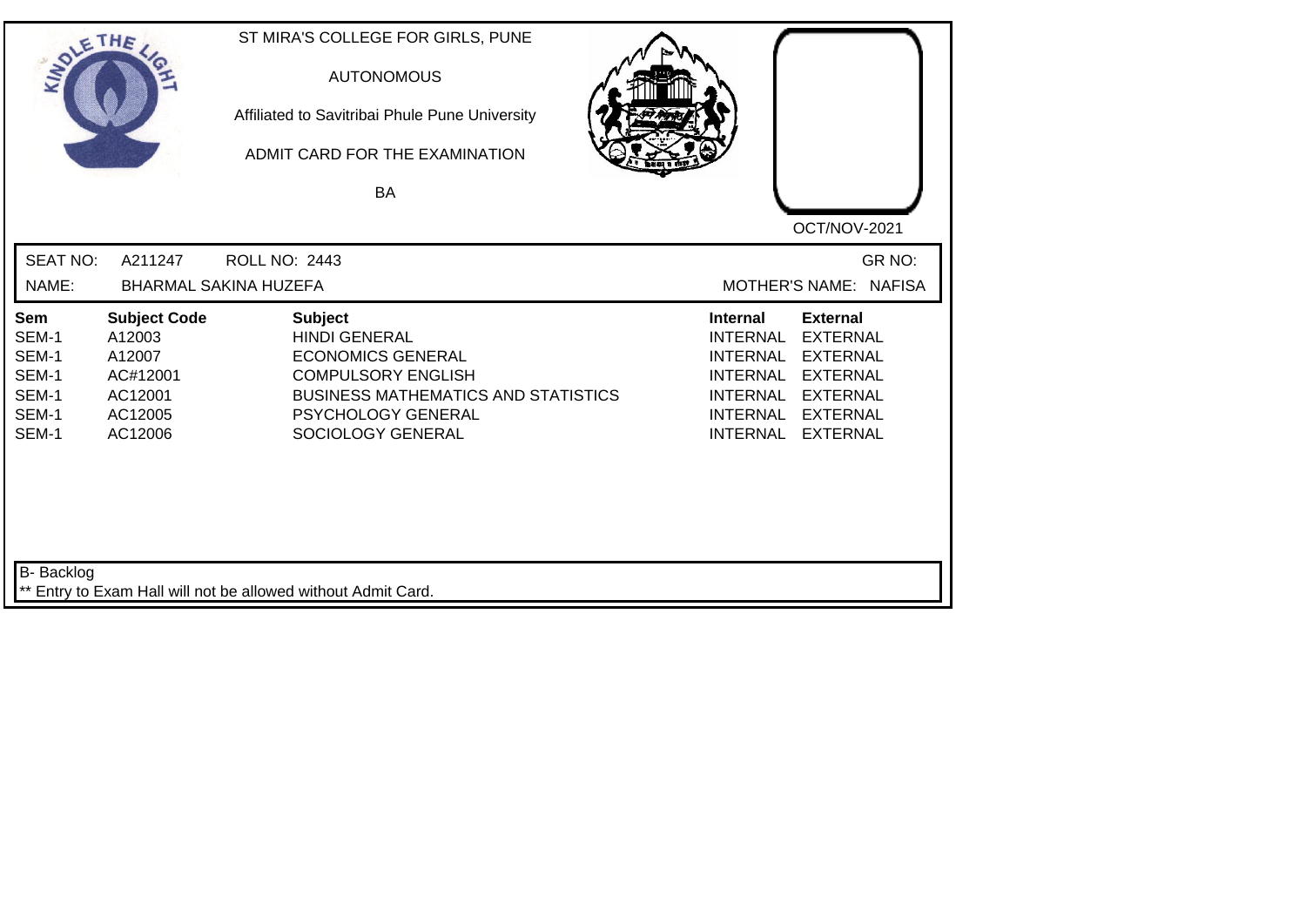ST MIRA'S COLLEGE FOR GIRLS, PUNE

AUTONOMOUS

Affiliated to Savitribai Phule Pune University

ADMIT CARD FOR THE EXAMINATION

BA

OCT/NOV-2021

SEAT NO: A211247 ROLL NO: 2443 GR NO:

NAME: BHARMAL SAKINA HUZEFA MOTHER'S NAME: NAFISA

| Sem | Subject Code | Subject | Internal | External |
|---|---|---|---|---|
| SEM-1 | A12003 | HINDI GENERAL | INTERNAL | EXTERNAL |
| SEM-1 | A12007 | ECONOMICS GENERAL | INTERNAL | EXTERNAL |
| SEM-1 | AC#12001 | COMPULSORY ENGLISH | INTERNAL | EXTERNAL |
| SEM-1 | AC12001 | BUSINESS MATHEMATICS AND STATISTICS | INTERNAL | EXTERNAL |
| SEM-1 | AC12005 | PSYCHOLOGY GENERAL | INTERNAL | EXTERNAL |
| SEM-1 | AC12006 | SOCIOLOGY GENERAL | INTERNAL | EXTERNAL |

B- Backlog

** Entry to Exam Hall will not be allowed without Admit Card.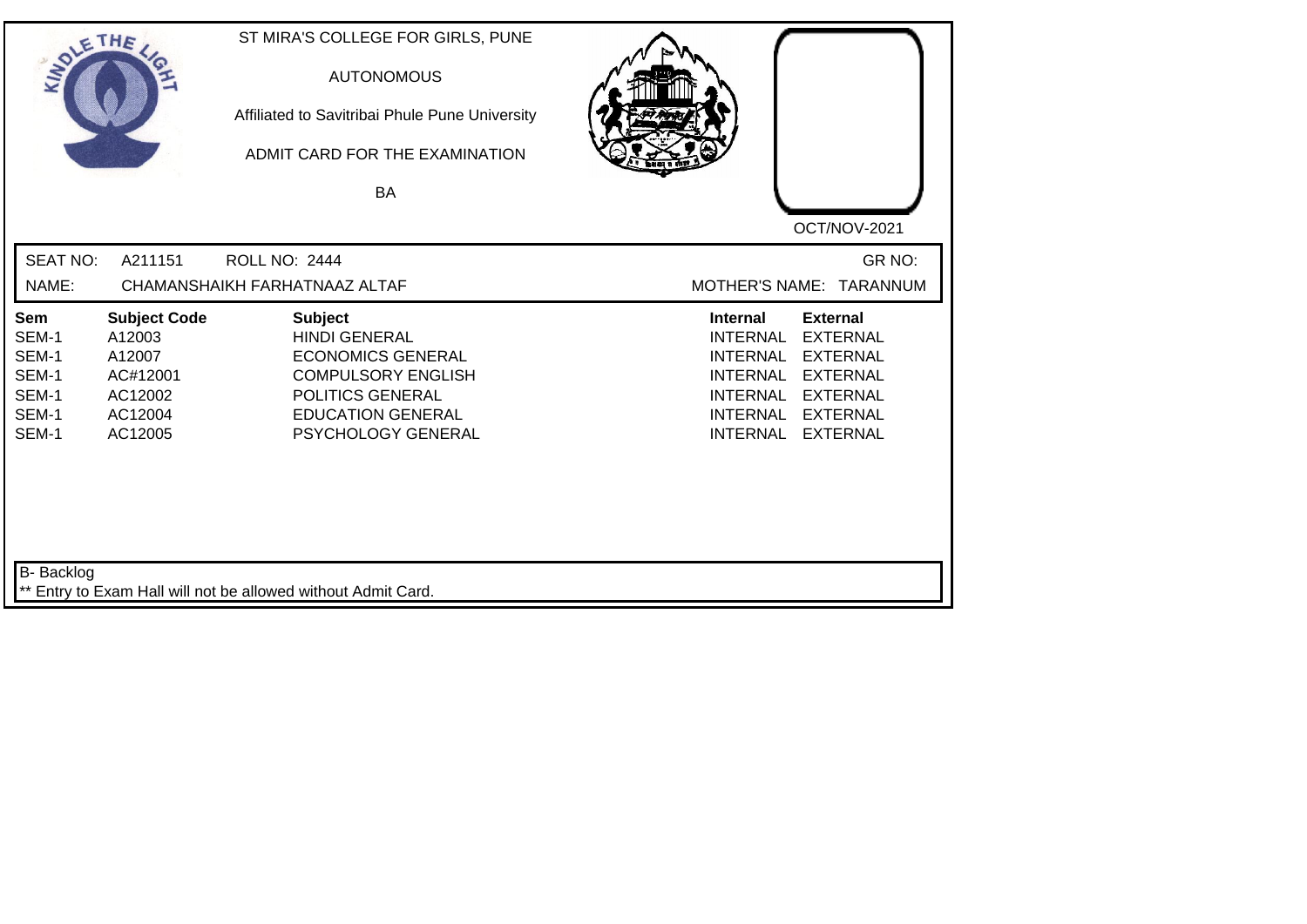ST MIRA'S COLLEGE FOR GIRLS, PUNE

AUTONOMOUS

Affiliated to Savitribai Phule Pune University

ADMIT CARD FOR THE EXAMINATION

BA

OCT/NOV-2021

SEAT NO: A211151 ROLL NO: 2444 GR NO:

NAME: CHAMANSHAIKH FARHATNAAZ ALTAF MOTHER'S NAME: TARANNUM

| Sem | Subject Code | Subject | Internal | External |
|---|---|---|---|---|
| SEM-1 | A12003 | HINDI GENERAL | INTERNAL | EXTERNAL |
| SEM-1 | A12007 | ECONOMICS GENERAL | INTERNAL | EXTERNAL |
| SEM-1 | AC#12001 | COMPULSORY ENGLISH | INTERNAL | EXTERNAL |
| SEM-1 | AC12002 | POLITICS GENERAL | INTERNAL | EXTERNAL |
| SEM-1 | AC12004 | EDUCATION GENERAL | INTERNAL | EXTERNAL |
| SEM-1 | AC12005 | PSYCHOLOGY GENERAL | INTERNAL | EXTERNAL |

B- Backlog

** Entry to Exam Hall will not be allowed without Admit Card.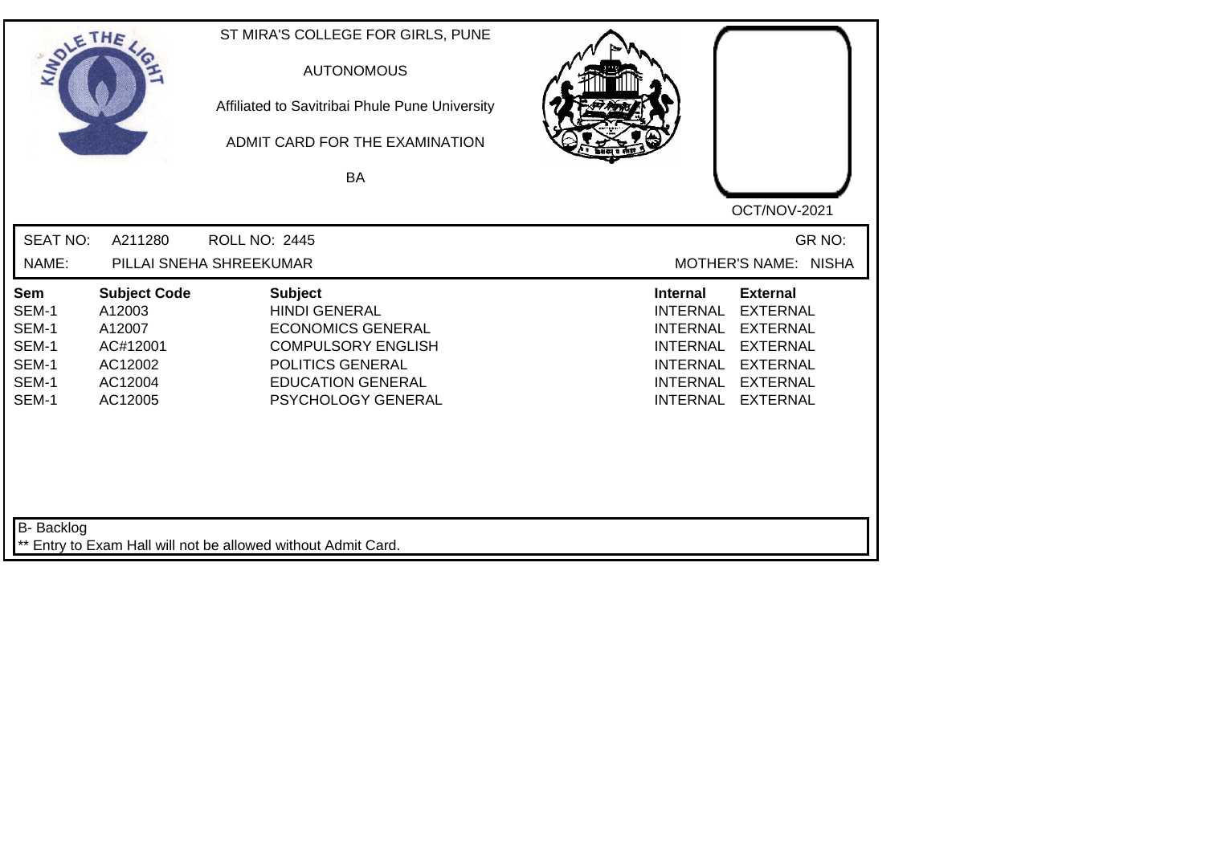ST MIRA'S COLLEGE FOR GIRLS, PUNE

AUTONOMOUS

Affiliated to Savitribai Phule Pune University

ADMIT CARD FOR THE EXAMINATION

BA

OCT/NOV-2021

SEAT NO: A211280 ROLL NO: 2445 GR NO:

NAME: PILLAI SNEHA SHREEKUMAR MOTHER'S NAME: NISHA

| Sem | Subject Code | Subject | Internal | External |
|---|---|---|---|---|
| SEM-1 | A12003 | HINDI GENERAL | INTERNAL | EXTERNAL |
| SEM-1 | A12007 | ECONOMICS GENERAL | INTERNAL | EXTERNAL |
| SEM-1 | AC#12001 | COMPULSORY ENGLISH | INTERNAL | EXTERNAL |
| SEM-1 | AC12002 | POLITICS GENERAL | INTERNAL | EXTERNAL |
| SEM-1 | AC12004 | EDUCATION GENERAL | INTERNAL | EXTERNAL |
| SEM-1 | AC12005 | PSYCHOLOGY GENERAL | INTERNAL | EXTERNAL |

B- Backlog

** Entry to Exam Hall will not be allowed without Admit Card.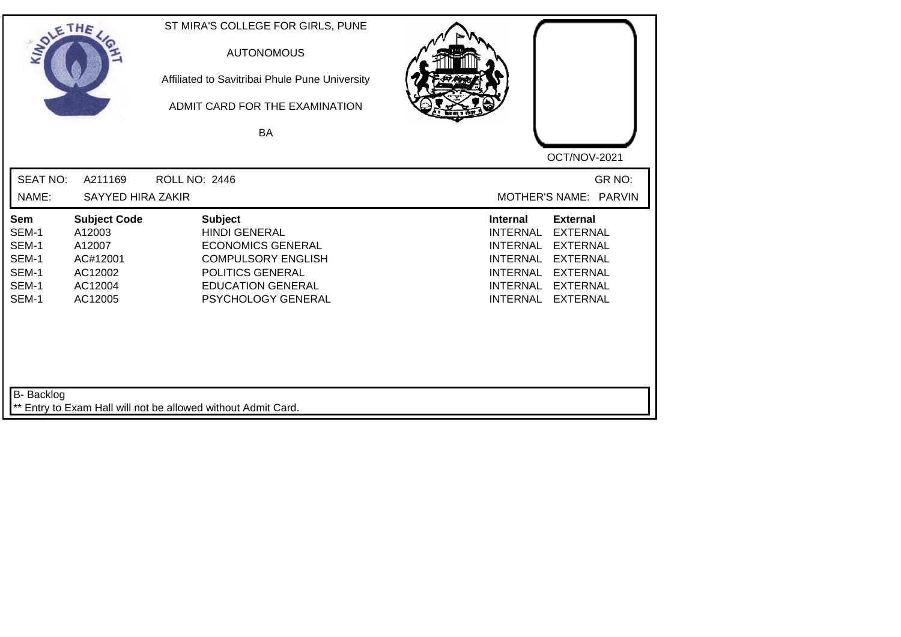ST MIRA'S COLLEGE FOR GIRLS, PUNE

AUTONOMOUS

Affiliated to Savitribai Phule Pune University

ADMIT CARD FOR THE EXAMINATION

BA

OCT/NOV-2021

SEAT NO: A211169 ROLL NO: 2446 GR NO:

NAME: SAYYED HIRA ZAKIR MOTHER'S NAME: PARVIN

| Sem | Subject Code | Subject | Internal | External |
|---|---|---|---|---|
| SEM-1 | A12003 | HINDI GENERAL | INTERNAL | EXTERNAL |
| SEM-1 | A12007 | ECONOMICS GENERAL | INTERNAL | EXTERNAL |
| SEM-1 | AC#12001 | COMPULSORY ENGLISH | INTERNAL | EXTERNAL |
| SEM-1 | AC12002 | POLITICS GENERAL | INTERNAL | EXTERNAL |
| SEM-1 | AC12004 | EDUCATION GENERAL | INTERNAL | EXTERNAL |
| SEM-1 | AC12005 | PSYCHOLOGY GENERAL | INTERNAL | EXTERNAL |

B- Backlog

** Entry to Exam Hall will not be allowed without Admit Card.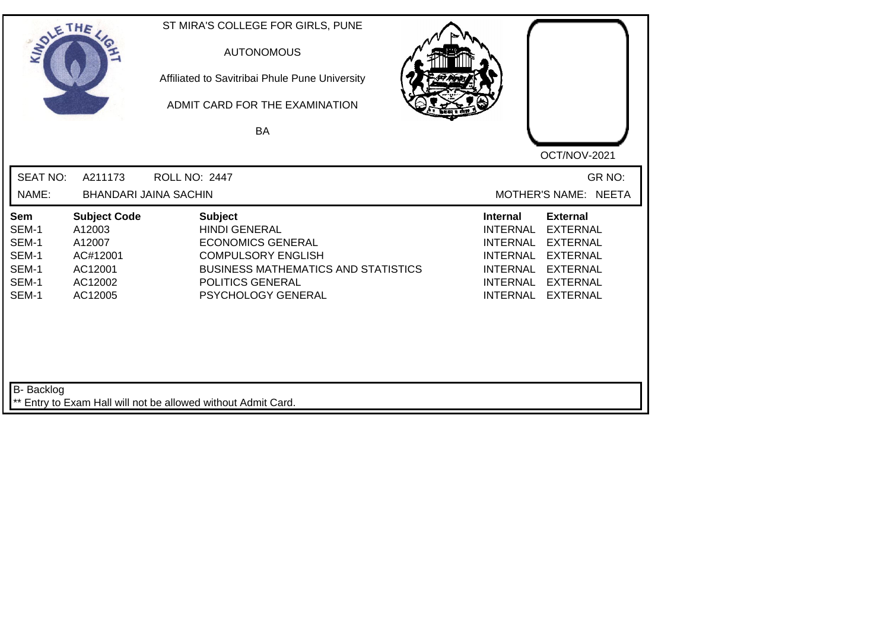ST MIRA'S COLLEGE FOR GIRLS, PUNE

AUTONOMOUS

Affiliated to Savitribai Phule Pune University

ADMIT CARD FOR THE EXAMINATION

BA

OCT/NOV-2021

SEAT NO: A211173 ROLL NO: 2447 GR NO:

NAME: BHANDARI JAINA SACHIN MOTHER'S NAME: NEETA

| Sem | Subject Code | Subject | Internal | External |
|---|---|---|---|---|
| SEM-1 | A12003 | HINDI GENERAL | INTERNAL | EXTERNAL |
| SEM-1 | A12007 | ECONOMICS GENERAL | INTERNAL | EXTERNAL |
| SEM-1 | AC#12001 | COMPULSORY ENGLISH | INTERNAL | EXTERNAL |
| SEM-1 | AC12001 | BUSINESS MATHEMATICS AND STATISTICS | INTERNAL | EXTERNAL |
| SEM-1 | AC12002 | POLITICS GENERAL | INTERNAL | EXTERNAL |
| SEM-1 | AC12005 | PSYCHOLOGY GENERAL | INTERNAL | EXTERNAL |

B- Backlog

** Entry to Exam Hall will not be allowed without Admit Card.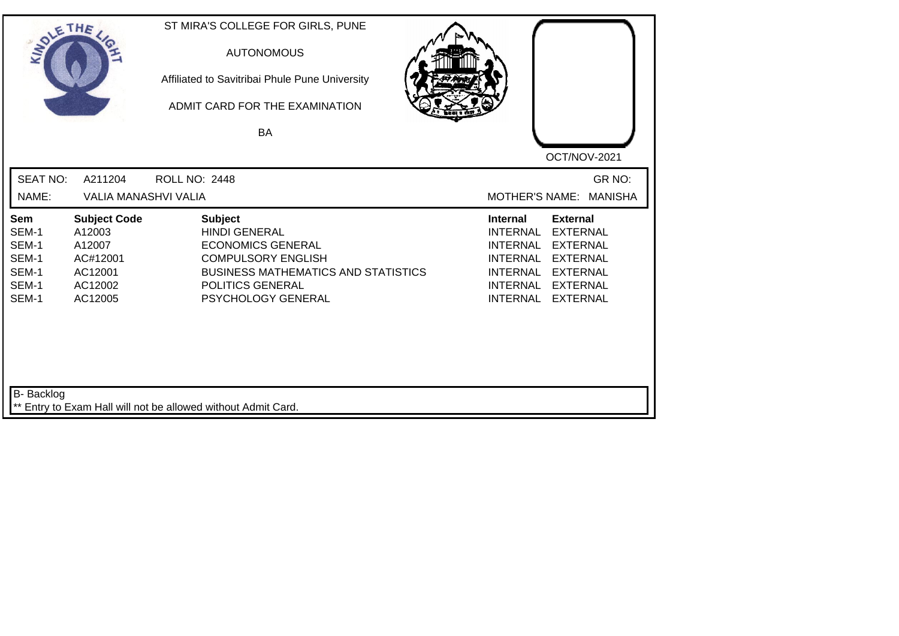ST MIRA'S COLLEGE FOR GIRLS, PUNE

AUTONOMOUS

Affiliated to Savitribai Phule Pune University

ADMIT CARD FOR THE EXAMINATION

BA

OCT/NOV-2021

SEAT NO: A211204 ROLL NO: 2448 GR NO:

NAME: VALIA MANASHVI VALIA MOTHER'S NAME: MANISHA

| Sem | Subject Code | Subject | Internal | External |
|---|---|---|---|---|
| SEM-1 | A12003 | HINDI GENERAL | INTERNAL | EXTERNAL |
| SEM-1 | A12007 | ECONOMICS GENERAL | INTERNAL | EXTERNAL |
| SEM-1 | AC#12001 | COMPULSORY ENGLISH | INTERNAL | EXTERNAL |
| SEM-1 | AC12001 | BUSINESS MATHEMATICS AND STATISTICS | INTERNAL | EXTERNAL |
| SEM-1 | AC12002 | POLITICS GENERAL | INTERNAL | EXTERNAL |
| SEM-1 | AC12005 | PSYCHOLOGY GENERAL | INTERNAL | EXTERNAL |

B- Backlog

** Entry to Exam Hall will not be allowed without Admit Card.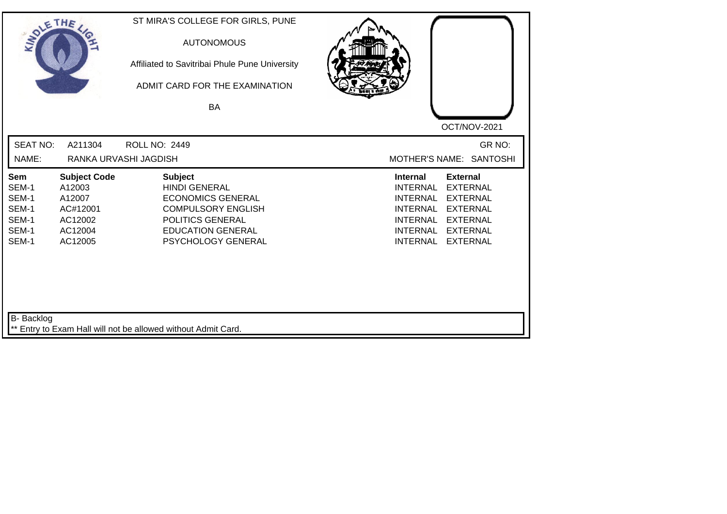ST MIRA'S COLLEGE FOR GIRLS, PUNE

AUTONOMOUS

Affiliated to Savitribai Phule Pune University

ADMIT CARD FOR THE EXAMINATION

BA

OCT/NOV-2021

SEAT NO: A211304 ROLL NO: 2449 GR NO:

NAME: RANKA URVASHI JAGDISH MOTHER'S NAME: SANTOSHI

| Sem | Subject Code | Subject | Internal | External |
|---|---|---|---|---|
| SEM-1 | A12003 | HINDI GENERAL | INTERNAL | EXTERNAL |
| SEM-1 | A12007 | ECONOMICS GENERAL | INTERNAL | EXTERNAL |
| SEM-1 | AC#12001 | COMPULSORY ENGLISH | INTERNAL | EXTERNAL |
| SEM-1 | AC12002 | POLITICS GENERAL | INTERNAL | EXTERNAL |
| SEM-1 | AC12004 | EDUCATION GENERAL | INTERNAL | EXTERNAL |
| SEM-1 | AC12005 | PSYCHOLOGY GENERAL | INTERNAL | EXTERNAL |

B- Backlog

** Entry to Exam Hall will not be allowed without Admit Card.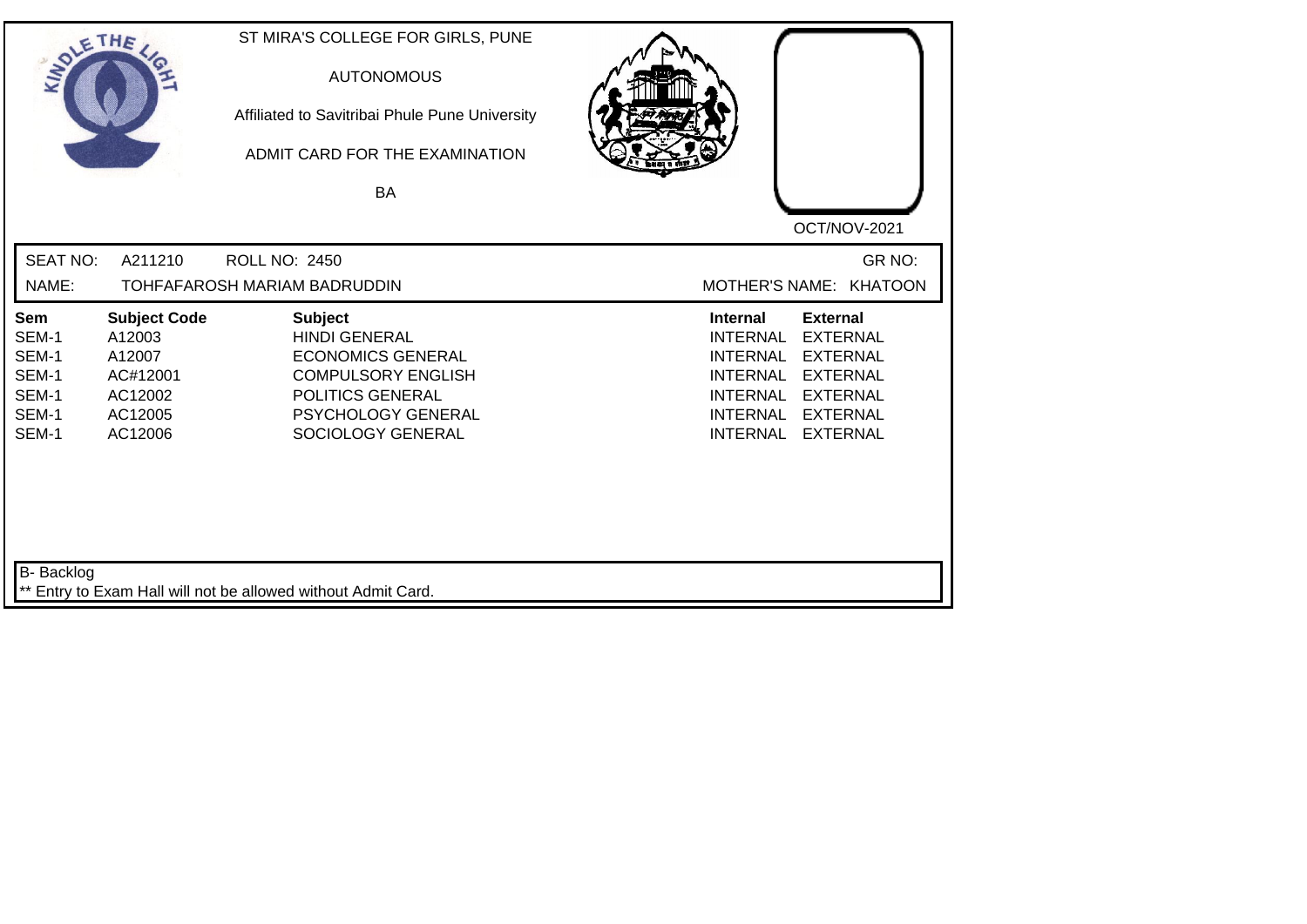ST MIRA'S COLLEGE FOR GIRLS, PUNE

AUTONOMOUS

Affiliated to Savitribai Phule Pune University

ADMIT CARD FOR THE EXAMINATION

BA

OCT/NOV-2021

SEAT NO: A211210 ROLL NO: 2450 GR NO:

NAME: TOHFAFAROSH MARIAM BADRUDDIN MOTHER'S NAME: KHATOON

| Sem | Subject Code | Subject | Internal | External |
|---|---|---|---|---|
| SEM-1 | A12003 | HINDI GENERAL | INTERNAL | EXTERNAL |
| SEM-1 | A12007 | ECONOMICS GENERAL | INTERNAL | EXTERNAL |
| SEM-1 | AC#12001 | COMPULSORY ENGLISH | INTERNAL | EXTERNAL |
| SEM-1 | AC12002 | POLITICS GENERAL | INTERNAL | EXTERNAL |
| SEM-1 | AC12005 | PSYCHOLOGY GENERAL | INTERNAL | EXTERNAL |
| SEM-1 | AC12006 | SOCIOLOGY GENERAL | INTERNAL | EXTERNAL |

B- Backlog

** Entry to Exam Hall will not be allowed without Admit Card.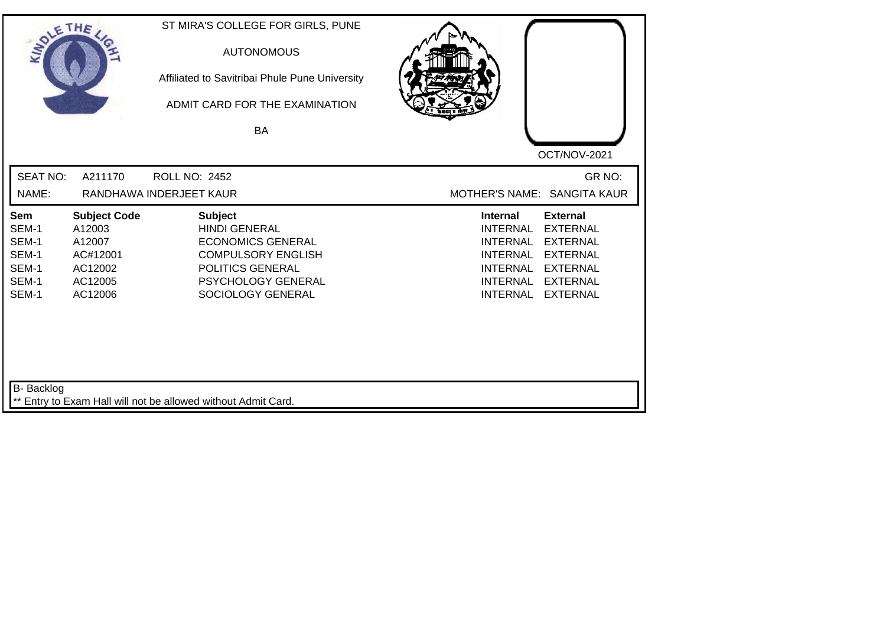ST MIRA'S COLLEGE FOR GIRLS, PUNE

AUTONOMOUS

Affiliated to Savitribai Phule Pune University

ADMIT CARD FOR THE EXAMINATION

BA

OCT/NOV-2021

SEAT NO: A211170 ROLL NO: 2452 GR NO:

NAME: RANDHAWA INDERJEET KAUR MOTHER'S NAME: SANGITA KAUR

| Sem | Subject Code | Subject | Internal | External |
|---|---|---|---|---|
| SEM-1 | A12003 | HINDI GENERAL | INTERNAL | EXTERNAL |
| SEM-1 | A12007 | ECONOMICS GENERAL | INTERNAL | EXTERNAL |
| SEM-1 | AC#12001 | COMPULSORY ENGLISH | INTERNAL | EXTERNAL |
| SEM-1 | AC12002 | POLITICS GENERAL | INTERNAL | EXTERNAL |
| SEM-1 | AC12005 | PSYCHOLOGY GENERAL | INTERNAL | EXTERNAL |
| SEM-1 | AC12006 | SOCIOLOGY GENERAL | INTERNAL | EXTERNAL |

B- Backlog

** Entry to Exam Hall will not be allowed without Admit Card.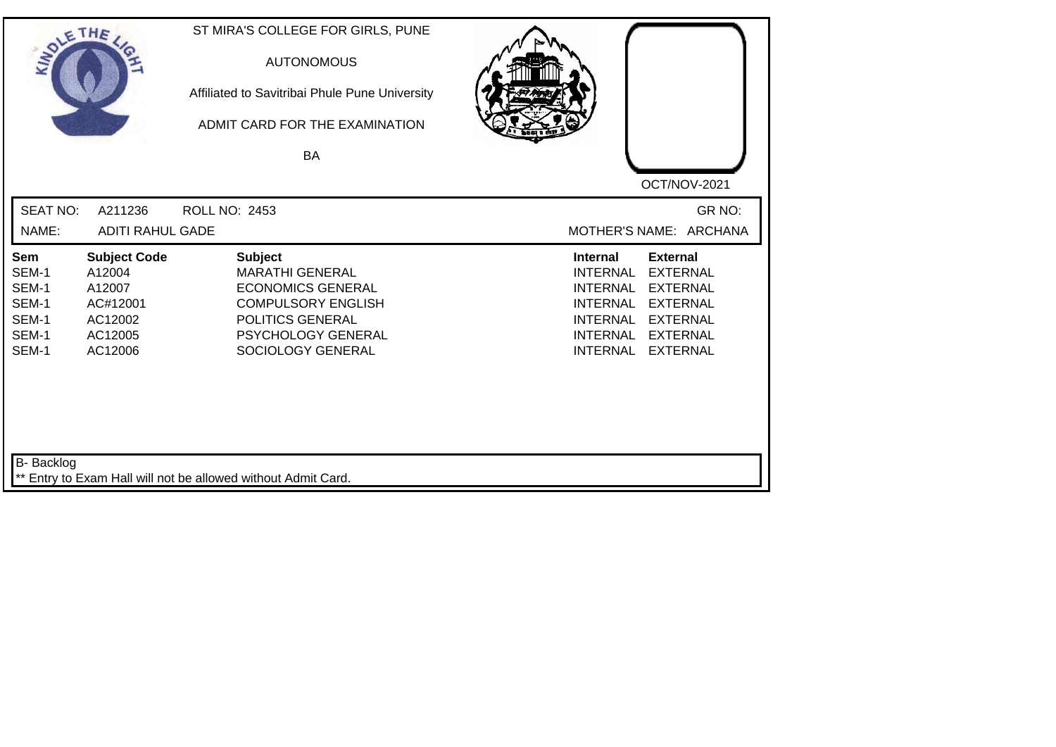ST MIRA'S COLLEGE FOR GIRLS, PUNE

AUTONOMOUS

Affiliated to Savitribai Phule Pune University

ADMIT CARD FOR THE EXAMINATION

BA

OCT/NOV-2021

SEAT NO: A211236 ROLL NO: 2453 GR NO:

NAME: ADITI RAHUL GADE MOTHER'S NAME: ARCHANA

| Sem | Subject Code | Subject | Internal | External |
|---|---|---|---|---|
| SEM-1 | A12004 | MARATHI GENERAL | INTERNAL | EXTERNAL |
| SEM-1 | A12007 | ECONOMICS GENERAL | INTERNAL | EXTERNAL |
| SEM-1 | AC#12001 | COMPULSORY ENGLISH | INTERNAL | EXTERNAL |
| SEM-1 | AC12002 | POLITICS GENERAL | INTERNAL | EXTERNAL |
| SEM-1 | AC12005 | PSYCHOLOGY GENERAL | INTERNAL | EXTERNAL |
| SEM-1 | AC12006 | SOCIOLOGY GENERAL | INTERNAL | EXTERNAL |

B- Backlog

** Entry to Exam Hall will not be allowed without Admit Card.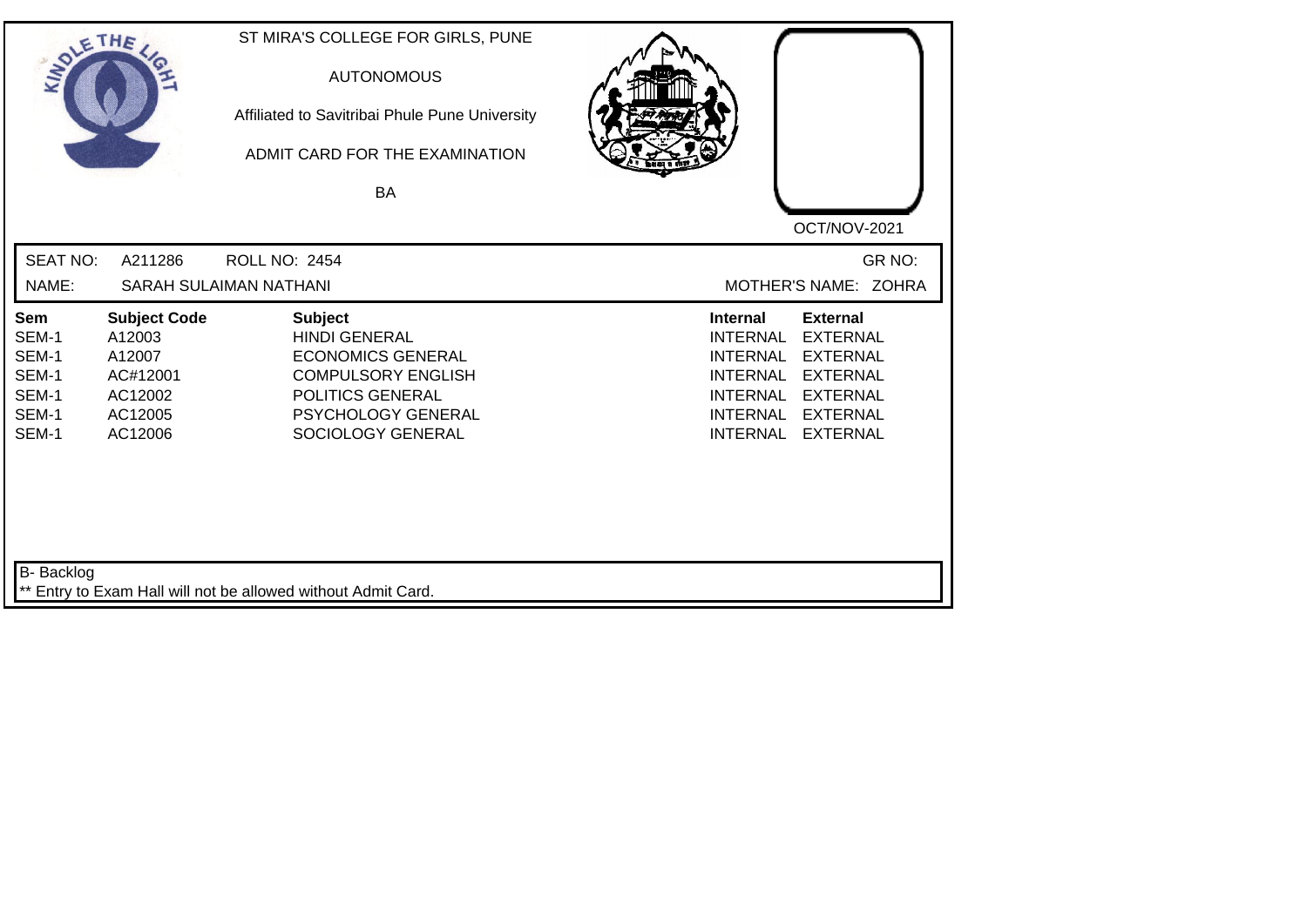ST MIRA'S COLLEGE FOR GIRLS, PUNE

AUTONOMOUS

Affiliated to Savitribai Phule Pune University

ADMIT CARD FOR THE EXAMINATION

BA

OCT/NOV-2021

SEAT NO: A211286 ROLL NO: 2454 GR NO:

NAME: SARAH SULAIMAN NATHANI MOTHER'S NAME: ZOHRA

| Sem | Subject Code | Subject | Internal | External |
|---|---|---|---|---|
| SEM-1 | A12003 | HINDI GENERAL | INTERNAL | EXTERNAL |
| SEM-1 | A12007 | ECONOMICS GENERAL | INTERNAL | EXTERNAL |
| SEM-1 | AC#12001 | COMPULSORY ENGLISH | INTERNAL | EXTERNAL |
| SEM-1 | AC12002 | POLITICS GENERAL | INTERNAL | EXTERNAL |
| SEM-1 | AC12005 | PSYCHOLOGY GENERAL | INTERNAL | EXTERNAL |
| SEM-1 | AC12006 | SOCIOLOGY GENERAL | INTERNAL | EXTERNAL |

B- Backlog

** Entry to Exam Hall will not be allowed without Admit Card.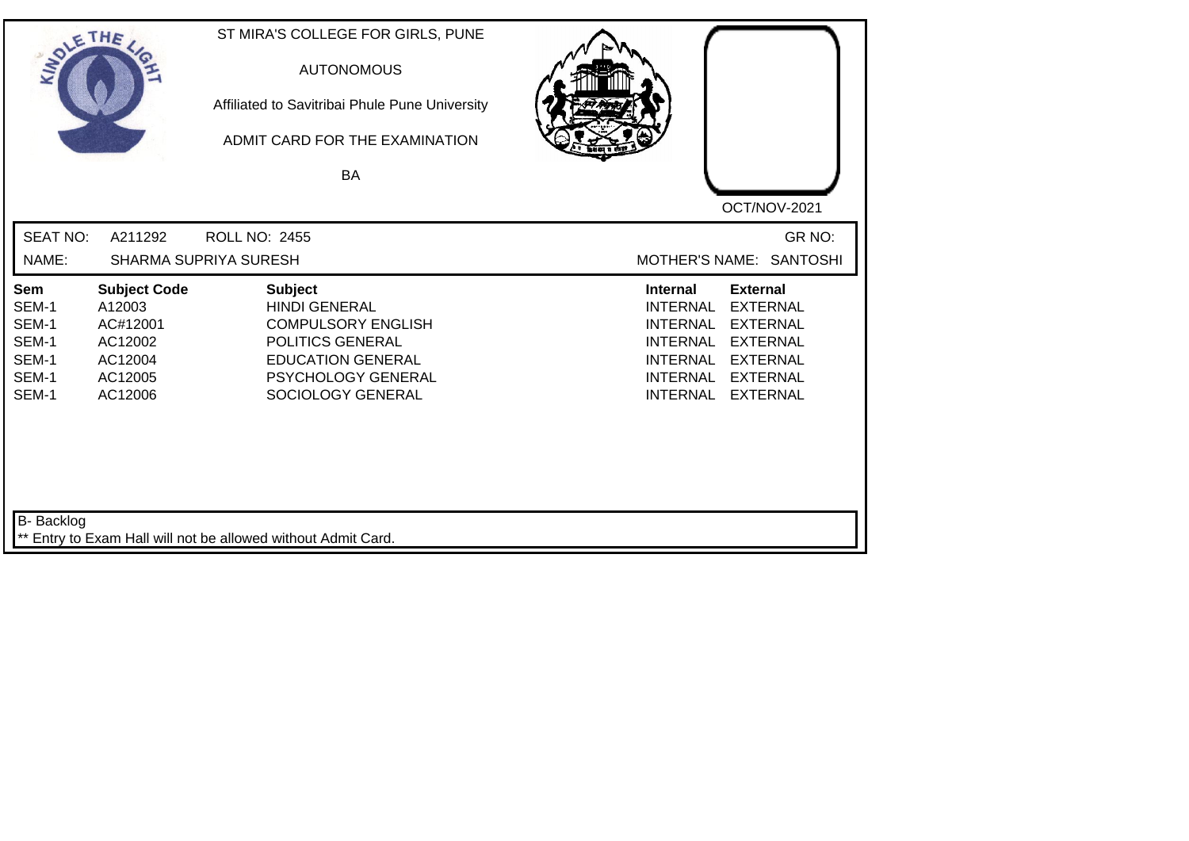ST MIRA'S COLLEGE FOR GIRLS, PUNE

AUTONOMOUS

Affiliated to Savitribai Phule Pune University

ADMIT CARD FOR THE EXAMINATION

BA

OCT/NOV-2021

SEAT NO: A211292 ROLL NO: 2455 GR NO:

NAME: SHARMA SUPRIYA SURESH MOTHER'S NAME: SANTOSHI

| Sem | Subject Code | Subject | Internal | External |
|---|---|---|---|---|
| SEM-1 | A12003 | HINDI GENERAL | INTERNAL | EXTERNAL |
| SEM-1 | AC#12001 | COMPULSORY ENGLISH | INTERNAL | EXTERNAL |
| SEM-1 | AC12002 | POLITICS GENERAL | INTERNAL | EXTERNAL |
| SEM-1 | AC12004 | EDUCATION GENERAL | INTERNAL | EXTERNAL |
| SEM-1 | AC12005 | PSYCHOLOGY GENERAL | INTERNAL | EXTERNAL |
| SEM-1 | AC12006 | SOCIOLOGY GENERAL | INTERNAL | EXTERNAL |

B- Backlog

** Entry to Exam Hall will not be allowed without Admit Card.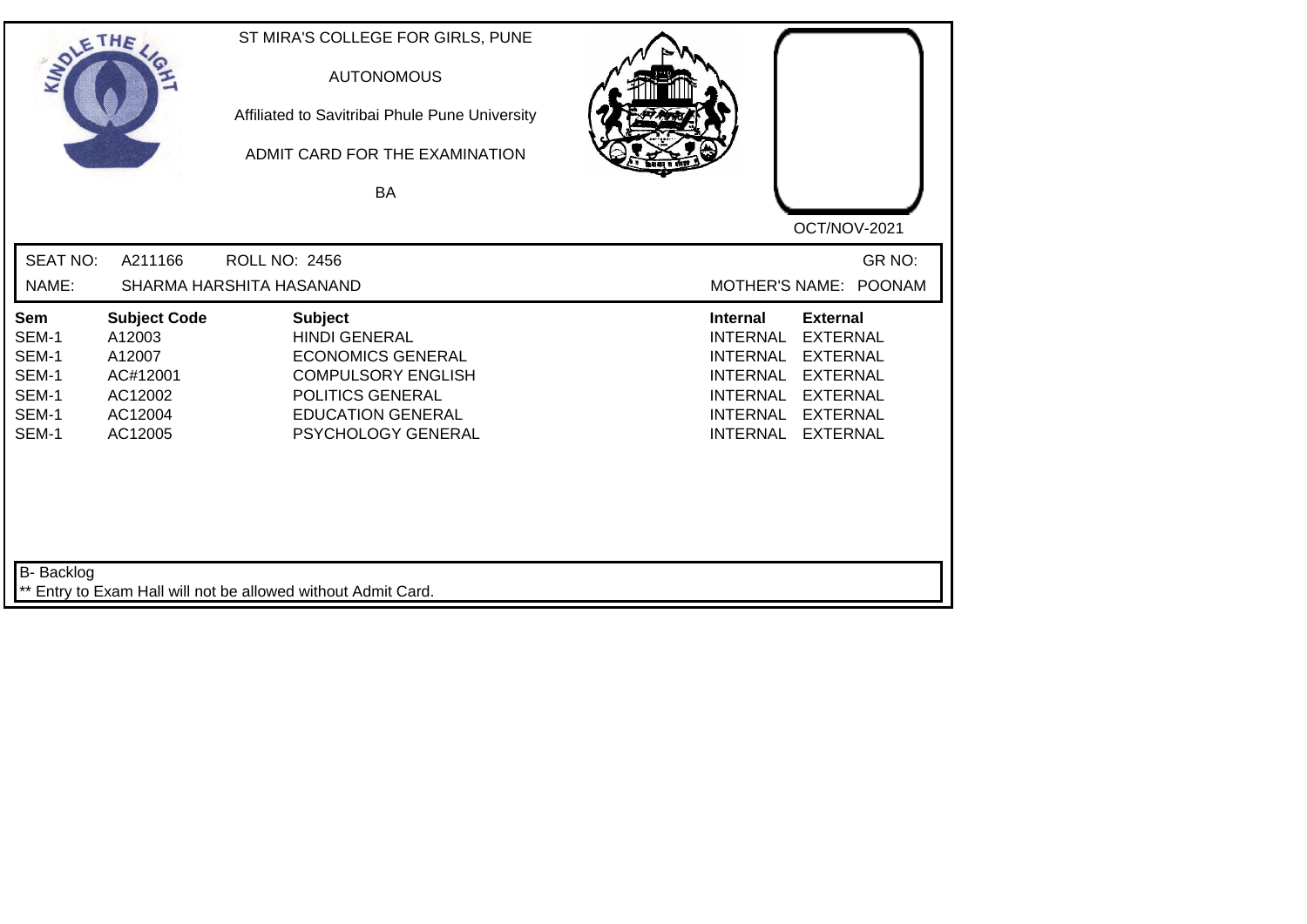ST MIRA'S COLLEGE FOR GIRLS, PUNE

AUTONOMOUS

Affiliated to Savitribai Phule Pune University

ADMIT CARD FOR THE EXAMINATION

BA

OCT/NOV-2021

SEAT NO: A211166 ROLL NO: 2456 GR NO:

NAME: SHARMA HARSHITA HASANAND MOTHER'S NAME: POONAM

| Sem | Subject Code | Subject | Internal | External |
|---|---|---|---|---|
| SEM-1 | A12003 | HINDI GENERAL | INTERNAL | EXTERNAL |
| SEM-1 | A12007 | ECONOMICS GENERAL | INTERNAL | EXTERNAL |
| SEM-1 | AC#12001 | COMPULSORY ENGLISH | INTERNAL | EXTERNAL |
| SEM-1 | AC12002 | POLITICS GENERAL | INTERNAL | EXTERNAL |
| SEM-1 | AC12004 | EDUCATION GENERAL | INTERNAL | EXTERNAL |
| SEM-1 | AC12005 | PSYCHOLOGY GENERAL | INTERNAL | EXTERNAL |

B- Backlog

** Entry to Exam Hall will not be allowed without Admit Card.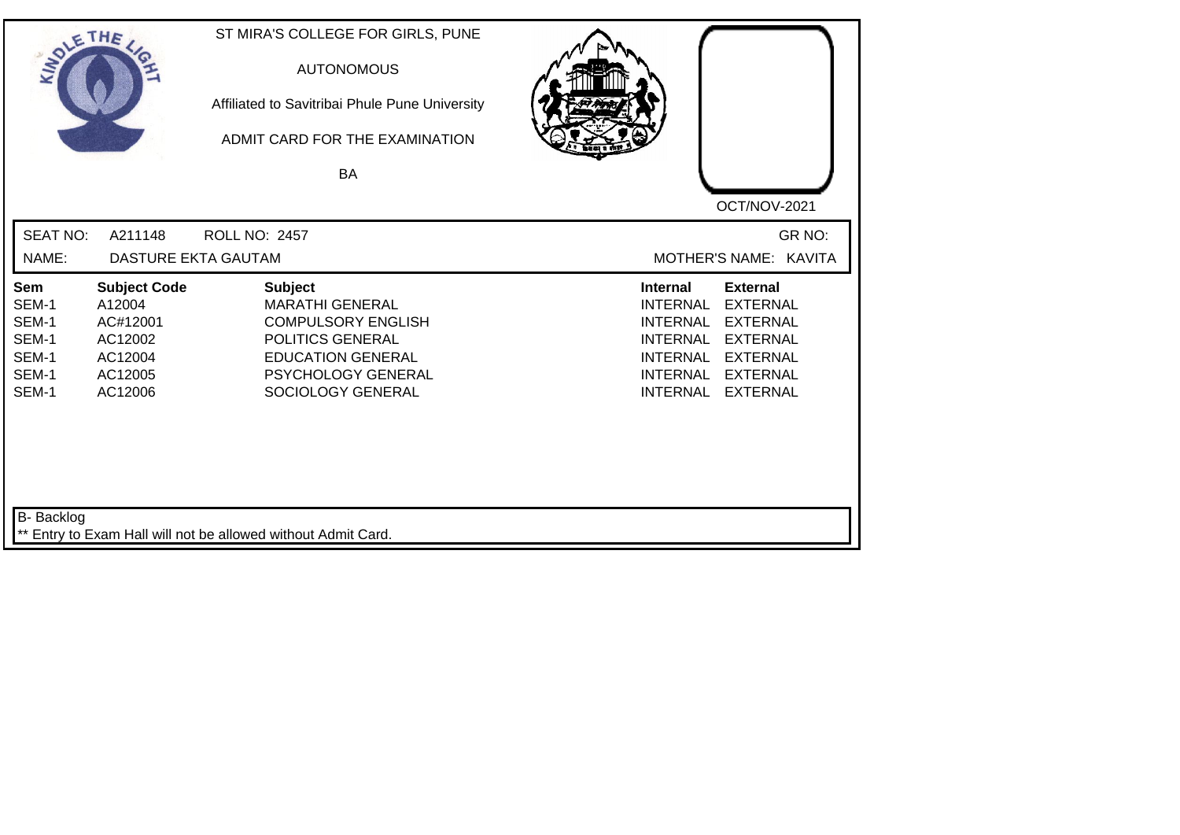ST MIRA'S COLLEGE FOR GIRLS, PUNE

AUTONOMOUS

Affiliated to Savitribai Phule Pune University

ADMIT CARD FOR THE EXAMINATION

BA

OCT/NOV-2021

SEAT NO: A211148 ROLL NO: 2457 GR NO:

NAME: DASTURE EKTA GAUTAM MOTHER'S NAME: KAVITA

| Sem | Subject Code | Subject | Internal | External |
|---|---|---|---|---|
| SEM-1 | A12004 | MARATHI GENERAL | INTERNAL | EXTERNAL |
| SEM-1 | AC#12001 | COMPULSORY ENGLISH | INTERNAL | EXTERNAL |
| SEM-1 | AC12002 | POLITICS GENERAL | INTERNAL | EXTERNAL |
| SEM-1 | AC12004 | EDUCATION GENERAL | INTERNAL | EXTERNAL |
| SEM-1 | AC12005 | PSYCHOLOGY GENERAL | INTERNAL | EXTERNAL |
| SEM-1 | AC12006 | SOCIOLOGY GENERAL | INTERNAL | EXTERNAL |

B- Backlog

** Entry to Exam Hall will not be allowed without Admit Card.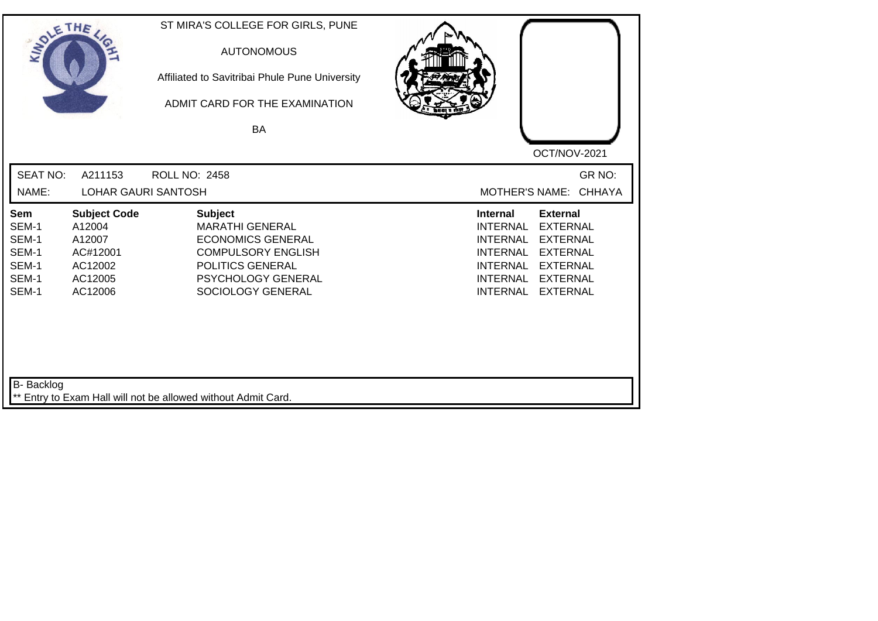ST MIRA'S COLLEGE FOR GIRLS, PUNE

AUTONOMOUS

Affiliated to Savitribai Phule Pune University

ADMIT CARD FOR THE EXAMINATION

BA

OCT/NOV-2021

SEAT NO: A211153 ROLL NO: 2458 GR NO:

NAME: LOHAR GAURI SANTOSH MOTHER'S NAME: CHHAYA

| Sem | Subject Code | Subject | Internal | External |
|---|---|---|---|---|
| SEM-1 | A12004 | MARATHI GENERAL | INTERNAL | EXTERNAL |
| SEM-1 | A12007 | ECONOMICS GENERAL | INTERNAL | EXTERNAL |
| SEM-1 | AC#12001 | COMPULSORY ENGLISH | INTERNAL | EXTERNAL |
| SEM-1 | AC12002 | POLITICS GENERAL | INTERNAL | EXTERNAL |
| SEM-1 | AC12005 | PSYCHOLOGY GENERAL | INTERNAL | EXTERNAL |
| SEM-1 | AC12006 | SOCIOLOGY GENERAL | INTERNAL | EXTERNAL |

B- Backlog

** Entry to Exam Hall will not be allowed without Admit Card.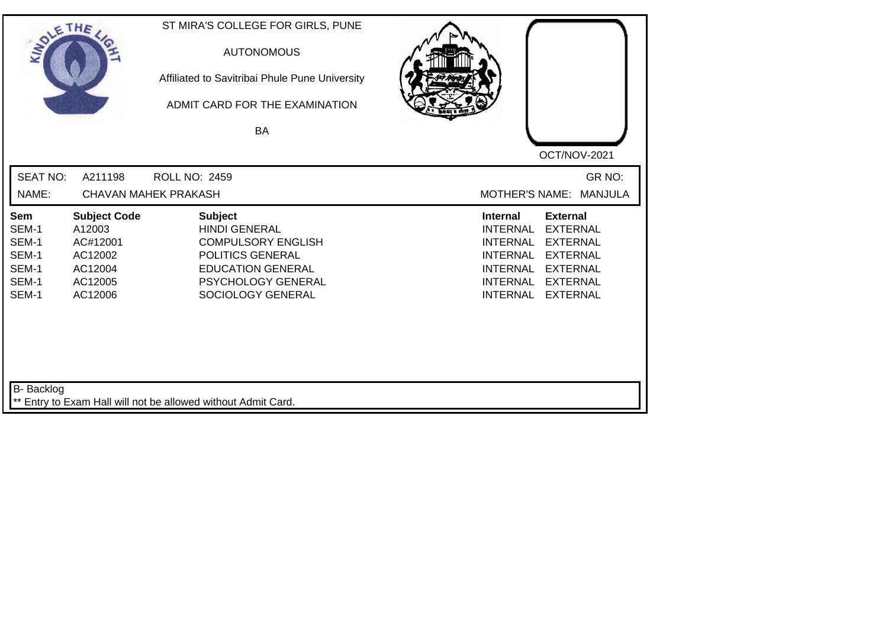ST MIRA'S COLLEGE FOR GIRLS, PUNE

AUTONOMOUS

Affiliated to Savitribai Phule Pune University

ADMIT CARD FOR THE EXAMINATION

BA

OCT/NOV-2021

SEAT NO: A211198 ROLL NO: 2459 GR NO:

NAME: CHAVAN MAHEK PRAKASH MOTHER'S NAME: MANJULA

| Sem | Subject Code | Subject | Internal | External |
|---|---|---|---|---|
| SEM-1 | A12003 | HINDI GENERAL | INTERNAL | EXTERNAL |
| SEM-1 | AC#12001 | COMPULSORY ENGLISH | INTERNAL | EXTERNAL |
| SEM-1 | AC12002 | POLITICS GENERAL | INTERNAL | EXTERNAL |
| SEM-1 | AC12004 | EDUCATION GENERAL | INTERNAL | EXTERNAL |
| SEM-1 | AC12005 | PSYCHOLOGY GENERAL | INTERNAL | EXTERNAL |
| SEM-1 | AC12006 | SOCIOLOGY GENERAL | INTERNAL | EXTERNAL |

B- Backlog

** Entry to Exam Hall will not be allowed without Admit Card.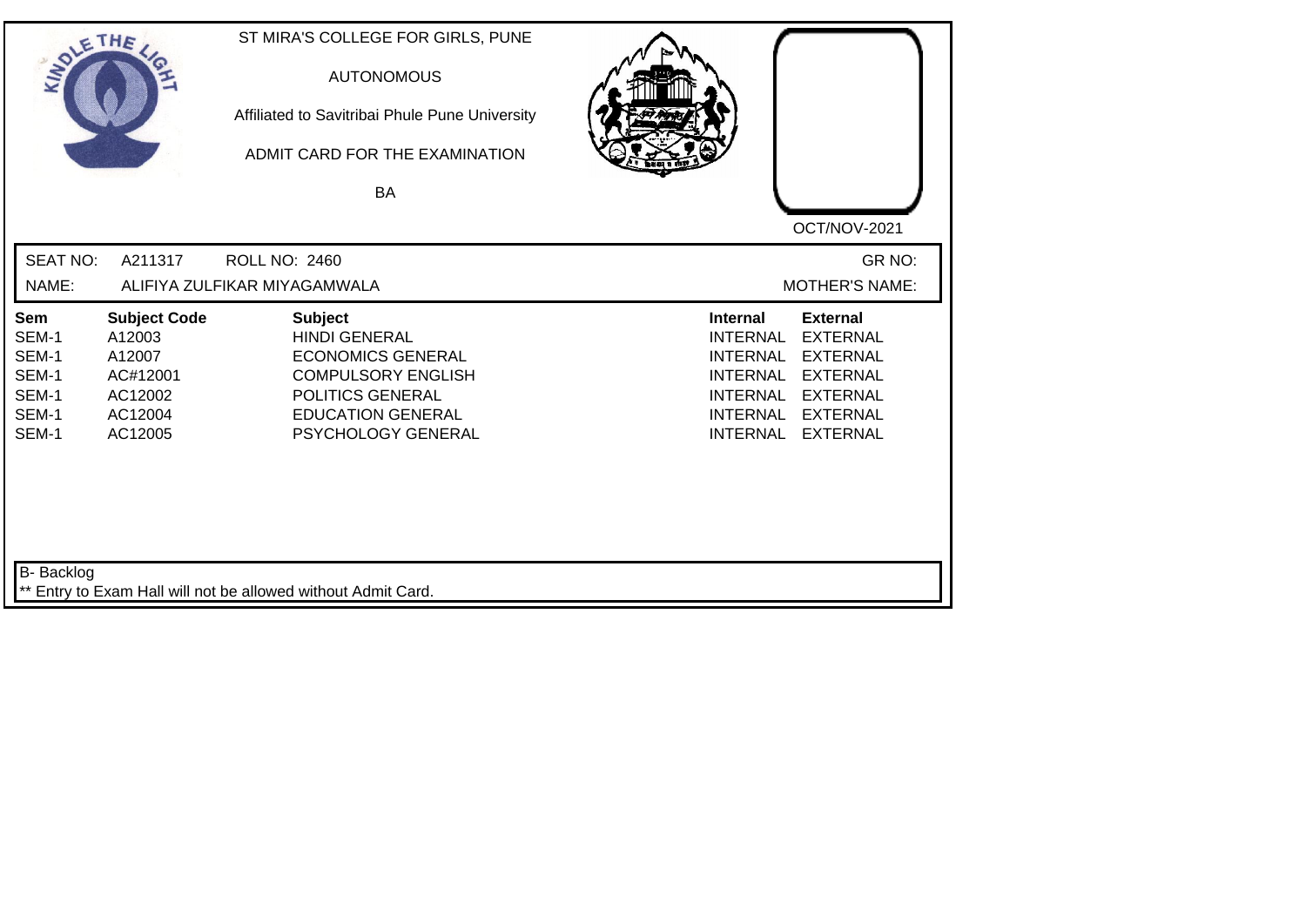ST MIRA'S COLLEGE FOR GIRLS, PUNE

AUTONOMOUS

Affiliated to Savitribai Phule Pune University

ADMIT CARD FOR THE EXAMINATION

BA

OCT/NOV-2021

SEAT NO: A211317 ROLL NO: 2460 GR NO:

NAME: ALIFIYA ZULFIKAR MIYAGAMWALA MOTHER'S NAME:

| Sem | Subject Code | Subject | Internal | External |
|---|---|---|---|---|
| SEM-1 | A12003 | HINDI GENERAL | INTERNAL | EXTERNAL |
| SEM-1 | A12007 | ECONOMICS GENERAL | INTERNAL | EXTERNAL |
| SEM-1 | AC#12001 | COMPULSORY ENGLISH | INTERNAL | EXTERNAL |
| SEM-1 | AC12002 | POLITICS GENERAL | INTERNAL | EXTERNAL |
| SEM-1 | AC12004 | EDUCATION GENERAL | INTERNAL | EXTERNAL |
| SEM-1 | AC12005 | PSYCHOLOGY GENERAL | INTERNAL | EXTERNAL |

B- Backlog

** Entry to Exam Hall will not be allowed without Admit Card.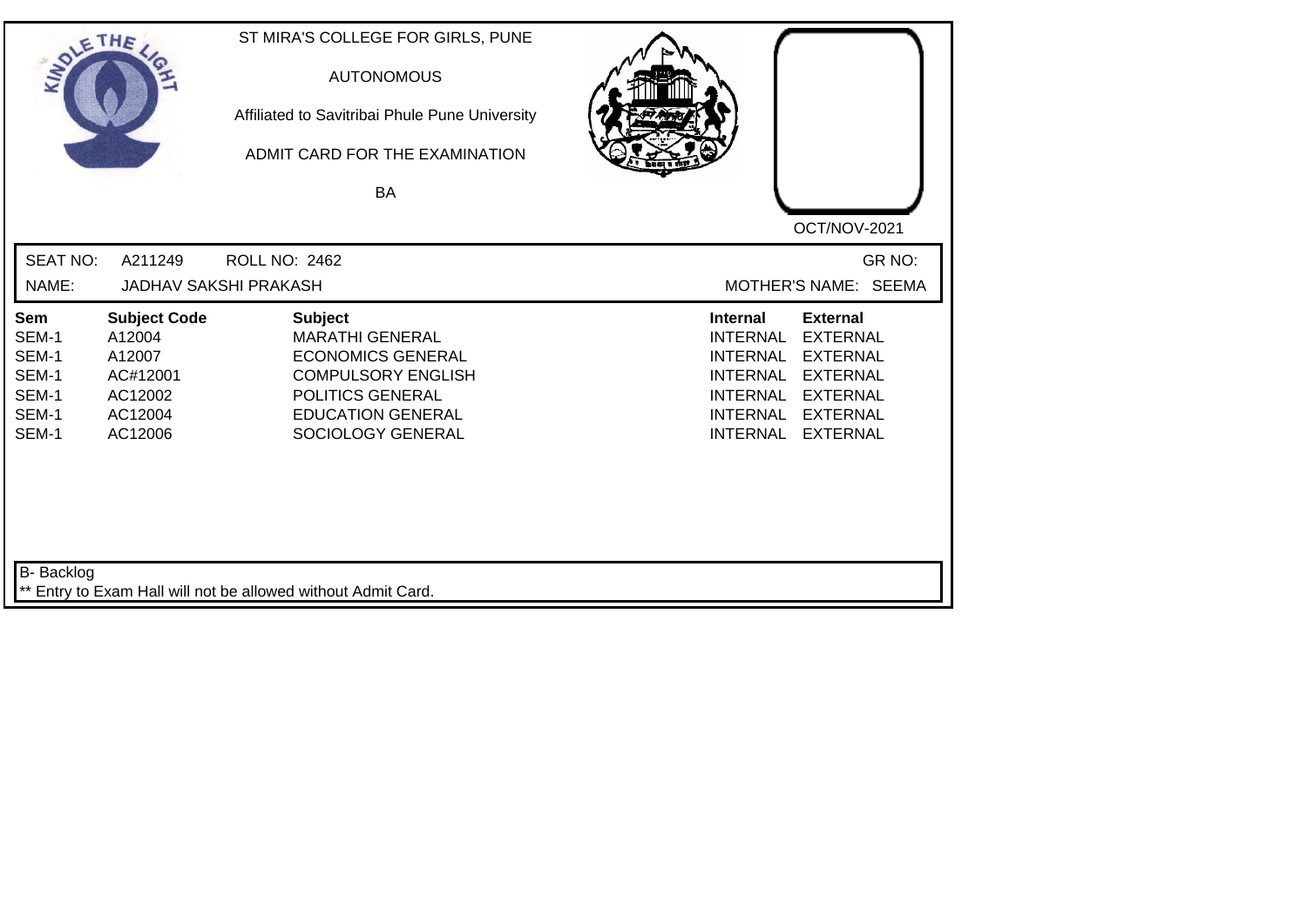ST MIRA'S COLLEGE FOR GIRLS, PUNE

AUTONOMOUS

Affiliated to Savitribai Phule Pune University

ADMIT CARD FOR THE EXAMINATION

BA

OCT/NOV-2021

SEAT NO: A211249 ROLL NO: 2462 GR NO:

NAME: JADHAV SAKSHI PRAKASH MOTHER'S NAME: SEEMA

| Sem | Subject Code | Subject | Internal | External |
|---|---|---|---|---|
| SEM-1 | A12004 | MARATHI GENERAL | INTERNAL | EXTERNAL |
| SEM-1 | A12007 | ECONOMICS GENERAL | INTERNAL | EXTERNAL |
| SEM-1 | AC#12001 | COMPULSORY ENGLISH | INTERNAL | EXTERNAL |
| SEM-1 | AC12002 | POLITICS GENERAL | INTERNAL | EXTERNAL |
| SEM-1 | AC12004 | EDUCATION GENERAL | INTERNAL | EXTERNAL |
| SEM-1 | AC12006 | SOCIOLOGY GENERAL | INTERNAL | EXTERNAL |

B- Backlog

** Entry to Exam Hall will not be allowed without Admit Card.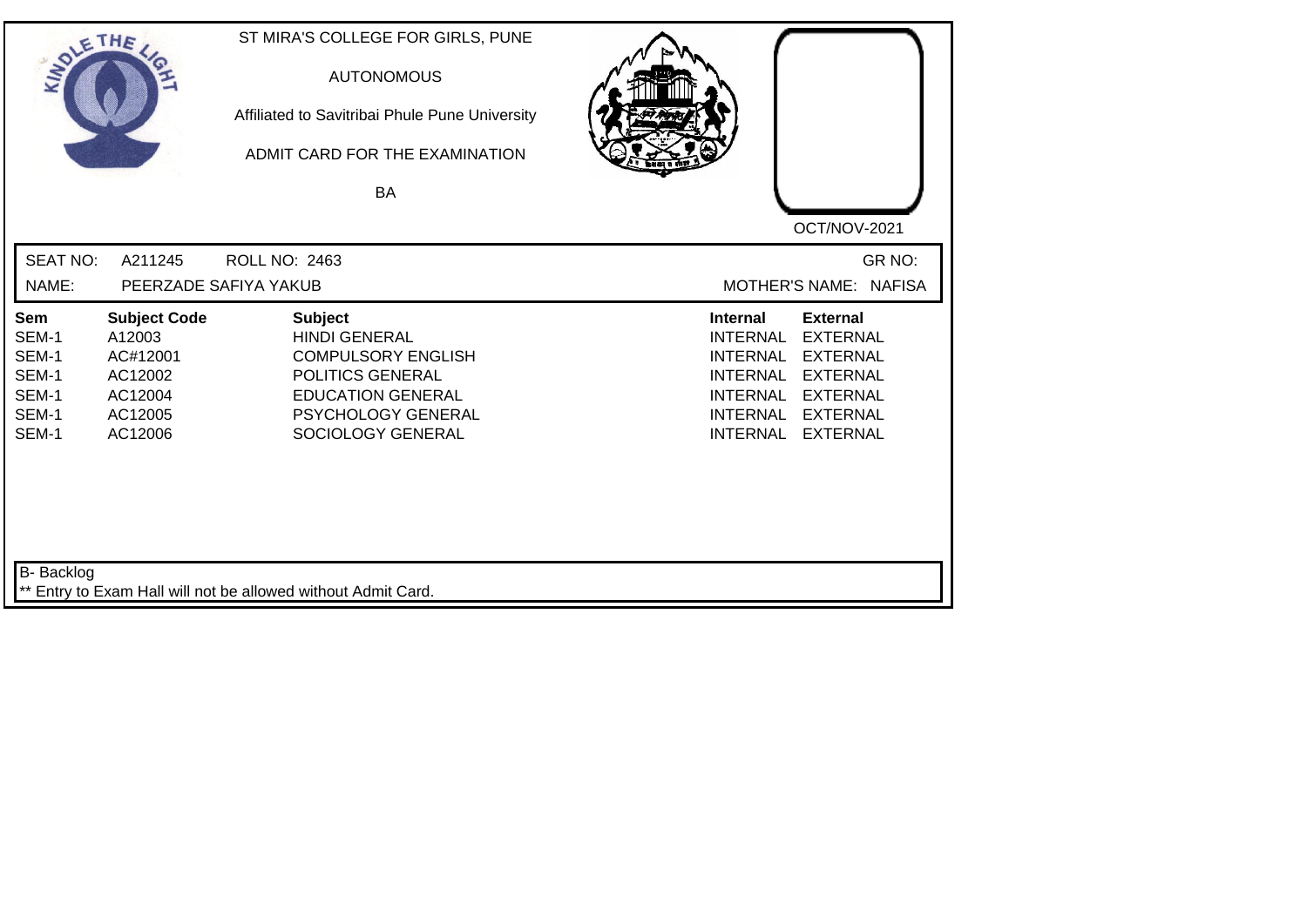ST MIRA'S COLLEGE FOR GIRLS, PUNE

AUTONOMOUS

Affiliated to Savitribai Phule Pune University

ADMIT CARD FOR THE EXAMINATION

BA

OCT/NOV-2021

SEAT NO: A211245 ROLL NO: 2463 GR NO:

NAME: PEERZADE SAFIYA YAKUB MOTHER'S NAME: NAFISA

| Sem | Subject Code | Subject | Internal | External |
|---|---|---|---|---|
| SEM-1 | A12003 | HINDI GENERAL | INTERNAL | EXTERNAL |
| SEM-1 | AC#12001 | COMPULSORY ENGLISH | INTERNAL | EXTERNAL |
| SEM-1 | AC12002 | POLITICS GENERAL | INTERNAL | EXTERNAL |
| SEM-1 | AC12004 | EDUCATION GENERAL | INTERNAL | EXTERNAL |
| SEM-1 | AC12005 | PSYCHOLOGY GENERAL | INTERNAL | EXTERNAL |
| SEM-1 | AC12006 | SOCIOLOGY GENERAL | INTERNAL | EXTERNAL |

B- Backlog

** Entry to Exam Hall will not be allowed without Admit Card.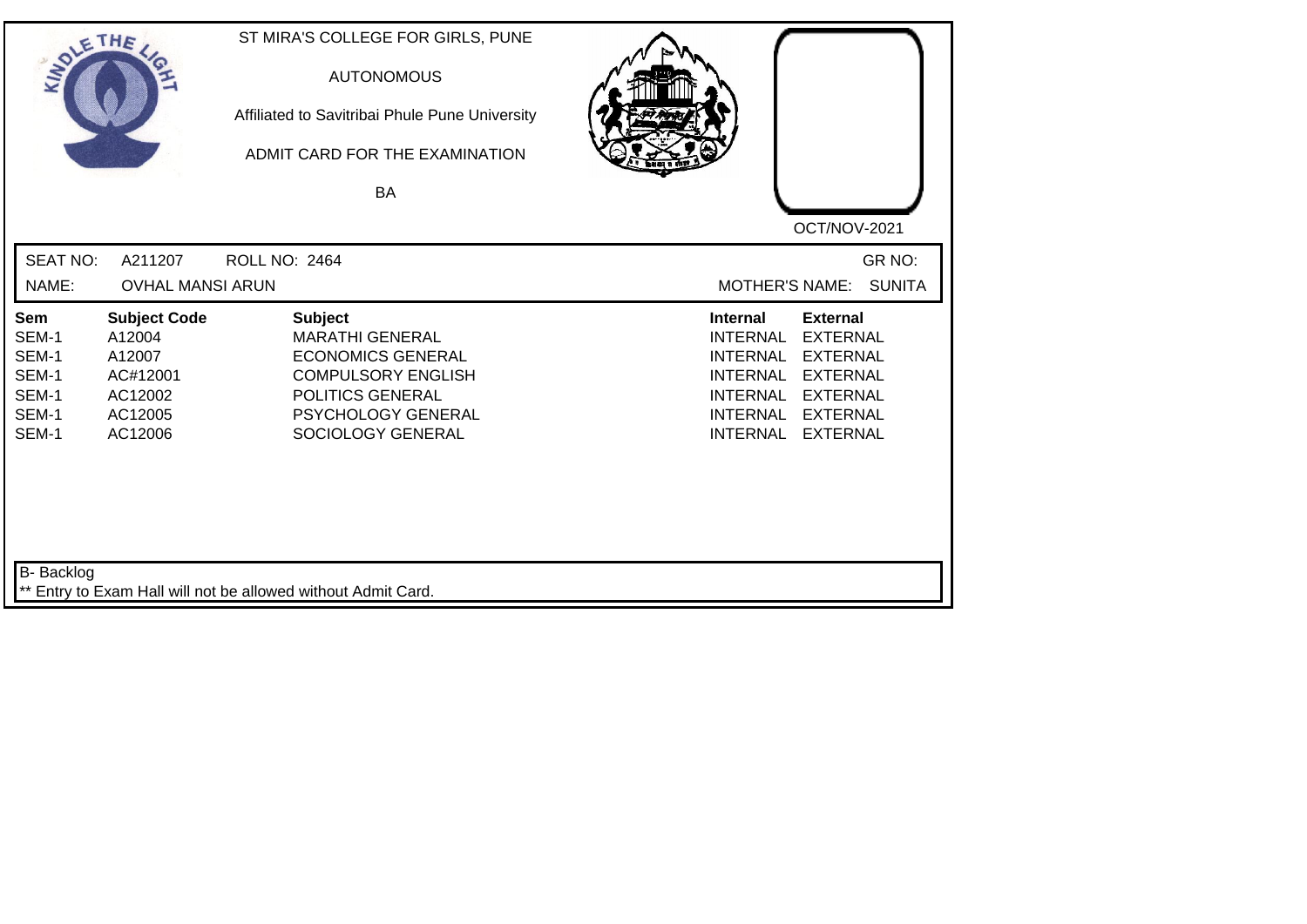ST MIRA'S COLLEGE FOR GIRLS, PUNE

AUTONOMOUS

Affiliated to Savitribai Phule Pune University

ADMIT CARD FOR THE EXAMINATION

BA

OCT/NOV-2021

SEAT NO: A211207 ROLL NO: 2464 GR NO:

NAME: OVHAL MANSI ARUN MOTHER'S NAME: SUNITA

| Sem | Subject Code | Subject | Internal | External |
|---|---|---|---|---|
| SEM-1 | A12004 | MARATHI GENERAL | INTERNAL | EXTERNAL |
| SEM-1 | A12007 | ECONOMICS GENERAL | INTERNAL | EXTERNAL |
| SEM-1 | AC#12001 | COMPULSORY ENGLISH | INTERNAL | EXTERNAL |
| SEM-1 | AC12002 | POLITICS GENERAL | INTERNAL | EXTERNAL |
| SEM-1 | AC12005 | PSYCHOLOGY GENERAL | INTERNAL | EXTERNAL |
| SEM-1 | AC12006 | SOCIOLOGY GENERAL | INTERNAL | EXTERNAL |

B- Backlog

** Entry to Exam Hall will not be allowed without Admit Card.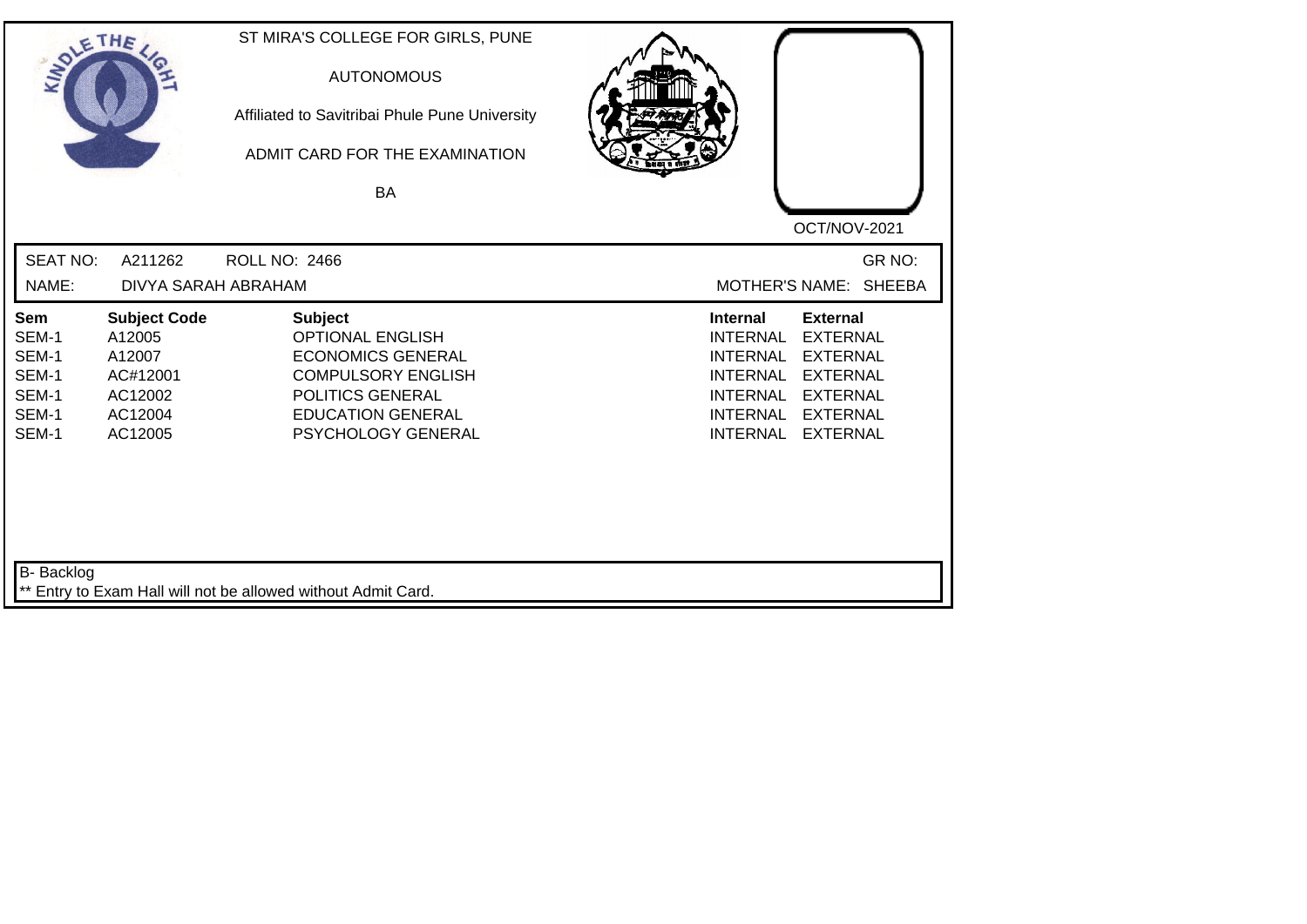ST MIRA'S COLLEGE FOR GIRLS, PUNE

AUTONOMOUS

Affiliated to Savitribai Phule Pune University

ADMIT CARD FOR THE EXAMINATION

BA

OCT/NOV-2021

SEAT NO: A211262 ROLL NO: 2466 GR NO:

NAME: DIVYA SARAH ABRAHAM MOTHER'S NAME: SHEEBA

| Sem | Subject Code | Subject | Internal | External |
|---|---|---|---|---|
| SEM-1 | A12005 | OPTIONAL ENGLISH | INTERNAL | EXTERNAL |
| SEM-1 | A12007 | ECONOMICS GENERAL | INTERNAL | EXTERNAL |
| SEM-1 | AC#12001 | COMPULSORY ENGLISH | INTERNAL | EXTERNAL |
| SEM-1 | AC12002 | POLITICS GENERAL | INTERNAL | EXTERNAL |
| SEM-1 | AC12004 | EDUCATION GENERAL | INTERNAL | EXTERNAL |
| SEM-1 | AC12005 | PSYCHOLOGY GENERAL | INTERNAL | EXTERNAL |

B- Backlog

** Entry to Exam Hall will not be allowed without Admit Card.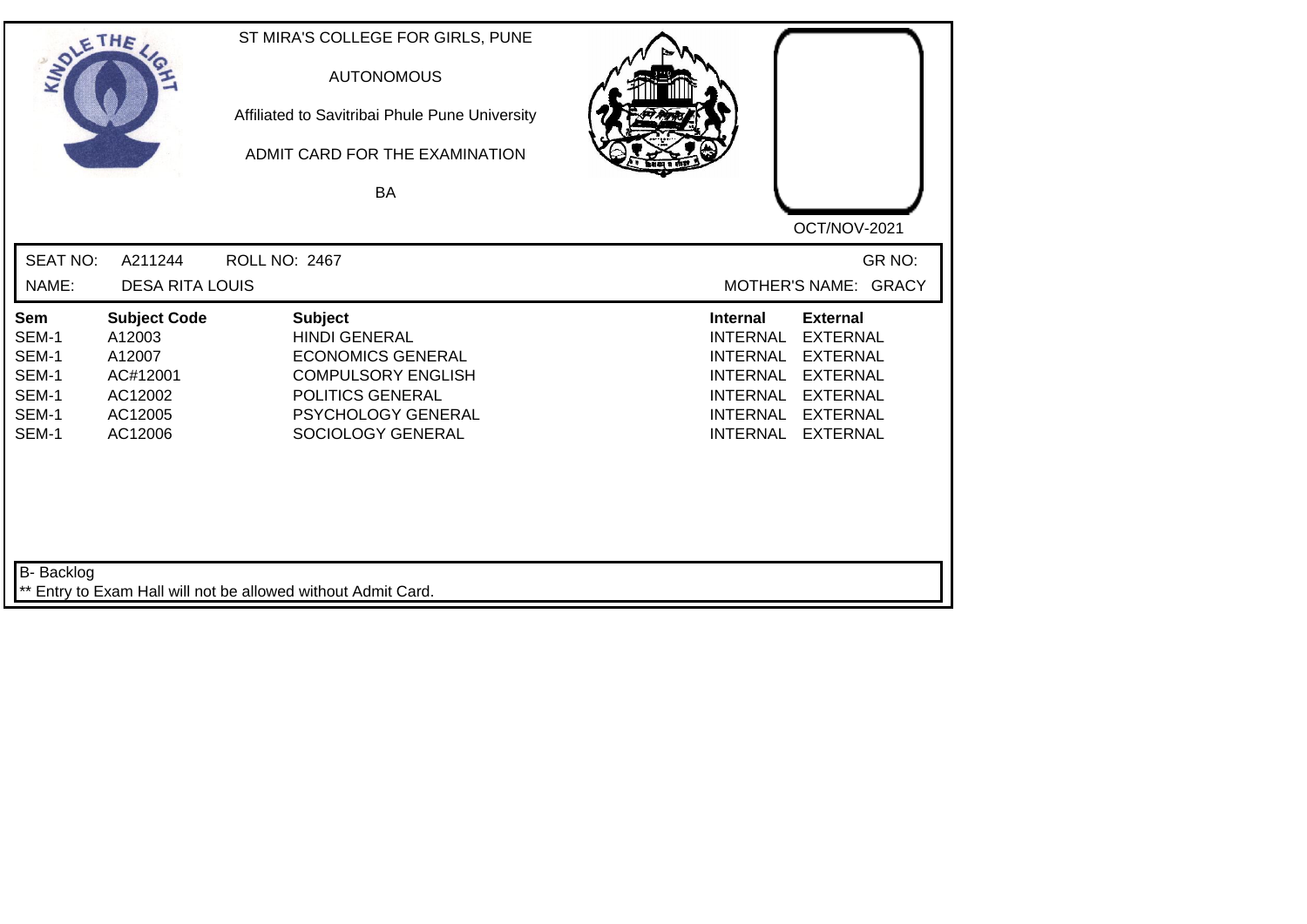ST MIRA'S COLLEGE FOR GIRLS, PUNE

AUTONOMOUS

Affiliated to Savitribai Phule Pune University

ADMIT CARD FOR THE EXAMINATION

BA

OCT/NOV-2021

SEAT NO: A211244 ROLL NO: 2467 GR NO:

NAME: DESA RITA LOUIS MOTHER'S NAME: GRACY

| Sem | Subject Code | Subject | Internal | External |
|---|---|---|---|---|
| SEM-1 | A12003 | HINDI GENERAL | INTERNAL | EXTERNAL |
| SEM-1 | A12007 | ECONOMICS GENERAL | INTERNAL | EXTERNAL |
| SEM-1 | AC#12001 | COMPULSORY ENGLISH | INTERNAL | EXTERNAL |
| SEM-1 | AC12002 | POLITICS GENERAL | INTERNAL | EXTERNAL |
| SEM-1 | AC12005 | PSYCHOLOGY GENERAL | INTERNAL | EXTERNAL |
| SEM-1 | AC12006 | SOCIOLOGY GENERAL | INTERNAL | EXTERNAL |

B- Backlog

** Entry to Exam Hall will not be allowed without Admit Card.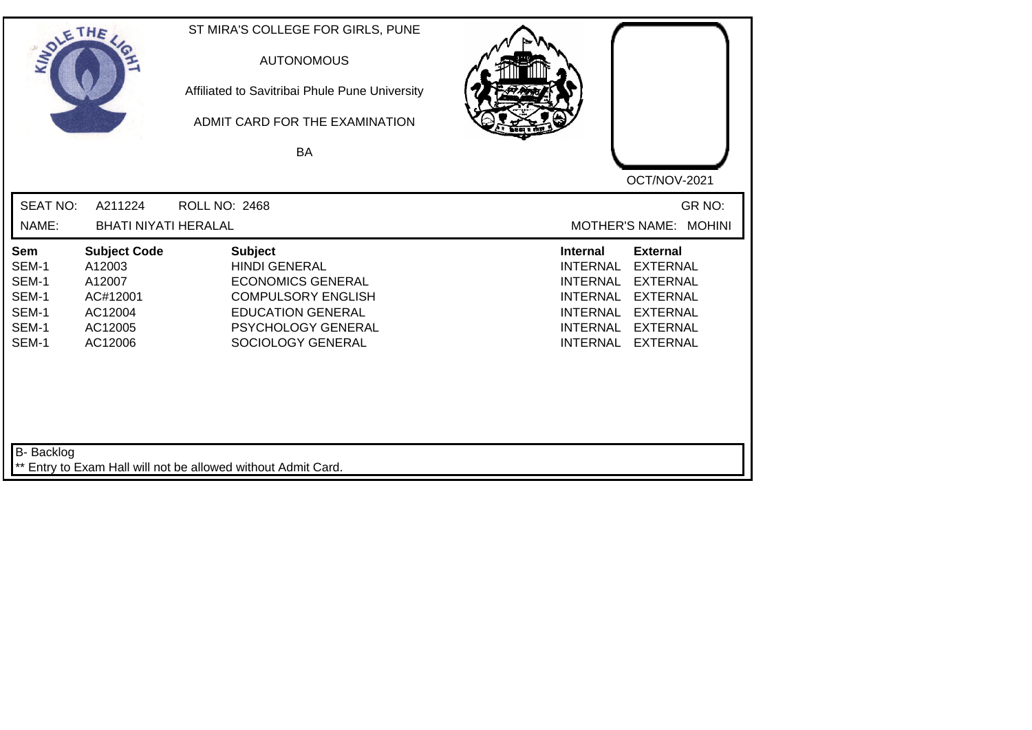ST MIRA'S COLLEGE FOR GIRLS, PUNE

AUTONOMOUS

Affiliated to Savitribai Phule Pune University

ADMIT CARD FOR THE EXAMINATION

BA

OCT/NOV-2021

SEAT NO: A211224 ROLL NO: 2468 GR NO:

NAME: BHATI NIYATI HERALAL MOTHER'S NAME: MOHINI

| Sem | Subject Code | Subject | Internal | External |
|---|---|---|---|---|
| SEM-1 | A12003 | HINDI GENERAL | INTERNAL | EXTERNAL |
| SEM-1 | A12007 | ECONOMICS GENERAL | INTERNAL | EXTERNAL |
| SEM-1 | AC#12001 | COMPULSORY ENGLISH | INTERNAL | EXTERNAL |
| SEM-1 | AC12004 | EDUCATION GENERAL | INTERNAL | EXTERNAL |
| SEM-1 | AC12005 | PSYCHOLOGY GENERAL | INTERNAL | EXTERNAL |
| SEM-1 | AC12006 | SOCIOLOGY GENERAL | INTERNAL | EXTERNAL |

B- Backlog

** Entry to Exam Hall will not be allowed without Admit Card.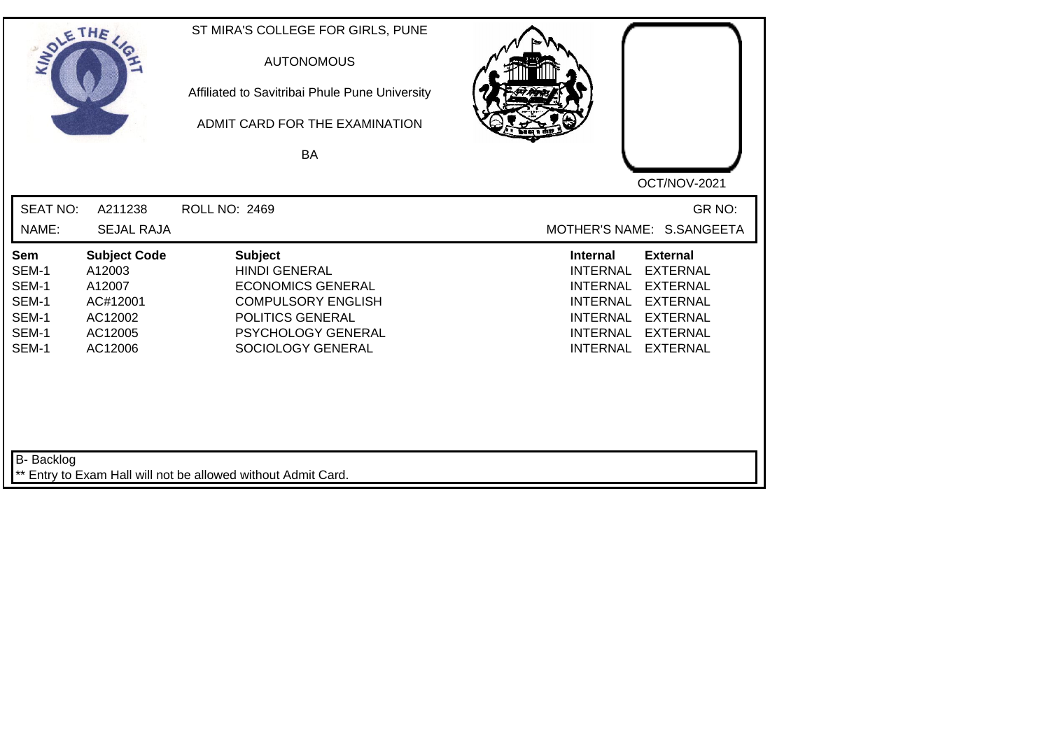ST MIRA'S COLLEGE FOR GIRLS, PUNE

AUTONOMOUS

Affiliated to Savitribai Phule Pune University

ADMIT CARD FOR THE EXAMINATION

BA

OCT/NOV-2021

SEAT NO: A211238 ROLL NO: 2469 GR NO:

NAME: SEJAL RAJA MOTHER'S NAME: S.SANGEETA

| Sem | Subject Code | Subject | Internal | External |
|---|---|---|---|---|
| SEM-1 | A12003 | HINDI GENERAL | INTERNAL | EXTERNAL |
| SEM-1 | A12007 | ECONOMICS GENERAL | INTERNAL | EXTERNAL |
| SEM-1 | AC#12001 | COMPULSORY ENGLISH | INTERNAL | EXTERNAL |
| SEM-1 | AC12002 | POLITICS GENERAL | INTERNAL | EXTERNAL |
| SEM-1 | AC12005 | PSYCHOLOGY GENERAL | INTERNAL | EXTERNAL |
| SEM-1 | AC12006 | SOCIOLOGY GENERAL | INTERNAL | EXTERNAL |

B- Backlog

** Entry to Exam Hall will not be allowed without Admit Card.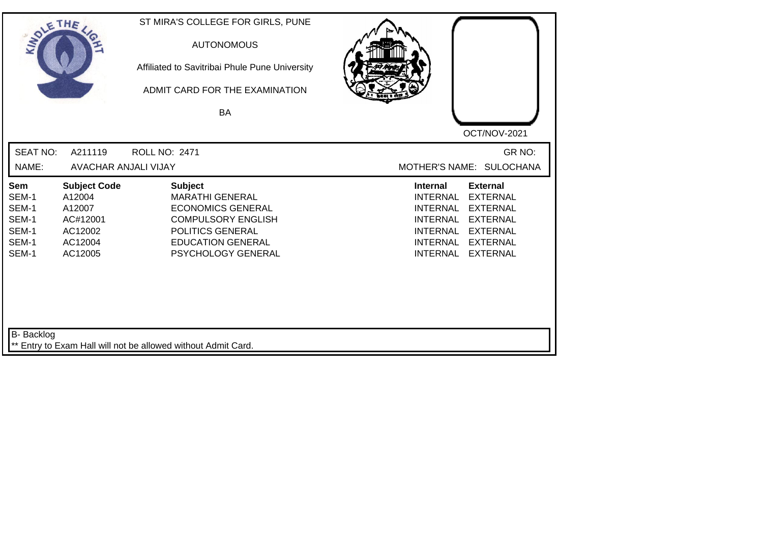ST MIRA'S COLLEGE FOR GIRLS, PUNE

AUTONOMOUS

Affiliated to Savitribai Phule Pune University

ADMIT CARD FOR THE EXAMINATION

BA

OCT/NOV-2021

SEAT NO: A211119 ROLL NO: 2471 GR NO:

NAME: AVACHAR ANJALI VIJAY MOTHER'S NAME: SULOCHANA

| Sem | Subject Code | Subject | Internal | External |
|---|---|---|---|---|
| SEM-1 | A12004 | MARATHI GENERAL | INTERNAL | EXTERNAL |
| SEM-1 | A12007 | ECONOMICS GENERAL | INTERNAL | EXTERNAL |
| SEM-1 | AC#12001 | COMPULSORY ENGLISH | INTERNAL | EXTERNAL |
| SEM-1 | AC12002 | POLITICS GENERAL | INTERNAL | EXTERNAL |
| SEM-1 | AC12004 | EDUCATION GENERAL | INTERNAL | EXTERNAL |
| SEM-1 | AC12005 | PSYCHOLOGY GENERAL | INTERNAL | EXTERNAL |

B- Backlog

** Entry to Exam Hall will not be allowed without Admit Card.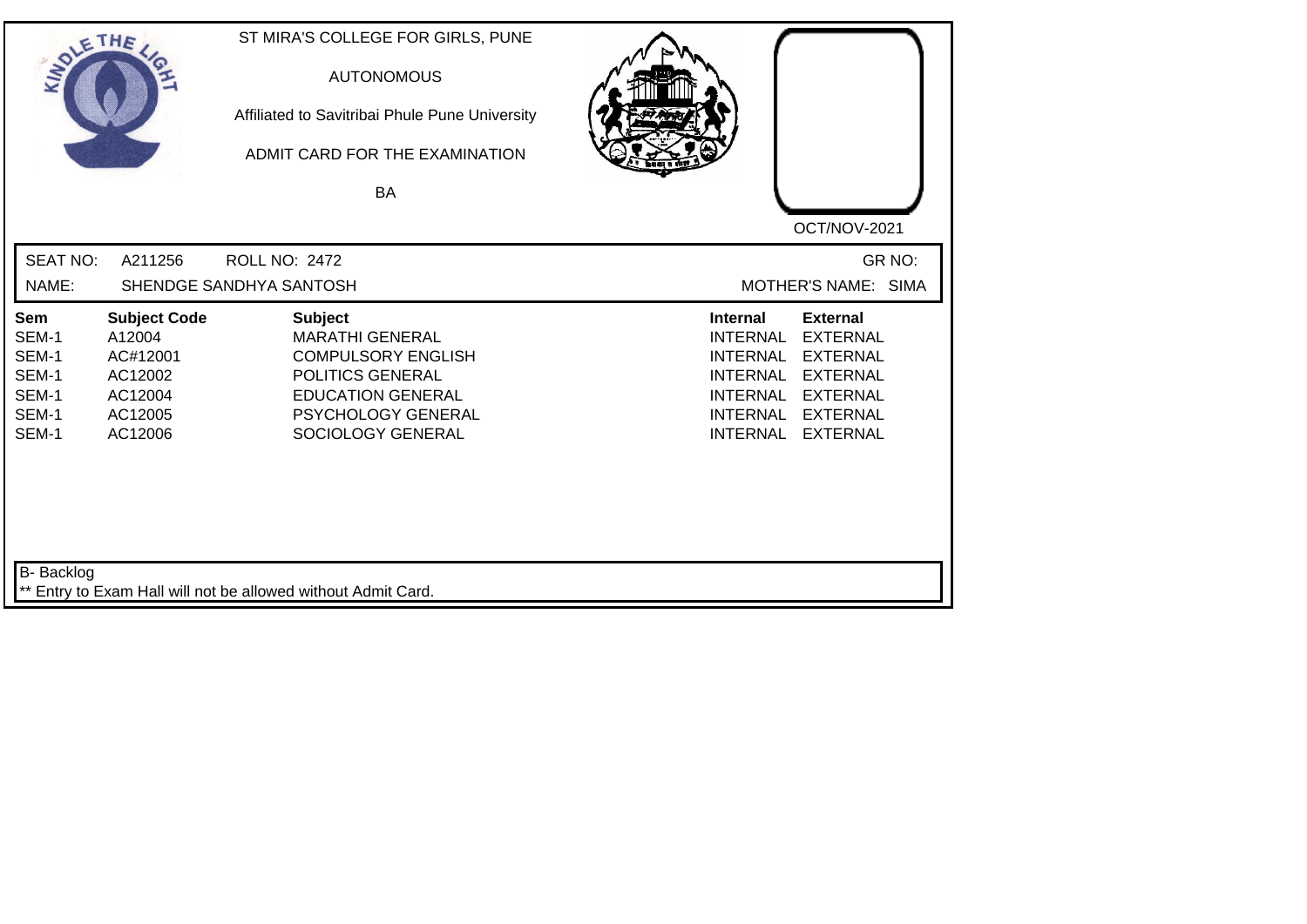ST MIRA'S COLLEGE FOR GIRLS, PUNE

AUTONOMOUS

Affiliated to Savitribai Phule Pune University

ADMIT CARD FOR THE EXAMINATION

BA

OCT/NOV-2021

SEAT NO: A211256 ROLL NO: 2472 GR NO:

NAME: SHENDGE SANDHYA SANTOSH MOTHER'S NAME: SIMA

| Sem | Subject Code | Subject | Internal | External |
|---|---|---|---|---|
| SEM-1 | A12004 | MARATHI GENERAL | INTERNAL | EXTERNAL |
| SEM-1 | AC#12001 | COMPULSORY ENGLISH | INTERNAL | EXTERNAL |
| SEM-1 | AC12002 | POLITICS GENERAL | INTERNAL | EXTERNAL |
| SEM-1 | AC12004 | EDUCATION GENERAL | INTERNAL | EXTERNAL |
| SEM-1 | AC12005 | PSYCHOLOGY GENERAL | INTERNAL | EXTERNAL |
| SEM-1 | AC12006 | SOCIOLOGY GENERAL | INTERNAL | EXTERNAL |

B- Backlog

** Entry to Exam Hall will not be allowed without Admit Card.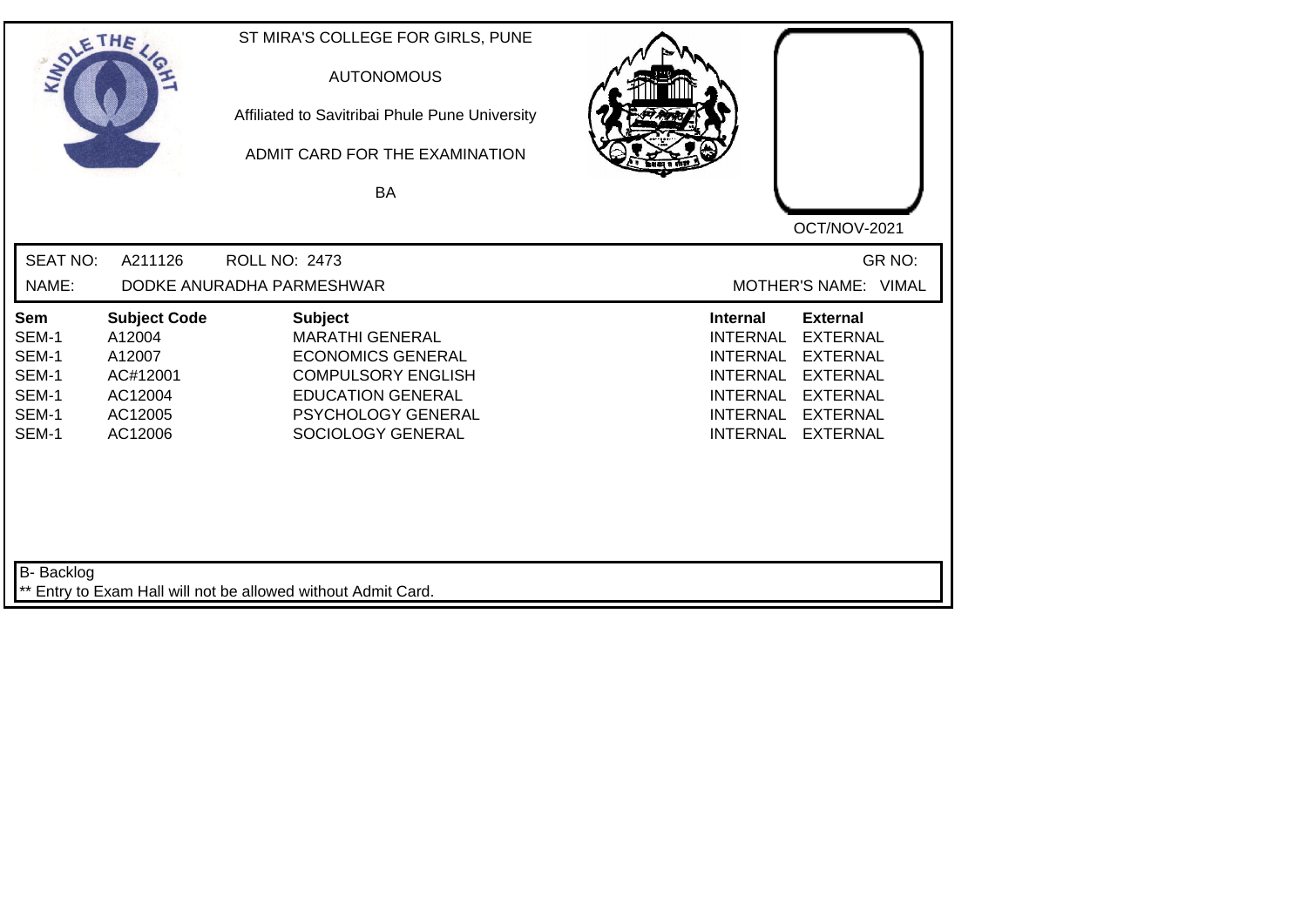ST MIRA'S COLLEGE FOR GIRLS, PUNE

AUTONOMOUS

Affiliated to Savitribai Phule Pune University

ADMIT CARD FOR THE EXAMINATION

BA

OCT/NOV-2021

SEAT NO: A211126 ROLL NO: 2473 GR NO:

NAME: DODKE ANURADHA PARMESHWAR MOTHER'S NAME: VIMAL

| Sem | Subject Code | Subject | Internal | External |
|---|---|---|---|---|
| SEM-1 | A12004 | MARATHI GENERAL | INTERNAL | EXTERNAL |
| SEM-1 | A12007 | ECONOMICS GENERAL | INTERNAL | EXTERNAL |
| SEM-1 | AC#12001 | COMPULSORY ENGLISH | INTERNAL | EXTERNAL |
| SEM-1 | AC12004 | EDUCATION GENERAL | INTERNAL | EXTERNAL |
| SEM-1 | AC12005 | PSYCHOLOGY GENERAL | INTERNAL | EXTERNAL |
| SEM-1 | AC12006 | SOCIOLOGY GENERAL | INTERNAL | EXTERNAL |

B- Backlog

** Entry to Exam Hall will not be allowed without Admit Card.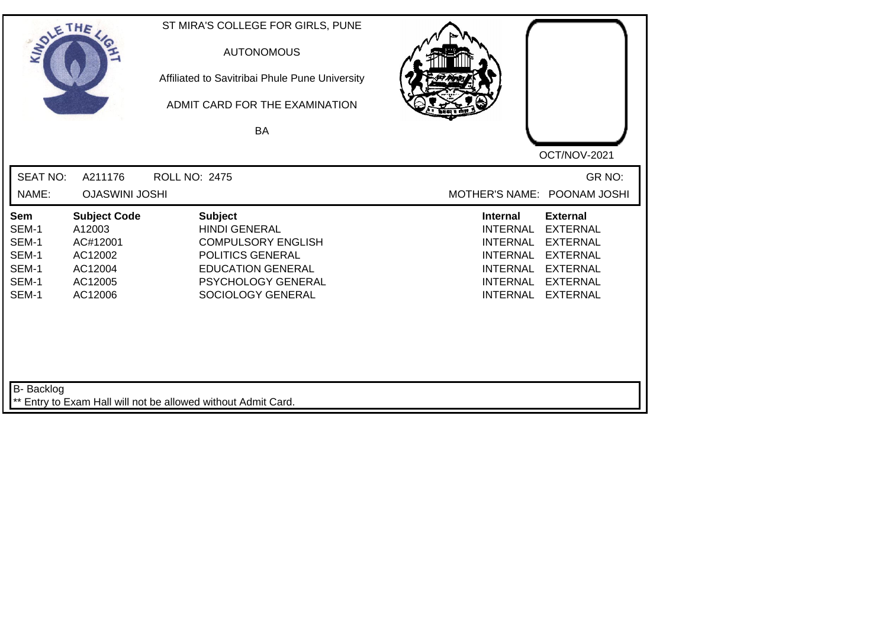ST MIRA'S COLLEGE FOR GIRLS, PUNE

AUTONOMOUS

Affiliated to Savitribai Phule Pune University

ADMIT CARD FOR THE EXAMINATION

BA

OCT/NOV-2021

SEAT NO: A211176 ROLL NO: 2475 GR NO:

NAME: OJASWINI JOSHI MOTHER'S NAME: POONAM JOSHI

| Sem | Subject Code | Subject | Internal | External |
|---|---|---|---|---|
| SEM-1 | A12003 | HINDI GENERAL | INTERNAL | EXTERNAL |
| SEM-1 | AC#12001 | COMPULSORY ENGLISH | INTERNAL | EXTERNAL |
| SEM-1 | AC12002 | POLITICS GENERAL | INTERNAL | EXTERNAL |
| SEM-1 | AC12004 | EDUCATION GENERAL | INTERNAL | EXTERNAL |
| SEM-1 | AC12005 | PSYCHOLOGY GENERAL | INTERNAL | EXTERNAL |
| SEM-1 | AC12006 | SOCIOLOGY GENERAL | INTERNAL | EXTERNAL |

B- Backlog

** Entry to Exam Hall will not be allowed without Admit Card.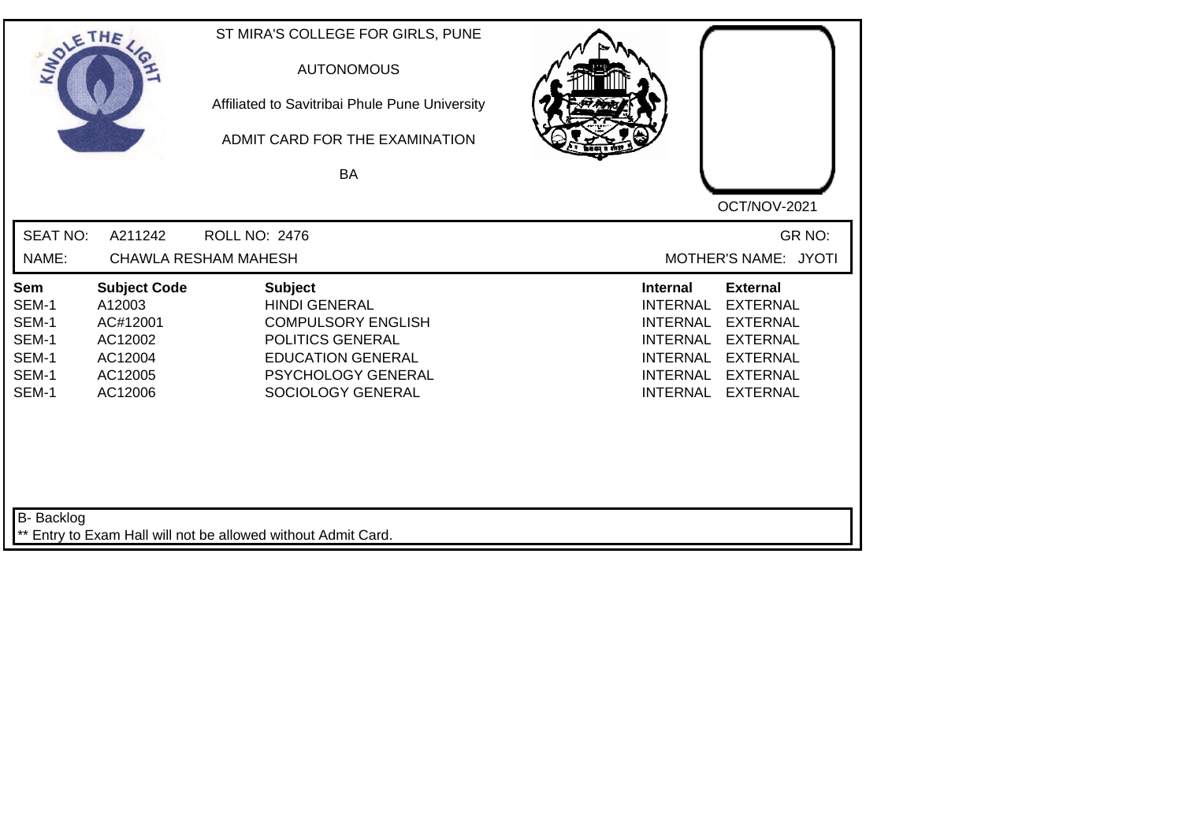ST MIRA'S COLLEGE FOR GIRLS, PUNE

AUTONOMOUS

Affiliated to Savitribai Phule Pune University

ADMIT CARD FOR THE EXAMINATION

BA

OCT/NOV-2021

SEAT NO: A211242 ROLL NO: 2476 GR NO:

NAME: CHAWLA RESHAM MAHESH MOTHER'S NAME: JYOTI

| Sem | Subject Code | Subject | Internal | External |
|---|---|---|---|---|
| SEM-1 | A12003 | HINDI GENERAL | INTERNAL | EXTERNAL |
| SEM-1 | AC#12001 | COMPULSORY ENGLISH | INTERNAL | EXTERNAL |
| SEM-1 | AC12002 | POLITICS GENERAL | INTERNAL | EXTERNAL |
| SEM-1 | AC12004 | EDUCATION GENERAL | INTERNAL | EXTERNAL |
| SEM-1 | AC12005 | PSYCHOLOGY GENERAL | INTERNAL | EXTERNAL |
| SEM-1 | AC12006 | SOCIOLOGY GENERAL | INTERNAL | EXTERNAL |

B- Backlog

** Entry to Exam Hall will not be allowed without Admit Card.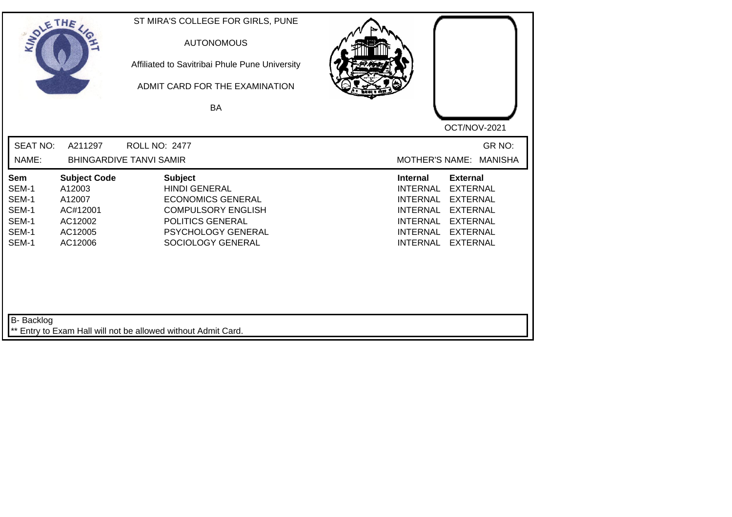ST MIRA'S COLLEGE FOR GIRLS, PUNE

AUTONOMOUS

Affiliated to Savitribai Phule Pune University

ADMIT CARD FOR THE EXAMINATION

BA

OCT/NOV-2021

SEAT NO: A211297 ROLL NO: 2477 GR NO:

NAME: BHINGARDIVE TANVI SAMIR MOTHER'S NAME: MANISHA

| Sem | Subject Code | Subject | Internal | External |
|---|---|---|---|---|
| SEM-1 | A12003 | HINDI GENERAL | INTERNAL | EXTERNAL |
| SEM-1 | A12007 | ECONOMICS GENERAL | INTERNAL | EXTERNAL |
| SEM-1 | AC#12001 | COMPULSORY ENGLISH | INTERNAL | EXTERNAL |
| SEM-1 | AC12002 | POLITICS GENERAL | INTERNAL | EXTERNAL |
| SEM-1 | AC12005 | PSYCHOLOGY GENERAL | INTERNAL | EXTERNAL |
| SEM-1 | AC12006 | SOCIOLOGY GENERAL | INTERNAL | EXTERNAL |

B- Backlog

** Entry to Exam Hall will not be allowed without Admit Card.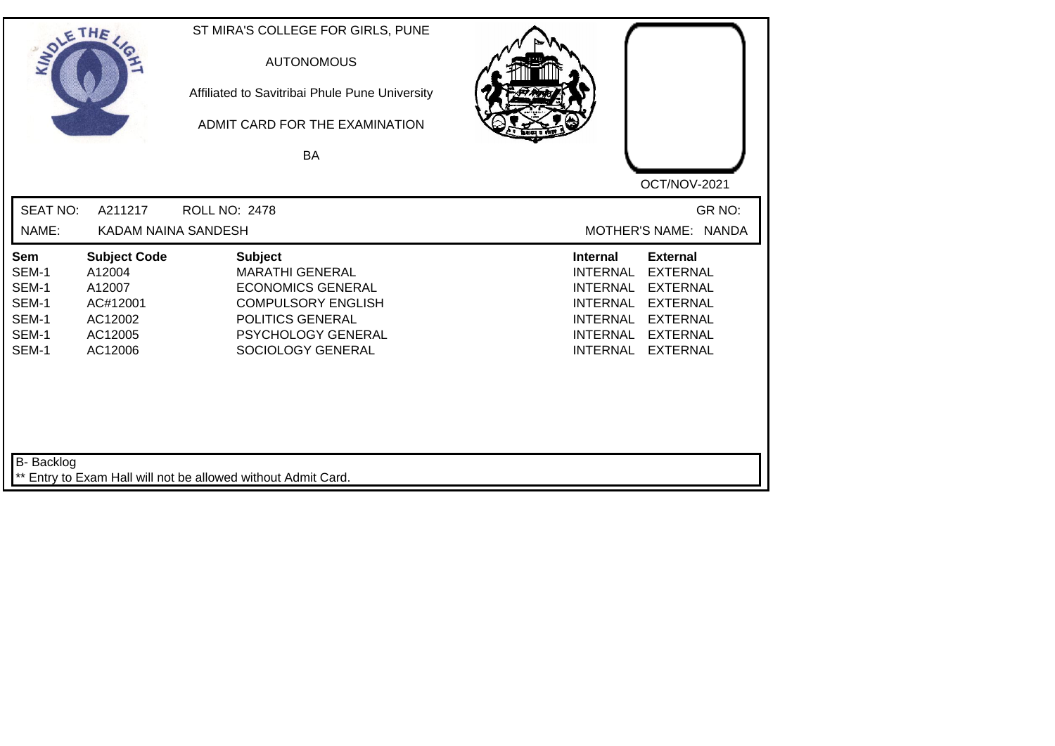ST MIRA'S COLLEGE FOR GIRLS, PUNE

AUTONOMOUS

Affiliated to Savitribai Phule Pune University

ADMIT CARD FOR THE EXAMINATION

BA

OCT/NOV-2021

SEAT NO: A211217 ROLL NO: 2478 GR NO:

NAME: KADAM NAINA SANDESH MOTHER'S NAME: NANDA

| Sem | Subject Code | Subject | Internal | External |
|---|---|---|---|---|
| SEM-1 | A12004 | MARATHI GENERAL | INTERNAL | EXTERNAL |
| SEM-1 | A12007 | ECONOMICS GENERAL | INTERNAL | EXTERNAL |
| SEM-1 | AC#12001 | COMPULSORY ENGLISH | INTERNAL | EXTERNAL |
| SEM-1 | AC12002 | POLITICS GENERAL | INTERNAL | EXTERNAL |
| SEM-1 | AC12005 | PSYCHOLOGY GENERAL | INTERNAL | EXTERNAL |
| SEM-1 | AC12006 | SOCIOLOGY GENERAL | INTERNAL | EXTERNAL |

B- Backlog

** Entry to Exam Hall will not be allowed without Admit Card.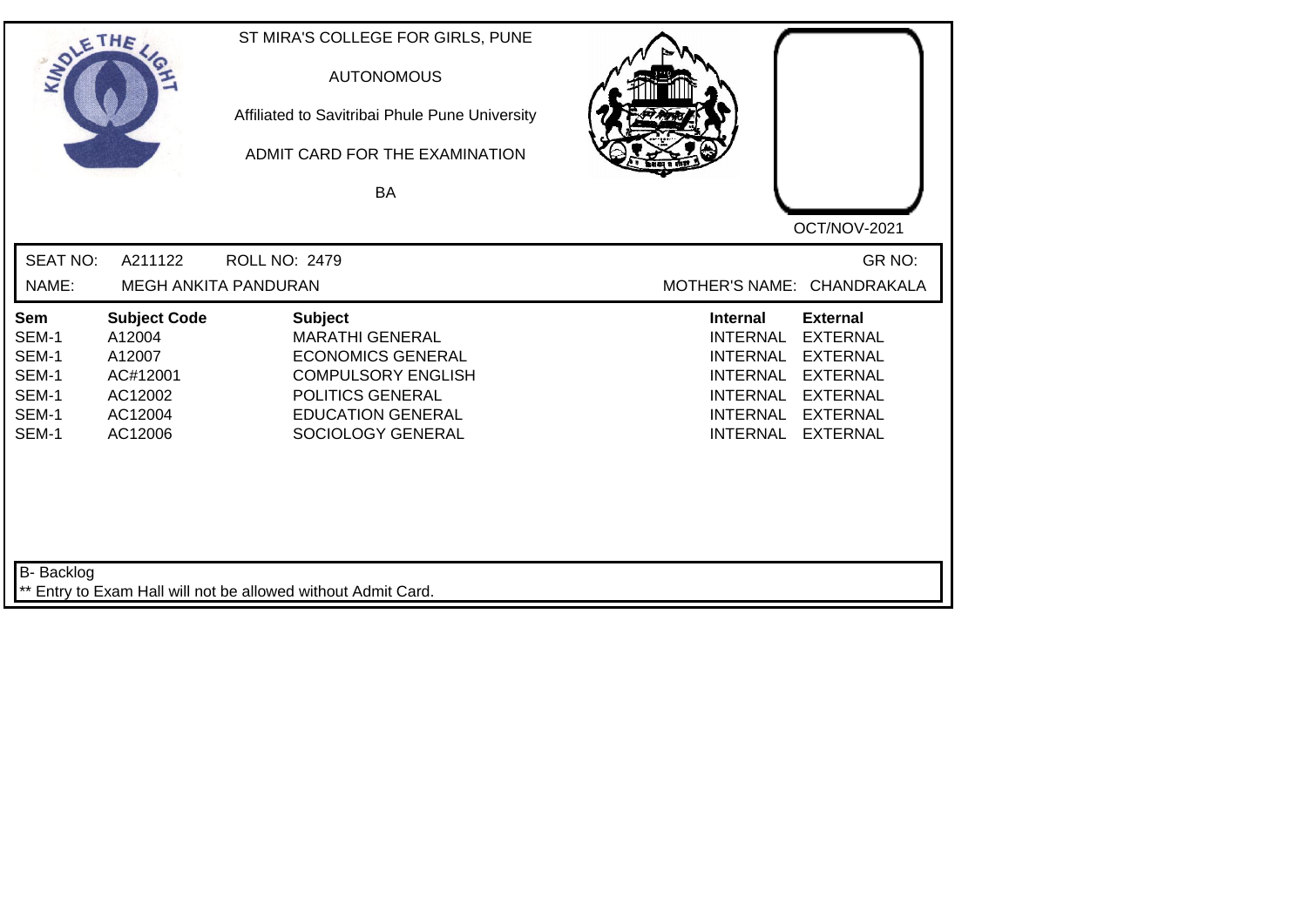ST MIRA'S COLLEGE FOR GIRLS, PUNE

AUTONOMOUS

Affiliated to Savitribai Phule Pune University

ADMIT CARD FOR THE EXAMINATION

BA

OCT/NOV-2021

SEAT NO: A211122 ROLL NO: 2479 GR NO:

NAME: MEGH ANKITA PANDURAN MOTHER'S NAME: CHANDRAKALA

| Sem | Subject Code | Subject | Internal | External |
|---|---|---|---|---|
| SEM-1 | A12004 | MARATHI GENERAL | INTERNAL | EXTERNAL |
| SEM-1 | A12007 | ECONOMICS GENERAL | INTERNAL | EXTERNAL |
| SEM-1 | AC#12001 | COMPULSORY ENGLISH | INTERNAL | EXTERNAL |
| SEM-1 | AC12002 | POLITICS GENERAL | INTERNAL | EXTERNAL |
| SEM-1 | AC12004 | EDUCATION GENERAL | INTERNAL | EXTERNAL |
| SEM-1 | AC12006 | SOCIOLOGY GENERAL | INTERNAL | EXTERNAL |

B- Backlog

** Entry to Exam Hall will not be allowed without Admit Card.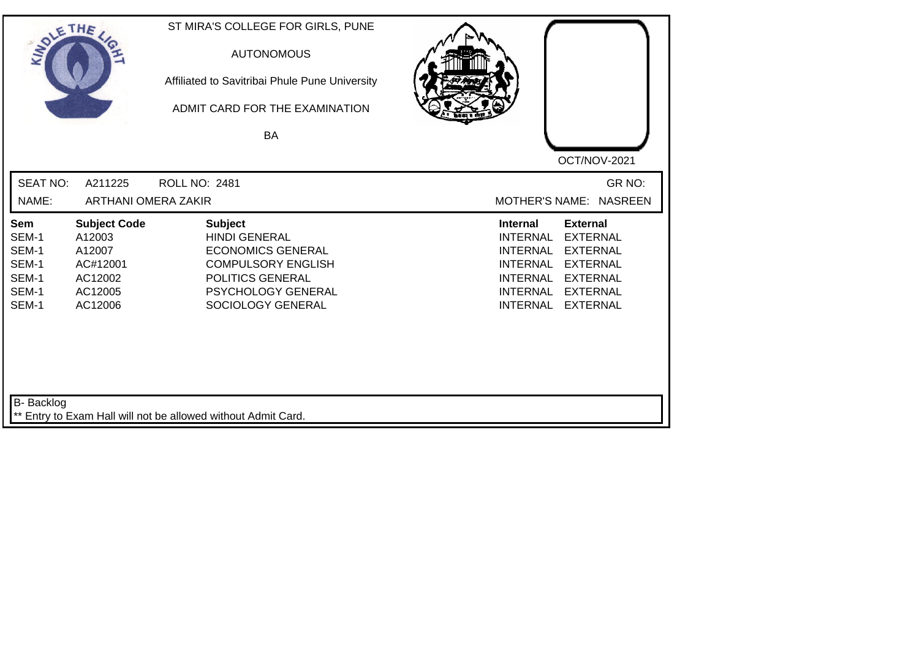ST MIRA'S COLLEGE FOR GIRLS, PUNE

AUTONOMOUS

Affiliated to Savitribai Phule Pune University

ADMIT CARD FOR THE EXAMINATION

BA

OCT/NOV-2021

SEAT NO: A211225 ROLL NO: 2481 GR NO:

NAME: ARTHANI OMERA ZAKIR MOTHER'S NAME: NASREEN

| Sem | Subject Code | Subject | Internal | External |
|---|---|---|---|---|
| SEM-1 | A12003 | HINDI GENERAL | INTERNAL | EXTERNAL |
| SEM-1 | A12007 | ECONOMICS GENERAL | INTERNAL | EXTERNAL |
| SEM-1 | AC#12001 | COMPULSORY ENGLISH | INTERNAL | EXTERNAL |
| SEM-1 | AC12002 | POLITICS GENERAL | INTERNAL | EXTERNAL |
| SEM-1 | AC12005 | PSYCHOLOGY GENERAL | INTERNAL | EXTERNAL |
| SEM-1 | AC12006 | SOCIOLOGY GENERAL | INTERNAL | EXTERNAL |

B- Backlog

** Entry to Exam Hall will not be allowed without Admit Card.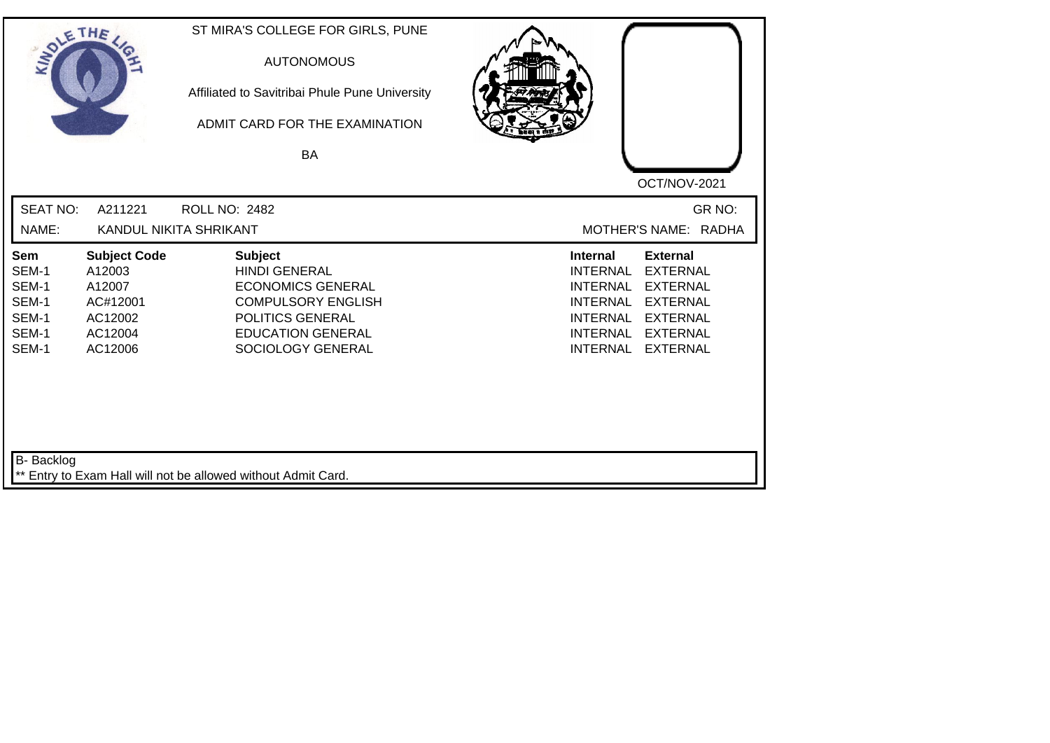ST MIRA'S COLLEGE FOR GIRLS, PUNE

AUTONOMOUS

Affiliated to Savitribai Phule Pune University

ADMIT CARD FOR THE EXAMINATION

BA

OCT/NOV-2021

SEAT NO: A211221 ROLL NO: 2482 GR NO:

NAME: KANDUL NIKITA SHRIKANT MOTHER'S NAME: RADHA

| Sem | Subject Code | Subject | Internal | External |
|---|---|---|---|---|
| SEM-1 | A12003 | HINDI GENERAL | INTERNAL | EXTERNAL |
| SEM-1 | A12007 | ECONOMICS GENERAL | INTERNAL | EXTERNAL |
| SEM-1 | AC#12001 | COMPULSORY ENGLISH | INTERNAL | EXTERNAL |
| SEM-1 | AC12002 | POLITICS GENERAL | INTERNAL | EXTERNAL |
| SEM-1 | AC12004 | EDUCATION GENERAL | INTERNAL | EXTERNAL |
| SEM-1 | AC12006 | SOCIOLOGY GENERAL | INTERNAL | EXTERNAL |

B- Backlog

** Entry to Exam Hall will not be allowed without Admit Card.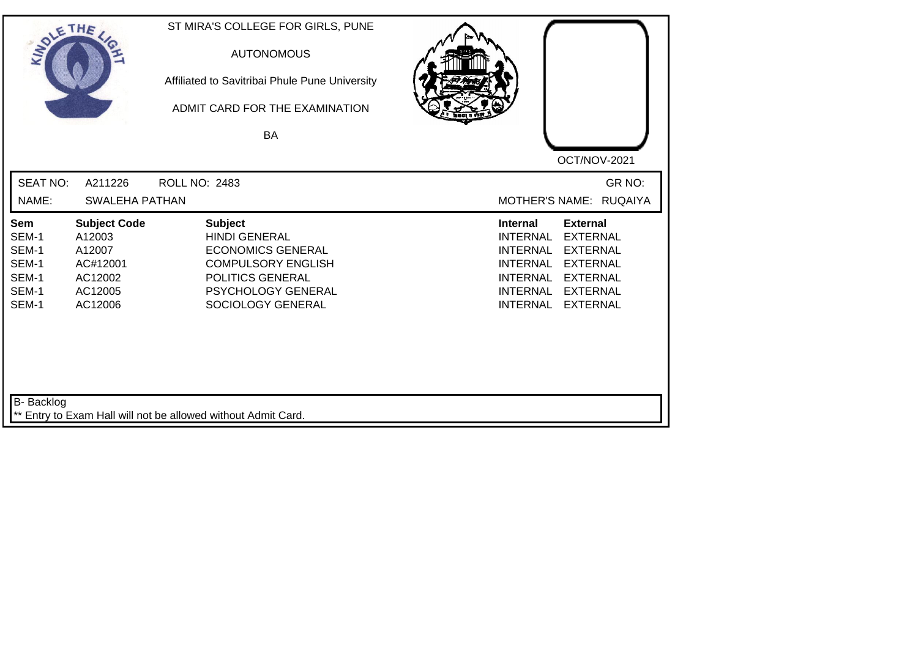ST MIRA'S COLLEGE FOR GIRLS, PUNE

AUTONOMOUS

Affiliated to Savitribai Phule Pune University

ADMIT CARD FOR THE EXAMINATION

BA

OCT/NOV-2021

SEAT NO: A211226 ROLL NO: 2483 GR NO:

NAME: SWALEHA PATHAN MOTHER'S NAME: RUQAIYA

| Sem | Subject Code | Subject | Internal | External |
|---|---|---|---|---|
| SEM-1 | A12003 | HINDI GENERAL | INTERNAL | EXTERNAL |
| SEM-1 | A12007 | ECONOMICS GENERAL | INTERNAL | EXTERNAL |
| SEM-1 | AC#12001 | COMPULSORY ENGLISH | INTERNAL | EXTERNAL |
| SEM-1 | AC12002 | POLITICS GENERAL | INTERNAL | EXTERNAL |
| SEM-1 | AC12005 | PSYCHOLOGY GENERAL | INTERNAL | EXTERNAL |
| SEM-1 | AC12006 | SOCIOLOGY GENERAL | INTERNAL | EXTERNAL |

B- Backlog

** Entry to Exam Hall will not be allowed without Admit Card.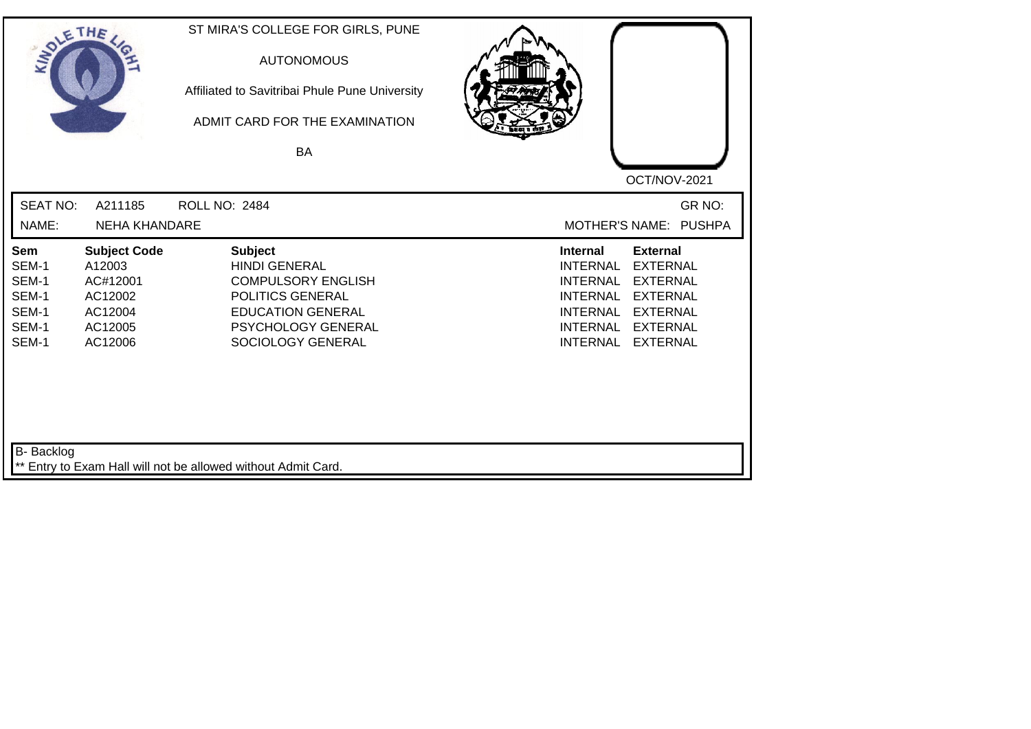ST MIRA'S COLLEGE FOR GIRLS, PUNE

AUTONOMOUS

Affiliated to Savitribai Phule Pune University

ADMIT CARD FOR THE EXAMINATION

BA

OCT/NOV-2021

SEAT NO: A211185 ROLL NO: 2484 GR NO:

NAME: NEHA KHANDARE MOTHER'S NAME: PUSHPA

| Sem | Subject Code | Subject | Internal | External |
|---|---|---|---|---|
| SEM-1 | A12003 | HINDI GENERAL | INTERNAL | EXTERNAL |
| SEM-1 | AC#12001 | COMPULSORY ENGLISH | INTERNAL | EXTERNAL |
| SEM-1 | AC12002 | POLITICS GENERAL | INTERNAL | EXTERNAL |
| SEM-1 | AC12004 | EDUCATION GENERAL | INTERNAL | EXTERNAL |
| SEM-1 | AC12005 | PSYCHOLOGY GENERAL | INTERNAL | EXTERNAL |
| SEM-1 | AC12006 | SOCIOLOGY GENERAL | INTERNAL | EXTERNAL |

B- Backlog

** Entry to Exam Hall will not be allowed without Admit Card.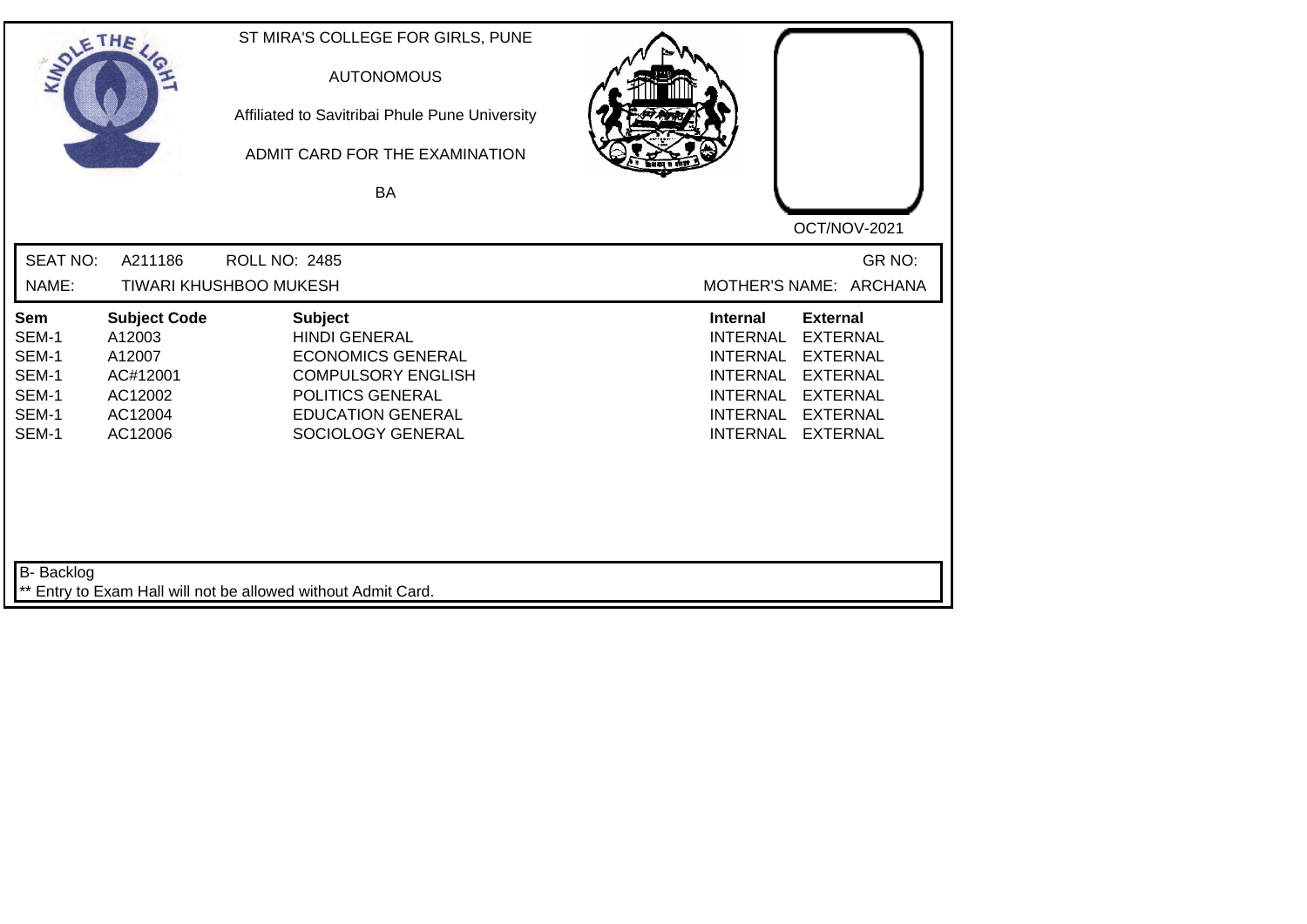ST MIRA'S COLLEGE FOR GIRLS, PUNE

AUTONOMOUS

Affiliated to Savitribai Phule Pune University

ADMIT CARD FOR THE EXAMINATION

BA

OCT/NOV-2021

SEAT NO: A211186 ROLL NO: 2485 GR NO:

NAME: TIWARI KHUSHBOO MUKESH MOTHER'S NAME: ARCHANA

| Sem | Subject Code | Subject | Internal | External |
|---|---|---|---|---|
| SEM-1 | A12003 | HINDI GENERAL | INTERNAL | EXTERNAL |
| SEM-1 | A12007 | ECONOMICS GENERAL | INTERNAL | EXTERNAL |
| SEM-1 | AC#12001 | COMPULSORY ENGLISH | INTERNAL | EXTERNAL |
| SEM-1 | AC12002 | POLITICS GENERAL | INTERNAL | EXTERNAL |
| SEM-1 | AC12004 | EDUCATION GENERAL | INTERNAL | EXTERNAL |
| SEM-1 | AC12006 | SOCIOLOGY GENERAL | INTERNAL | EXTERNAL |

B- Backlog

** Entry to Exam Hall will not be allowed without Admit Card.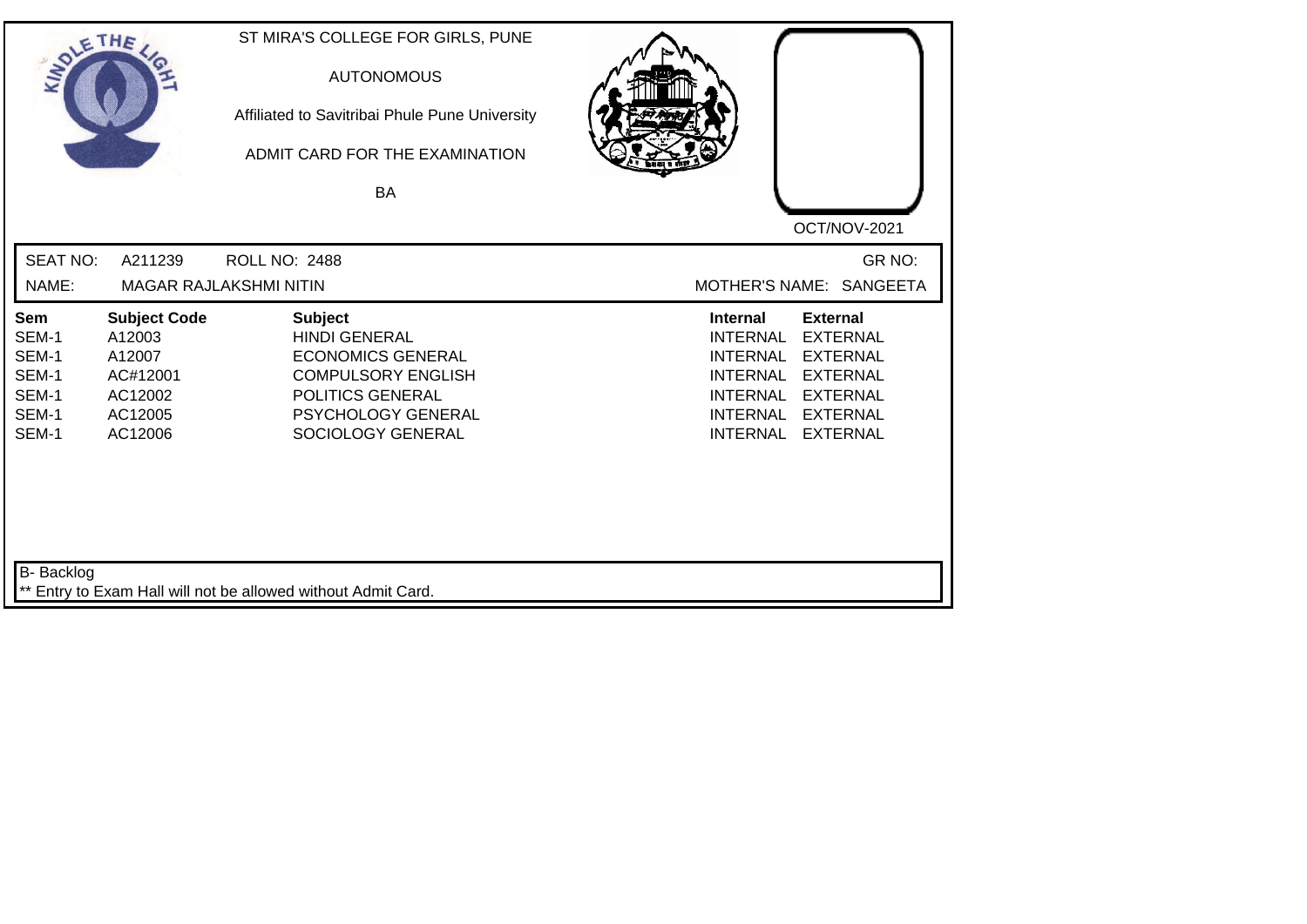ST MIRA'S COLLEGE FOR GIRLS, PUNE

AUTONOMOUS

Affiliated to Savitribai Phule Pune University

ADMIT CARD FOR THE EXAMINATION

BA

OCT/NOV-2021

SEAT NO: A211239 ROLL NO: 2488 GR NO:

NAME: MAGAR RAJLAKSHMI NITIN MOTHER'S NAME: SANGEETA

| Sem | Subject Code | Subject | Internal | External |
|---|---|---|---|---|
| SEM-1 | A12003 | HINDI GENERAL | INTERNAL | EXTERNAL |
| SEM-1 | A12007 | ECONOMICS GENERAL | INTERNAL | EXTERNAL |
| SEM-1 | AC#12001 | COMPULSORY ENGLISH | INTERNAL | EXTERNAL |
| SEM-1 | AC12002 | POLITICS GENERAL | INTERNAL | EXTERNAL |
| SEM-1 | AC12005 | PSYCHOLOGY GENERAL | INTERNAL | EXTERNAL |
| SEM-1 | AC12006 | SOCIOLOGY GENERAL | INTERNAL | EXTERNAL |

B- Backlog

** Entry to Exam Hall will not be allowed without Admit Card.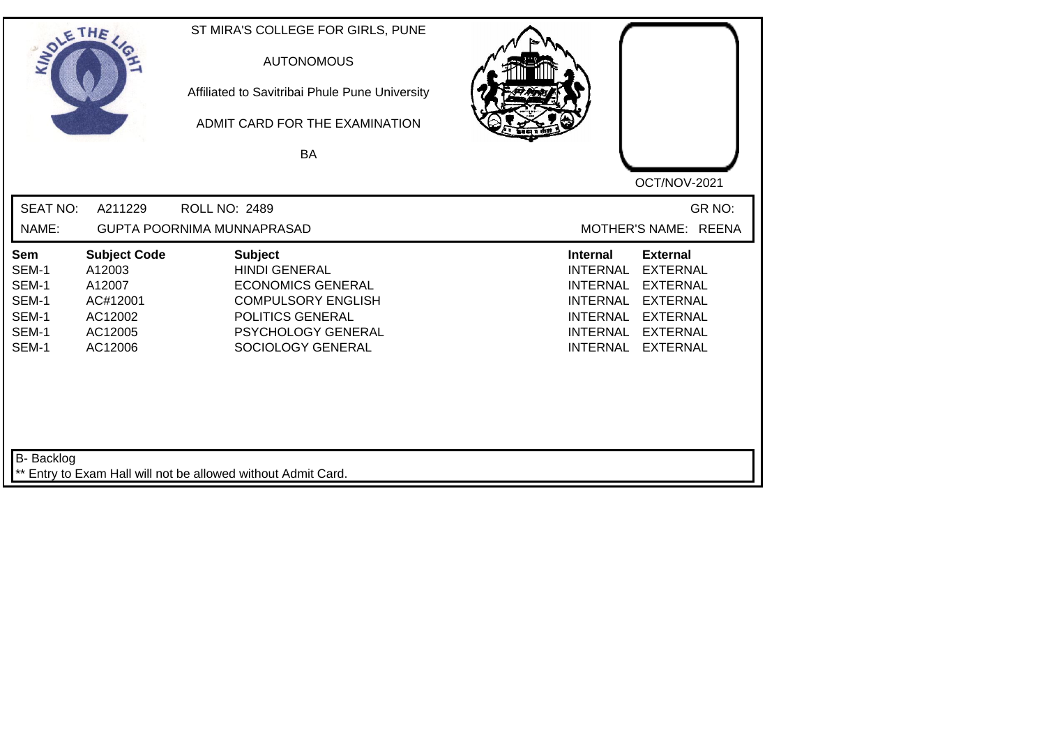ST MIRA'S COLLEGE FOR GIRLS, PUNE

AUTONOMOUS

Affiliated to Savitribai Phule Pune University

ADMIT CARD FOR THE EXAMINATION

BA

OCT/NOV-2021

SEAT NO: A211229 ROLL NO: 2489 GR NO:

NAME: GUPTA POORNIMA MUNNAPRASAD MOTHER'S NAME: REENA

| Sem | Subject Code | Subject | Internal | External |
|---|---|---|---|---|
| SEM-1 | A12003 | HINDI GENERAL | INTERNAL | EXTERNAL |
| SEM-1 | A12007 | ECONOMICS GENERAL | INTERNAL | EXTERNAL |
| SEM-1 | AC#12001 | COMPULSORY ENGLISH | INTERNAL | EXTERNAL |
| SEM-1 | AC12002 | POLITICS GENERAL | INTERNAL | EXTERNAL |
| SEM-1 | AC12005 | PSYCHOLOGY GENERAL | INTERNAL | EXTERNAL |
| SEM-1 | AC12006 | SOCIOLOGY GENERAL | INTERNAL | EXTERNAL |

B- Backlog

** Entry to Exam Hall will not be allowed without Admit Card.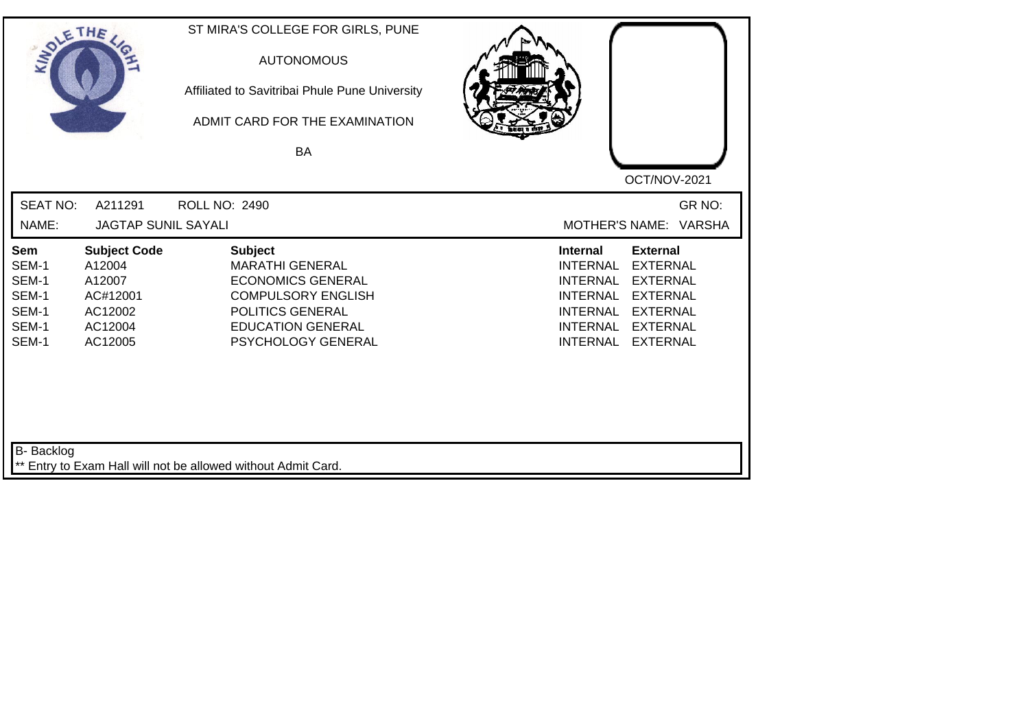ST MIRA'S COLLEGE FOR GIRLS, PUNE

AUTONOMOUS

Affiliated to Savitribai Phule Pune University

ADMIT CARD FOR THE EXAMINATION

BA

OCT/NOV-2021

SEAT NO: A211291 ROLL NO: 2490 GR NO:

NAME: JAGTAP SUNIL SAYALI MOTHER'S NAME: VARSHA

| Sem | Subject Code | Subject | Internal | External |
|---|---|---|---|---|
| SEM-1 | A12004 | MARATHI GENERAL | INTERNAL | EXTERNAL |
| SEM-1 | A12007 | ECONOMICS GENERAL | INTERNAL | EXTERNAL |
| SEM-1 | AC#12001 | COMPULSORY ENGLISH | INTERNAL | EXTERNAL |
| SEM-1 | AC12002 | POLITICS GENERAL | INTERNAL | EXTERNAL |
| SEM-1 | AC12004 | EDUCATION GENERAL | INTERNAL | EXTERNAL |
| SEM-1 | AC12005 | PSYCHOLOGY GENERAL | INTERNAL | EXTERNAL |

B- Backlog

** Entry to Exam Hall will not be allowed without Admit Card.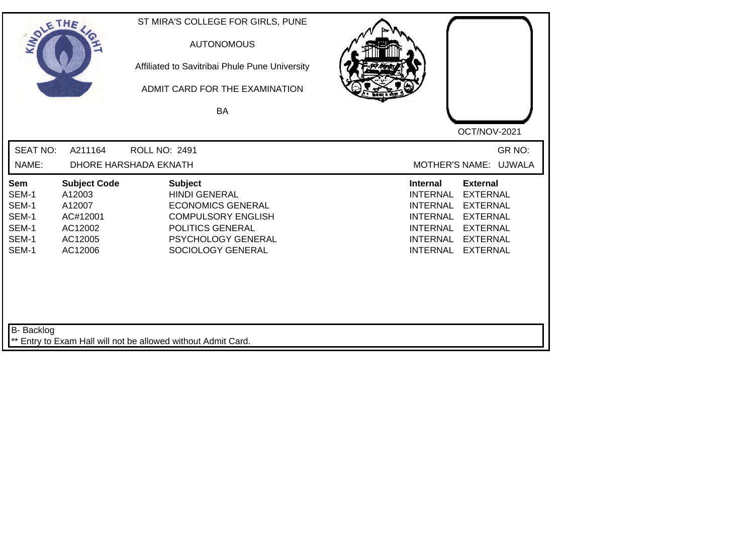ST MIRA'S COLLEGE FOR GIRLS, PUNE

AUTONOMOUS

Affiliated to Savitribai Phule Pune University

ADMIT CARD FOR THE EXAMINATION

BA

OCT/NOV-2021

SEAT NO: A211164 ROLL NO: 2491 GR NO:

NAME: DHORE HARSHADA EKNATH MOTHER'S NAME: UJWALA

| Sem | Subject Code | Subject | Internal | External |
|---|---|---|---|---|
| SEM-1 | A12003 | HINDI GENERAL | INTERNAL | EXTERNAL |
| SEM-1 | A12007 | ECONOMICS GENERAL | INTERNAL | EXTERNAL |
| SEM-1 | AC#12001 | COMPULSORY ENGLISH | INTERNAL | EXTERNAL |
| SEM-1 | AC12002 | POLITICS GENERAL | INTERNAL | EXTERNAL |
| SEM-1 | AC12005 | PSYCHOLOGY GENERAL | INTERNAL | EXTERNAL |
| SEM-1 | AC12006 | SOCIOLOGY GENERAL | INTERNAL | EXTERNAL |

B- Backlog

** Entry to Exam Hall will not be allowed without Admit Card.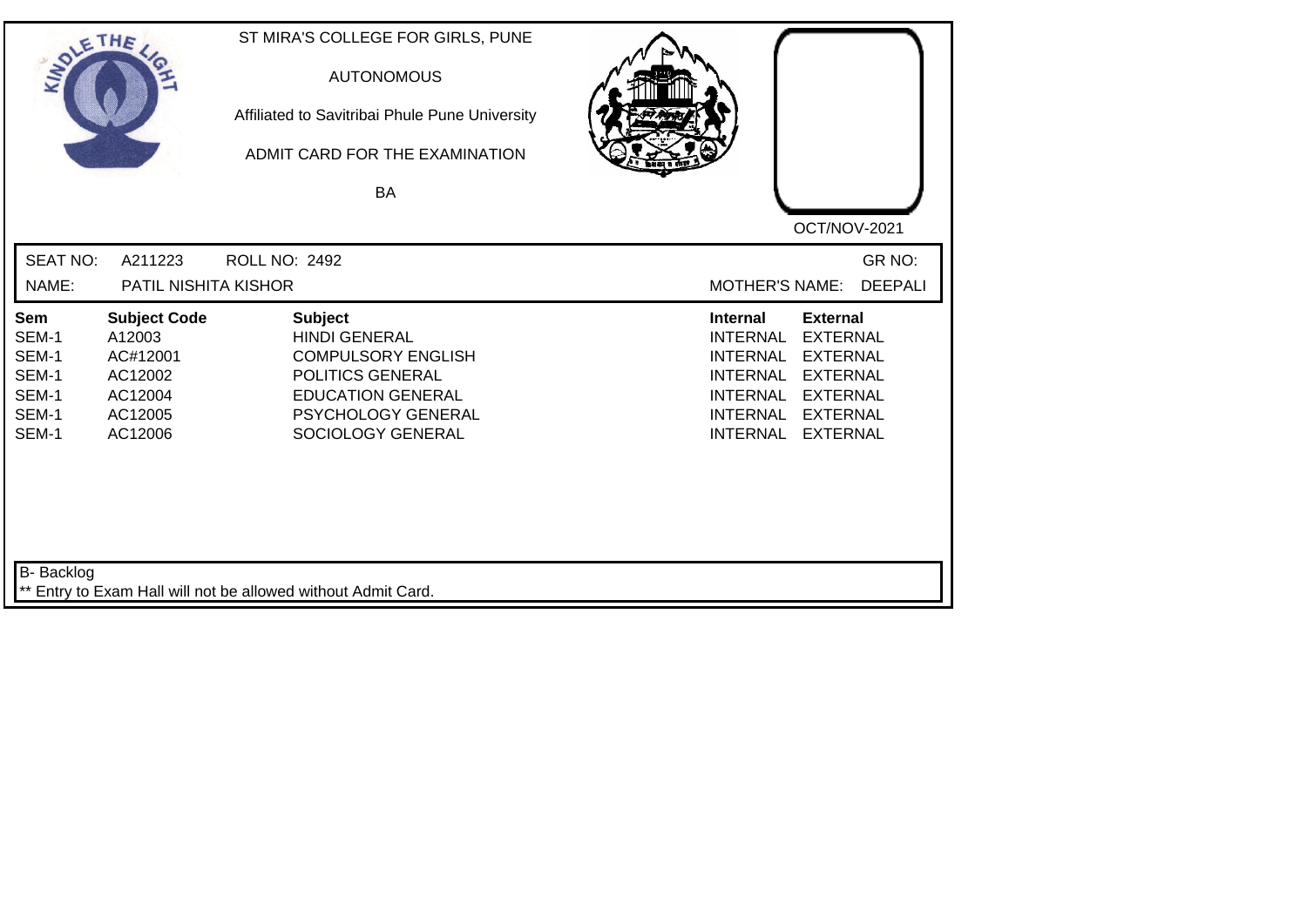ST MIRA'S COLLEGE FOR GIRLS, PUNE

AUTONOMOUS

Affiliated to Savitribai Phule Pune University

ADMIT CARD FOR THE EXAMINATION

BA

OCT/NOV-2021

SEAT NO: A211223 ROLL NO: 2492 GR NO:

NAME: PATIL NISHITA KISHOR MOTHER'S NAME: DEEPALI

| Sem | Subject Code | Subject | Internal | External |
|---|---|---|---|---|
| SEM-1 | A12003 | HINDI GENERAL | INTERNAL | EXTERNAL |
| SEM-1 | AC#12001 | COMPULSORY ENGLISH | INTERNAL | EXTERNAL |
| SEM-1 | AC12002 | POLITICS GENERAL | INTERNAL | EXTERNAL |
| SEM-1 | AC12004 | EDUCATION GENERAL | INTERNAL | EXTERNAL |
| SEM-1 | AC12005 | PSYCHOLOGY GENERAL | INTERNAL | EXTERNAL |
| SEM-1 | AC12006 | SOCIOLOGY GENERAL | INTERNAL | EXTERNAL |

B- Backlog

** Entry to Exam Hall will not be allowed without Admit Card.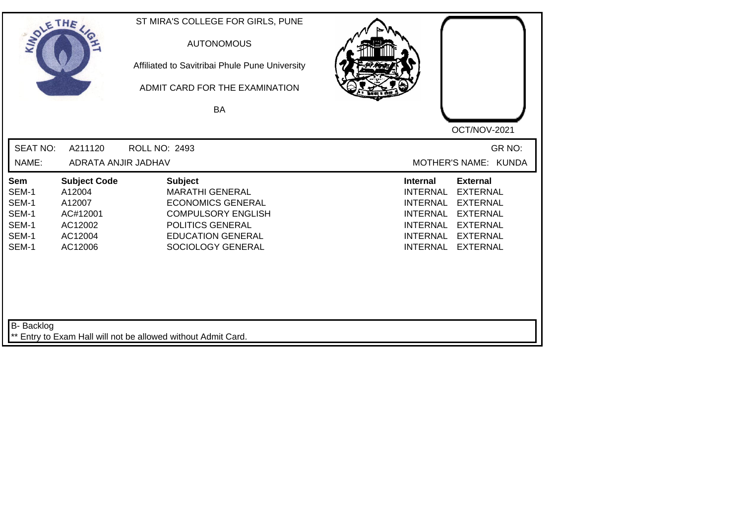ST MIRA'S COLLEGE FOR GIRLS, PUNE

AUTONOMOUS

Affiliated to Savitribai Phule Pune University

ADMIT CARD FOR THE EXAMINATION

BA

OCT/NOV-2021

SEAT NO: A211120 ROLL NO: 2493 GR NO:

NAME: ADRATA ANJIR JADHAV MOTHER'S NAME: KUNDA

| Sem | Subject Code | Subject | Internal | External |
|---|---|---|---|---|
| SEM-1 | A12004 | MARATHI GENERAL | INTERNAL | EXTERNAL |
| SEM-1 | A12007 | ECONOMICS GENERAL | INTERNAL | EXTERNAL |
| SEM-1 | AC#12001 | COMPULSORY ENGLISH | INTERNAL | EXTERNAL |
| SEM-1 | AC12002 | POLITICS GENERAL | INTERNAL | EXTERNAL |
| SEM-1 | AC12004 | EDUCATION GENERAL | INTERNAL | EXTERNAL |
| SEM-1 | AC12006 | SOCIOLOGY GENERAL | INTERNAL | EXTERNAL |

B- Backlog

** Entry to Exam Hall will not be allowed without Admit Card.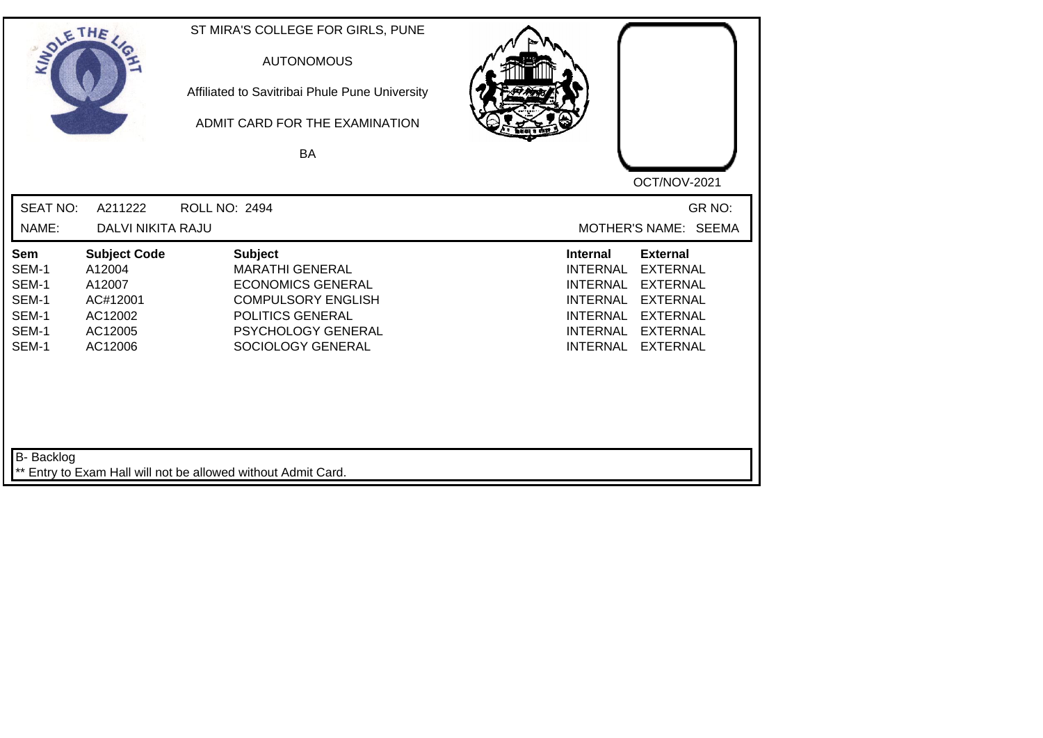ST MIRA'S COLLEGE FOR GIRLS, PUNE

AUTONOMOUS

Affiliated to Savitribai Phule Pune University

ADMIT CARD FOR THE EXAMINATION

BA

OCT/NOV-2021

SEAT NO: A211222 ROLL NO: 2494 GR NO:

NAME: DALVI NIKITA RAJU MOTHER'S NAME: SEEMA

| Sem | Subject Code | Subject | Internal | External |
|---|---|---|---|---|
| SEM-1 | A12004 | MARATHI GENERAL | INTERNAL | EXTERNAL |
| SEM-1 | A12007 | ECONOMICS GENERAL | INTERNAL | EXTERNAL |
| SEM-1 | AC#12001 | COMPULSORY ENGLISH | INTERNAL | EXTERNAL |
| SEM-1 | AC12002 | POLITICS GENERAL | INTERNAL | EXTERNAL |
| SEM-1 | AC12005 | PSYCHOLOGY GENERAL | INTERNAL | EXTERNAL |
| SEM-1 | AC12006 | SOCIOLOGY GENERAL | INTERNAL | EXTERNAL |

B- Backlog

** Entry to Exam Hall will not be allowed without Admit Card.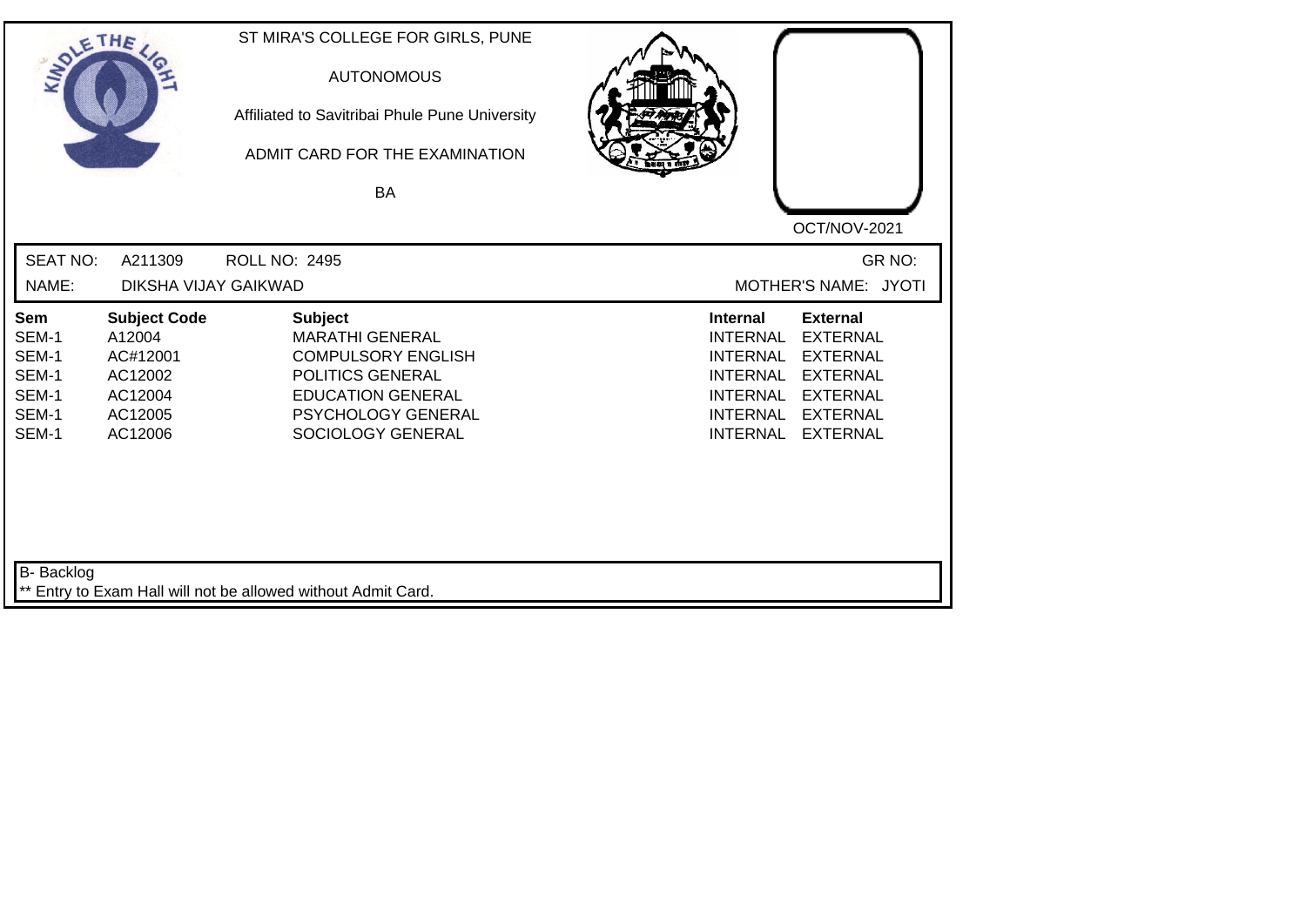ST MIRA'S COLLEGE FOR GIRLS, PUNE

AUTONOMOUS

Affiliated to Savitribai Phule Pune University

ADMIT CARD FOR THE EXAMINATION

BA

OCT/NOV-2021

SEAT NO: A211309 ROLL NO: 2495 GR NO:

NAME: DIKSHA VIJAY GAIKWAD MOTHER'S NAME: JYOTI

| Sem | Subject Code | Subject | Internal | External |
|---|---|---|---|---|
| SEM-1 | A12004 | MARATHI GENERAL | INTERNAL | EXTERNAL |
| SEM-1 | AC#12001 | COMPULSORY ENGLISH | INTERNAL | EXTERNAL |
| SEM-1 | AC12002 | POLITICS GENERAL | INTERNAL | EXTERNAL |
| SEM-1 | AC12004 | EDUCATION GENERAL | INTERNAL | EXTERNAL |
| SEM-1 | AC12005 | PSYCHOLOGY GENERAL | INTERNAL | EXTERNAL |
| SEM-1 | AC12006 | SOCIOLOGY GENERAL | INTERNAL | EXTERNAL |

B- Backlog

** Entry to Exam Hall will not be allowed without Admit Card.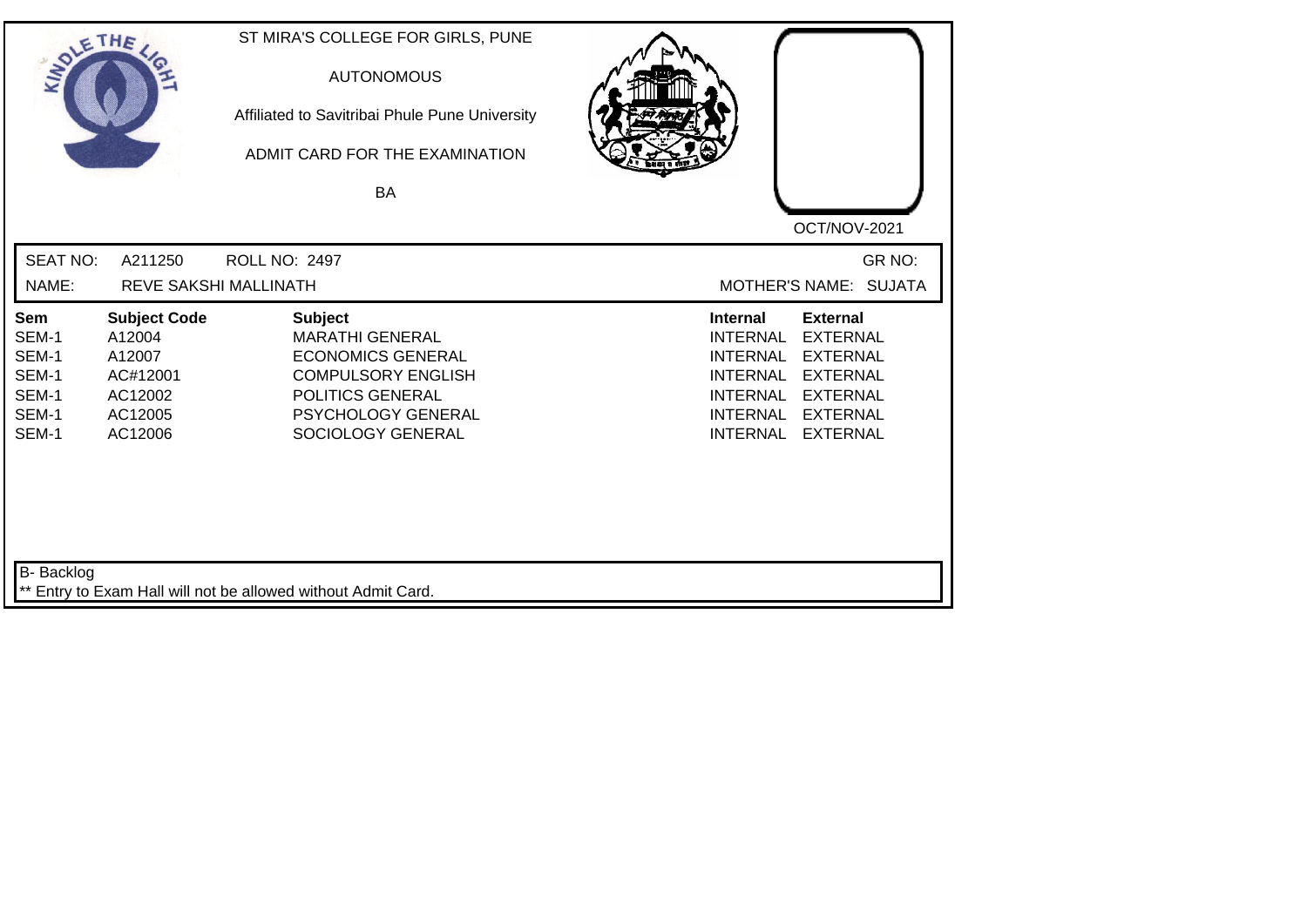ST MIRA'S COLLEGE FOR GIRLS, PUNE

AUTONOMOUS

Affiliated to Savitribai Phule Pune University

ADMIT CARD FOR THE EXAMINATION

BA

OCT/NOV-2021

SEAT NO: A211250 ROLL NO: 2497 GR NO:

NAME: REVE SAKSHI MALLINATH MOTHER'S NAME: SUJATA

| Sem | Subject Code | Subject | Internal | External |
|---|---|---|---|---|
| SEM-1 | A12004 | MARATHI GENERAL | INTERNAL | EXTERNAL |
| SEM-1 | A12007 | ECONOMICS GENERAL | INTERNAL | EXTERNAL |
| SEM-1 | AC#12001 | COMPULSORY ENGLISH | INTERNAL | EXTERNAL |
| SEM-1 | AC12002 | POLITICS GENERAL | INTERNAL | EXTERNAL |
| SEM-1 | AC12005 | PSYCHOLOGY GENERAL | INTERNAL | EXTERNAL |
| SEM-1 | AC12006 | SOCIOLOGY GENERAL | INTERNAL | EXTERNAL |

B- Backlog

** Entry to Exam Hall will not be allowed without Admit Card.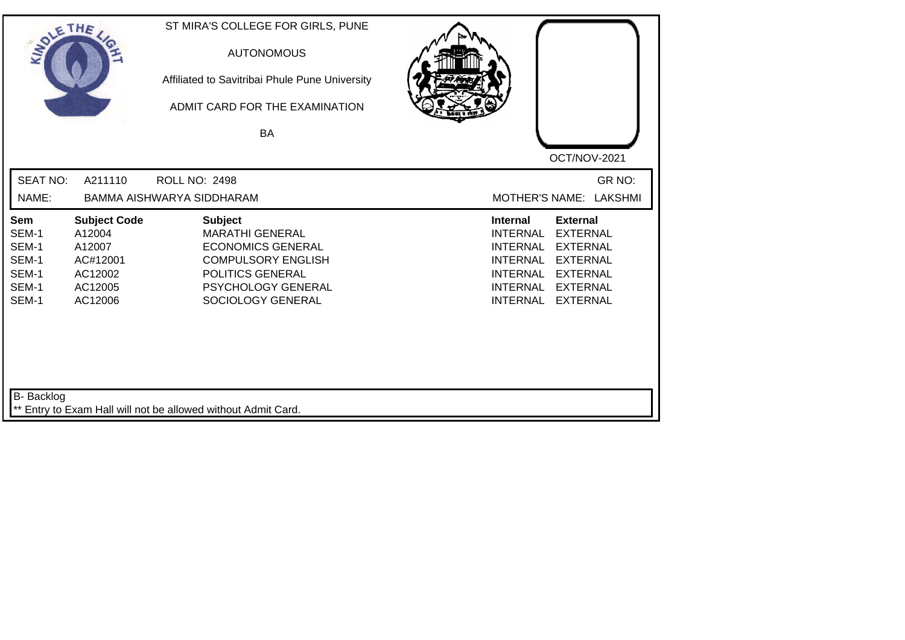ST MIRA'S COLLEGE FOR GIRLS, PUNE

AUTONOMOUS

Affiliated to Savitribai Phule Pune University

ADMIT CARD FOR THE EXAMINATION

BA

OCT/NOV-2021

SEAT NO: A211110 ROLL NO: 2498 GR NO:

NAME: BAMMA AISHWARYA SIDDHARAM MOTHER'S NAME: LAKSHMI

| Sem | Subject Code | Subject | Internal | External |
|---|---|---|---|---|
| SEM-1 | A12004 | MARATHI GENERAL | INTERNAL | EXTERNAL |
| SEM-1 | A12007 | ECONOMICS GENERAL | INTERNAL | EXTERNAL |
| SEM-1 | AC#12001 | COMPULSORY ENGLISH | INTERNAL | EXTERNAL |
| SEM-1 | AC12002 | POLITICS GENERAL | INTERNAL | EXTERNAL |
| SEM-1 | AC12005 | PSYCHOLOGY GENERAL | INTERNAL | EXTERNAL |
| SEM-1 | AC12006 | SOCIOLOGY GENERAL | INTERNAL | EXTERNAL |

B- Backlog

** Entry to Exam Hall will not be allowed without Admit Card.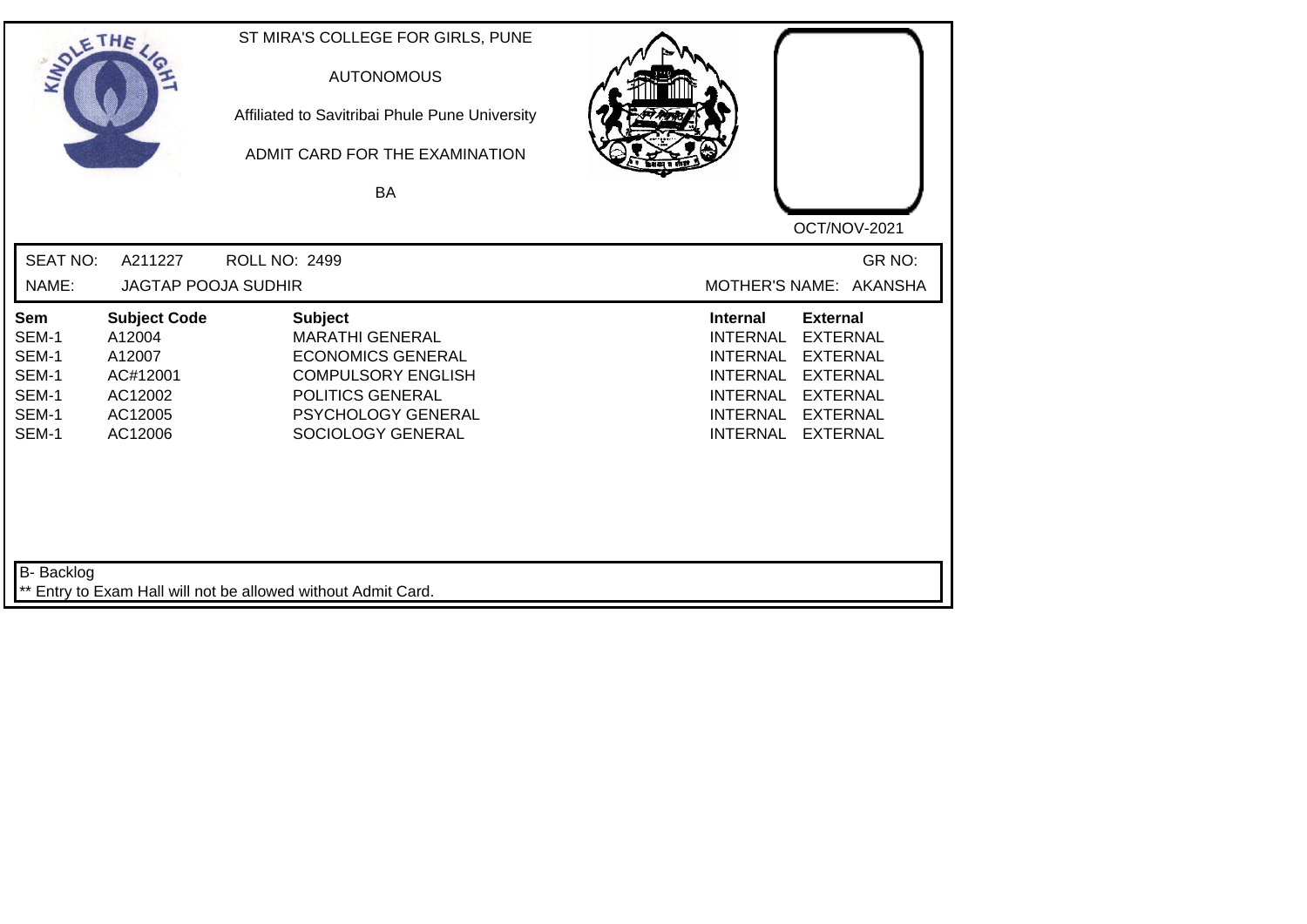ST MIRA'S COLLEGE FOR GIRLS, PUNE

AUTONOMOUS

Affiliated to Savitribai Phule Pune University

ADMIT CARD FOR THE EXAMINATION

BA

OCT/NOV-2021

SEAT NO: A211227 ROLL NO: 2499 GR NO:

NAME: JAGTAP POOJA SUDHIR MOTHER'S NAME: AKANSHA

| Sem | Subject Code | Subject | Internal | External |
|---|---|---|---|---|
| SEM-1 | A12004 | MARATHI GENERAL | INTERNAL | EXTERNAL |
| SEM-1 | A12007 | ECONOMICS GENERAL | INTERNAL | EXTERNAL |
| SEM-1 | AC#12001 | COMPULSORY ENGLISH | INTERNAL | EXTERNAL |
| SEM-1 | AC12002 | POLITICS GENERAL | INTERNAL | EXTERNAL |
| SEM-1 | AC12005 | PSYCHOLOGY GENERAL | INTERNAL | EXTERNAL |
| SEM-1 | AC12006 | SOCIOLOGY GENERAL | INTERNAL | EXTERNAL |

B- Backlog

** Entry to Exam Hall will not be allowed without Admit Card.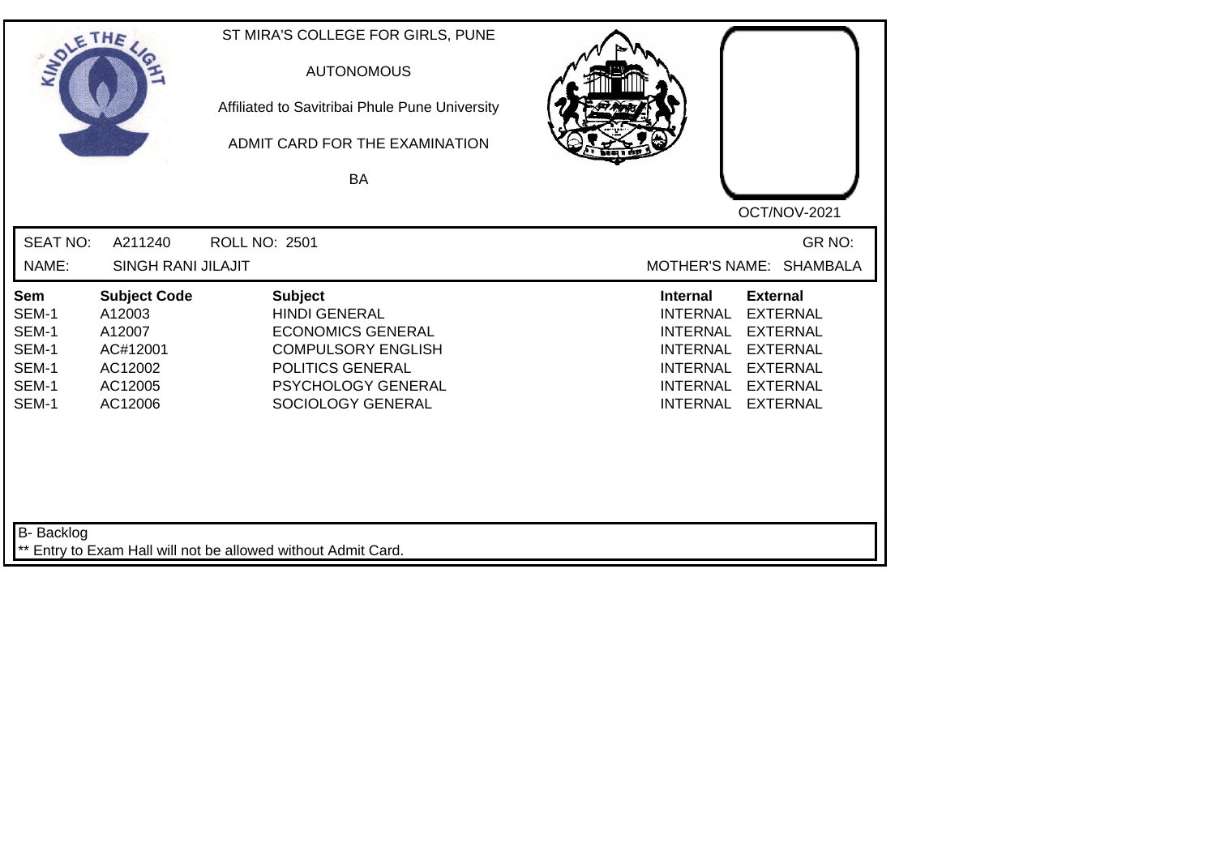ST MIRA'S COLLEGE FOR GIRLS, PUNE

AUTONOMOUS

Affiliated to Savitribai Phule Pune University

ADMIT CARD FOR THE EXAMINATION

BA

OCT/NOV-2021

SEAT NO: A211240 ROLL NO: 2501 GR NO:

NAME: SINGH RANI JILAJIT MOTHER'S NAME: SHAMBALA

| Sem | Subject Code | Subject | Internal | External |
|---|---|---|---|---|
| SEM-1 | A12003 | HINDI GENERAL | INTERNAL | EXTERNAL |
| SEM-1 | A12007 | ECONOMICS GENERAL | INTERNAL | EXTERNAL |
| SEM-1 | AC#12001 | COMPULSORY ENGLISH | INTERNAL | EXTERNAL |
| SEM-1 | AC12002 | POLITICS GENERAL | INTERNAL | EXTERNAL |
| SEM-1 | AC12005 | PSYCHOLOGY GENERAL | INTERNAL | EXTERNAL |
| SEM-1 | AC12006 | SOCIOLOGY GENERAL | INTERNAL | EXTERNAL |

B- Backlog

** Entry to Exam Hall will not be allowed without Admit Card.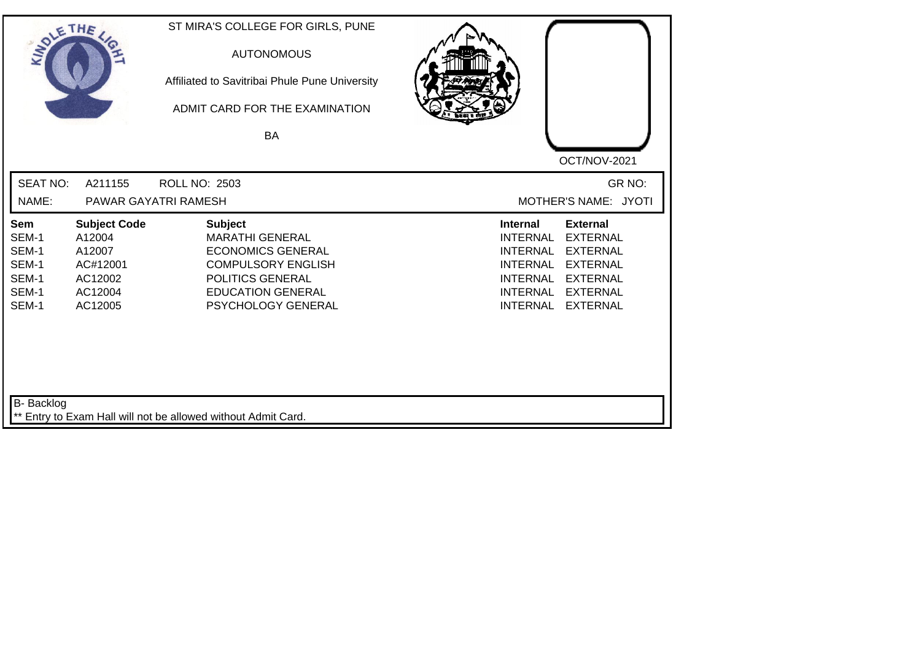ST MIRA'S COLLEGE FOR GIRLS, PUNE

AUTONOMOUS

Affiliated to Savitribai Phule Pune University

ADMIT CARD FOR THE EXAMINATION

BA

OCT/NOV-2021

SEAT NO: A211155 ROLL NO: 2503 GR NO:

NAME: PAWAR GAYATRI RAMESH MOTHER'S NAME: JYOTI

| Sem | Subject Code | Subject | Internal | External |
|---|---|---|---|---|
| SEM-1 | A12004 | MARATHI GENERAL | INTERNAL | EXTERNAL |
| SEM-1 | A12007 | ECONOMICS GENERAL | INTERNAL | EXTERNAL |
| SEM-1 | AC#12001 | COMPULSORY ENGLISH | INTERNAL | EXTERNAL |
| SEM-1 | AC12002 | POLITICS GENERAL | INTERNAL | EXTERNAL |
| SEM-1 | AC12004 | EDUCATION GENERAL | INTERNAL | EXTERNAL |
| SEM-1 | AC12005 | PSYCHOLOGY GENERAL | INTERNAL | EXTERNAL |

B- Backlog

** Entry to Exam Hall will not be allowed without Admit Card.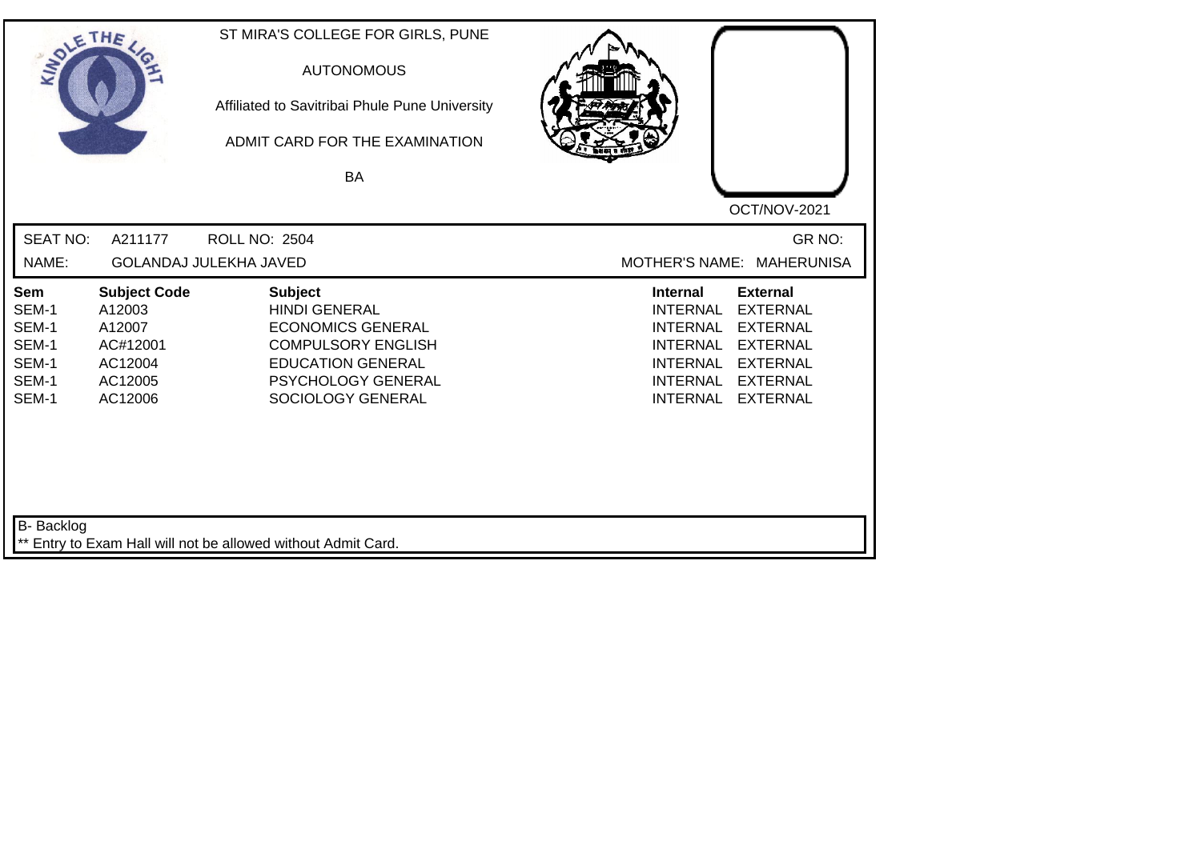ST MIRA'S COLLEGE FOR GIRLS, PUNE

AUTONOMOUS

Affiliated to Savitribai Phule Pune University

ADMIT CARD FOR THE EXAMINATION

BA

OCT/NOV-2021

SEAT NO: A211177 ROLL NO: 2504 GR NO:

NAME: GOLANDAJ JULEKHA JAVED MOTHER'S NAME: MAHERUNISA

| Sem | Subject Code | Subject | Internal | External |
|---|---|---|---|---|
| SEM-1 | A12003 | HINDI GENERAL | INTERNAL | EXTERNAL |
| SEM-1 | A12007 | ECONOMICS GENERAL | INTERNAL | EXTERNAL |
| SEM-1 | AC#12001 | COMPULSORY ENGLISH | INTERNAL | EXTERNAL |
| SEM-1 | AC12004 | EDUCATION GENERAL | INTERNAL | EXTERNAL |
| SEM-1 | AC12005 | PSYCHOLOGY GENERAL | INTERNAL | EXTERNAL |
| SEM-1 | AC12006 | SOCIOLOGY GENERAL | INTERNAL | EXTERNAL |

B- Backlog

** Entry to Exam Hall will not be allowed without Admit Card.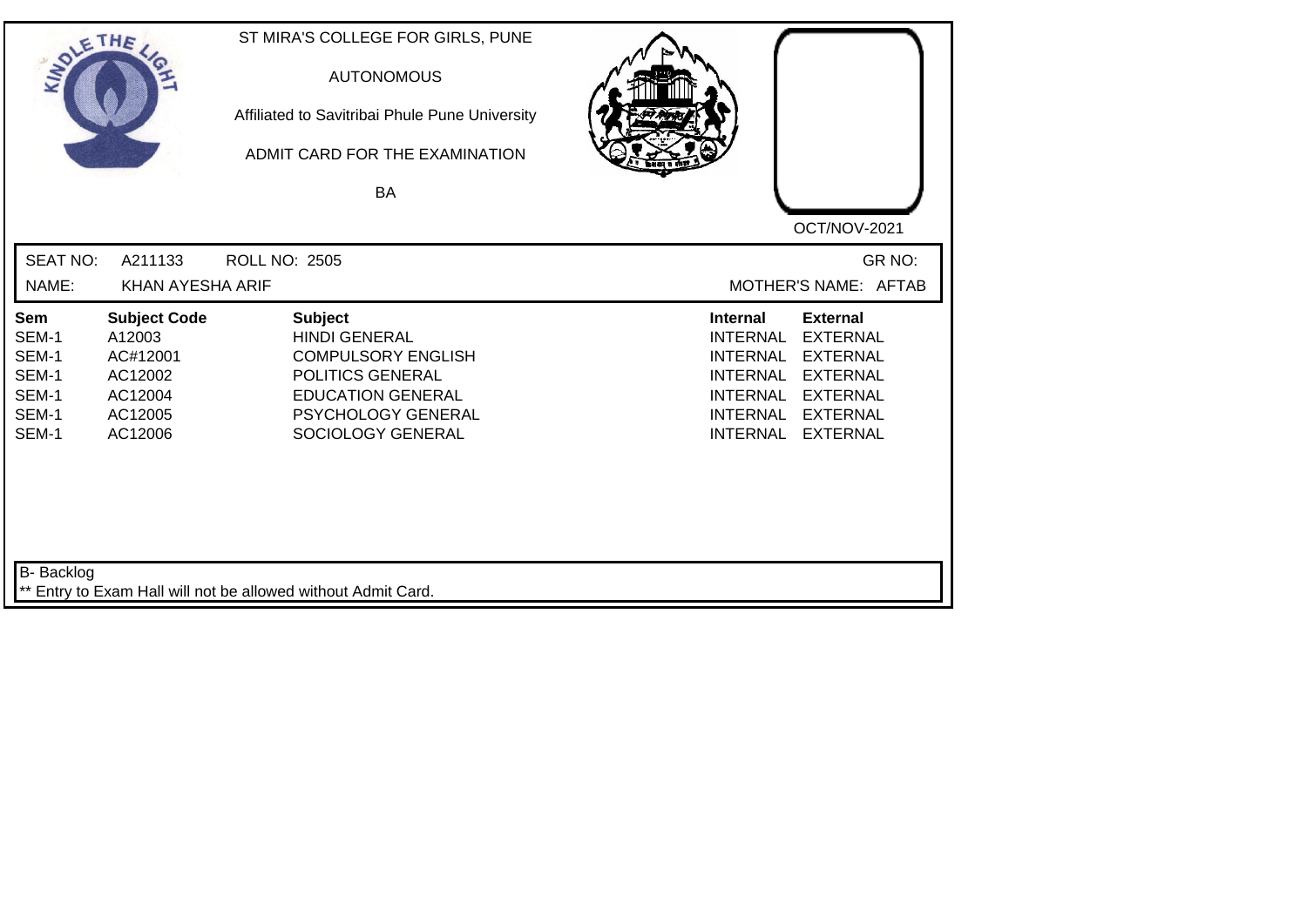ST MIRA'S COLLEGE FOR GIRLS, PUNE

AUTONOMOUS

Affiliated to Savitribai Phule Pune University

ADMIT CARD FOR THE EXAMINATION

BA

OCT/NOV-2021

SEAT NO: A211133 ROLL NO: 2505 GR NO:

NAME: KHAN AYESHA ARIF MOTHER'S NAME: AFTAB

| Sem | Subject Code | Subject | Internal | External |
|---|---|---|---|---|
| SEM-1 | A12003 | HINDI GENERAL | INTERNAL | EXTERNAL |
| SEM-1 | AC#12001 | COMPULSORY ENGLISH | INTERNAL | EXTERNAL |
| SEM-1 | AC12002 | POLITICS GENERAL | INTERNAL | EXTERNAL |
| SEM-1 | AC12004 | EDUCATION GENERAL | INTERNAL | EXTERNAL |
| SEM-1 | AC12005 | PSYCHOLOGY GENERAL | INTERNAL | EXTERNAL |
| SEM-1 | AC12006 | SOCIOLOGY GENERAL | INTERNAL | EXTERNAL |

B- Backlog

** Entry to Exam Hall will not be allowed without Admit Card.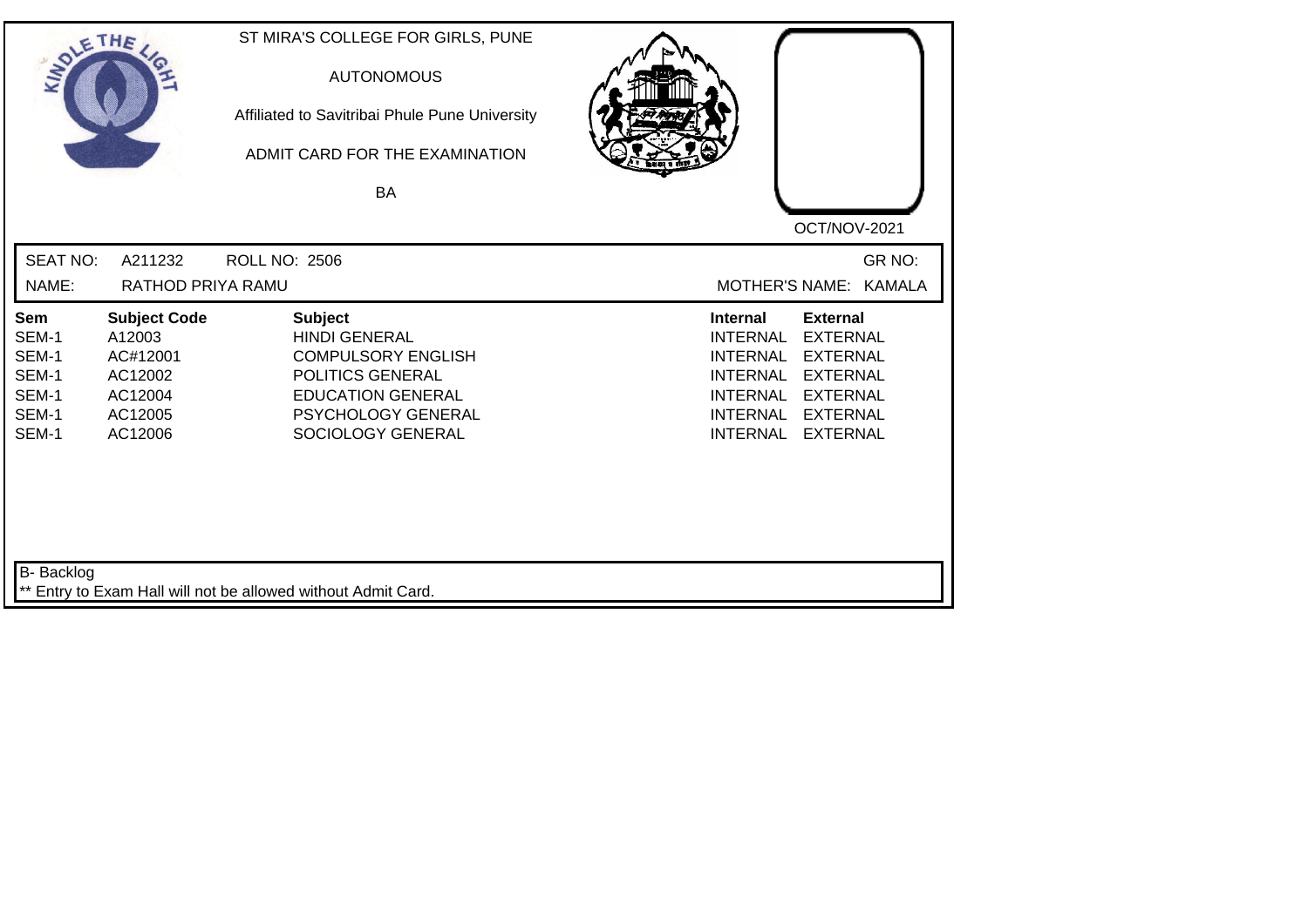ST MIRA'S COLLEGE FOR GIRLS, PUNE

AUTONOMOUS

Affiliated to Savitribai Phule Pune University

ADMIT CARD FOR THE EXAMINATION

BA

OCT/NOV-2021

SEAT NO: A211232 ROLL NO: 2506 GR NO:

NAME: RATHOD PRIYA RAMU MOTHER'S NAME: KAMALA

| Sem | Subject Code | Subject | Internal | External |
|---|---|---|---|---|
| SEM-1 | A12003 | HINDI GENERAL | INTERNAL | EXTERNAL |
| SEM-1 | AC#12001 | COMPULSORY ENGLISH | INTERNAL | EXTERNAL |
| SEM-1 | AC12002 | POLITICS GENERAL | INTERNAL | EXTERNAL |
| SEM-1 | AC12004 | EDUCATION GENERAL | INTERNAL | EXTERNAL |
| SEM-1 | AC12005 | PSYCHOLOGY GENERAL | INTERNAL | EXTERNAL |
| SEM-1 | AC12006 | SOCIOLOGY GENERAL | INTERNAL | EXTERNAL |

B- Backlog

** Entry to Exam Hall will not be allowed without Admit Card.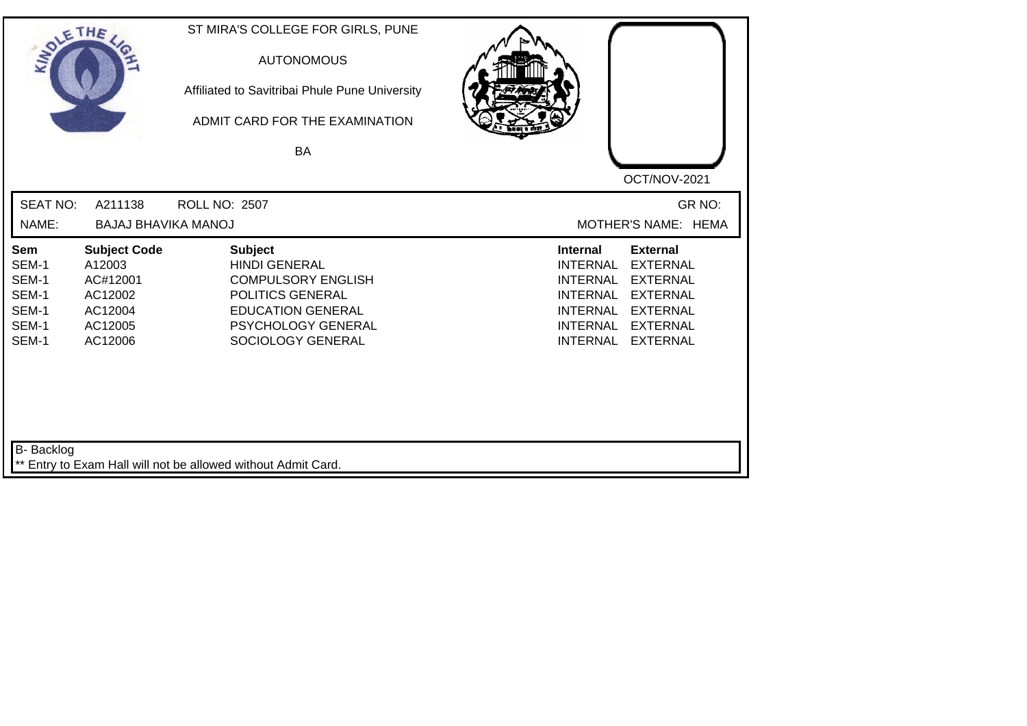ST MIRA'S COLLEGE FOR GIRLS, PUNE

AUTONOMOUS

Affiliated to Savitribai Phule Pune University

ADMIT CARD FOR THE EXAMINATION

BA

OCT/NOV-2021

SEAT NO: A211138 ROLL NO: 2507 GR NO:

NAME: BAJAJ BHAVIKA MANOJ MOTHER'S NAME: HEMA

| Sem | Subject Code | Subject | Internal | External |
|---|---|---|---|---|
| SEM-1 | A12003 | HINDI GENERAL | INTERNAL | EXTERNAL |
| SEM-1 | AC#12001 | COMPULSORY ENGLISH | INTERNAL | EXTERNAL |
| SEM-1 | AC12002 | POLITICS GENERAL | INTERNAL | EXTERNAL |
| SEM-1 | AC12004 | EDUCATION GENERAL | INTERNAL | EXTERNAL |
| SEM-1 | AC12005 | PSYCHOLOGY GENERAL | INTERNAL | EXTERNAL |
| SEM-1 | AC12006 | SOCIOLOGY GENERAL | INTERNAL | EXTERNAL |

B- Backlog

** Entry to Exam Hall will not be allowed without Admit Card.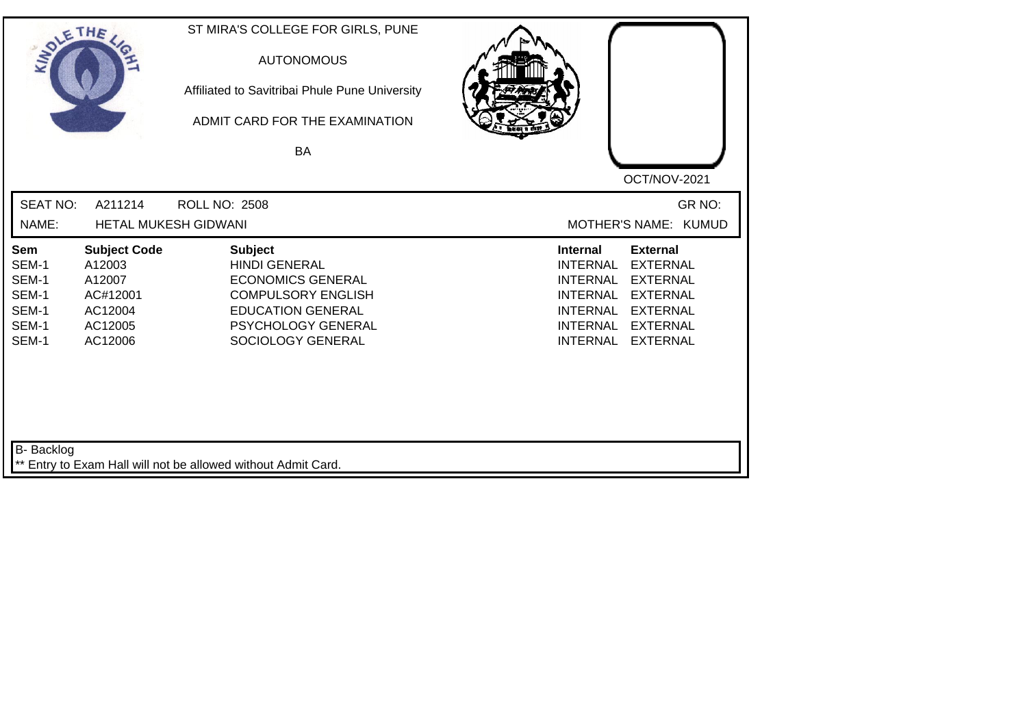ST MIRA'S COLLEGE FOR GIRLS, PUNE

AUTONOMOUS

Affiliated to Savitribai Phule Pune University

ADMIT CARD FOR THE EXAMINATION

BA

OCT/NOV-2021

SEAT NO: A211214 ROLL NO: 2508 GR NO:

NAME: HETAL MUKESH GIDWANI MOTHER'S NAME: KUMUD

| Sem | Subject Code | Subject | Internal | External |
|---|---|---|---|---|
| SEM-1 | A12003 | HINDI GENERAL | INTERNAL | EXTERNAL |
| SEM-1 | A12007 | ECONOMICS GENERAL | INTERNAL | EXTERNAL |
| SEM-1 | AC#12001 | COMPULSORY ENGLISH | INTERNAL | EXTERNAL |
| SEM-1 | AC12004 | EDUCATION GENERAL | INTERNAL | EXTERNAL |
| SEM-1 | AC12005 | PSYCHOLOGY GENERAL | INTERNAL | EXTERNAL |
| SEM-1 | AC12006 | SOCIOLOGY GENERAL | INTERNAL | EXTERNAL |

B- Backlog

** Entry to Exam Hall will not be allowed without Admit Card.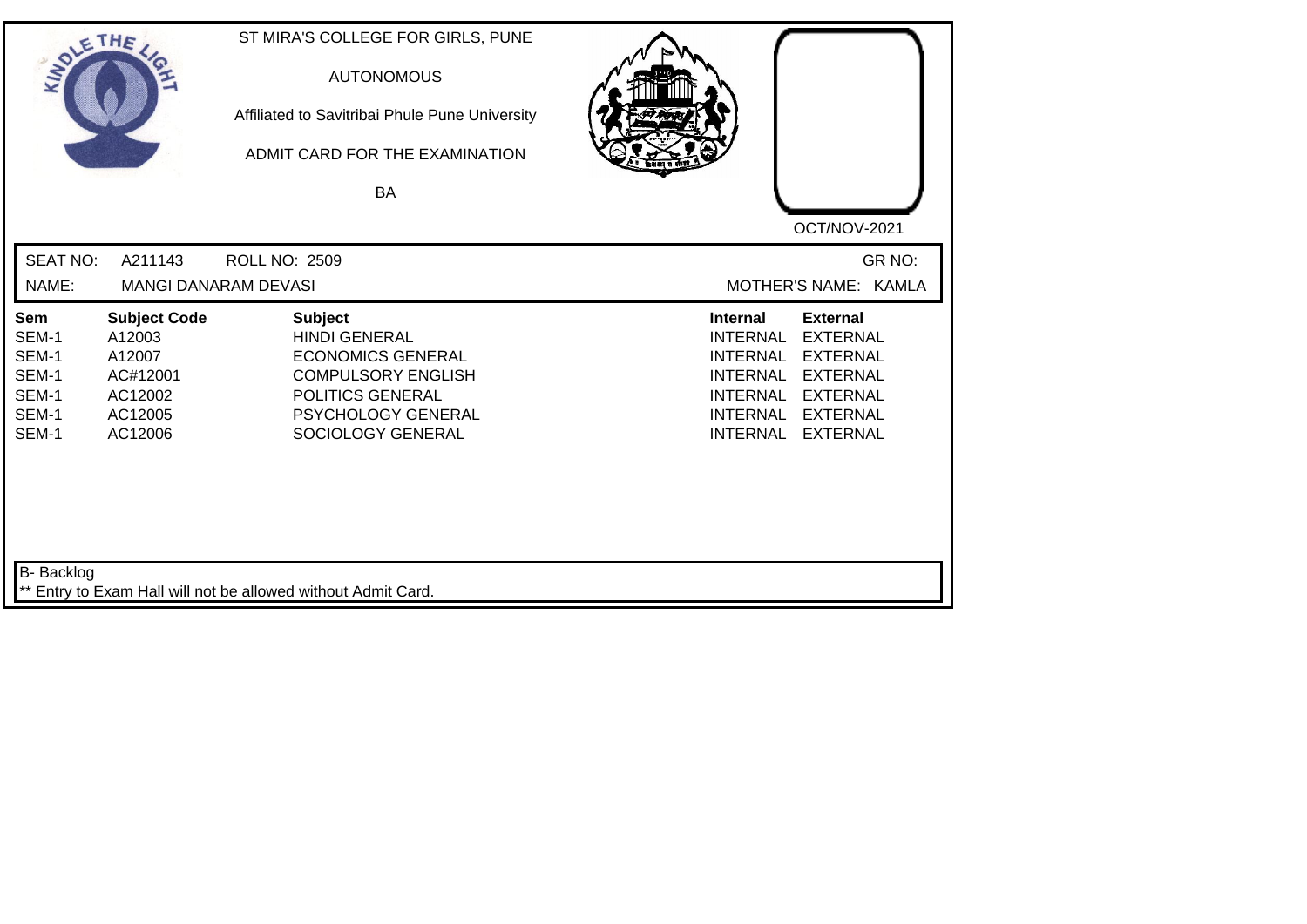ST MIRA'S COLLEGE FOR GIRLS, PUNE

AUTONOMOUS

Affiliated to Savitribai Phule Pune University

ADMIT CARD FOR THE EXAMINATION

BA

OCT/NOV-2021

SEAT NO: A211143 ROLL NO: 2509 GR NO:

NAME: MANGI DANARAM DEVASI MOTHER'S NAME: KAMLA

| Sem | Subject Code | Subject | Internal | External |
|---|---|---|---|---|
| SEM-1 | A12003 | HINDI GENERAL | INTERNAL | EXTERNAL |
| SEM-1 | A12007 | ECONOMICS GENERAL | INTERNAL | EXTERNAL |
| SEM-1 | AC#12001 | COMPULSORY ENGLISH | INTERNAL | EXTERNAL |
| SEM-1 | AC12002 | POLITICS GENERAL | INTERNAL | EXTERNAL |
| SEM-1 | AC12005 | PSYCHOLOGY GENERAL | INTERNAL | EXTERNAL |
| SEM-1 | AC12006 | SOCIOLOGY GENERAL | INTERNAL | EXTERNAL |

B- Backlog

** Entry to Exam Hall will not be allowed without Admit Card.